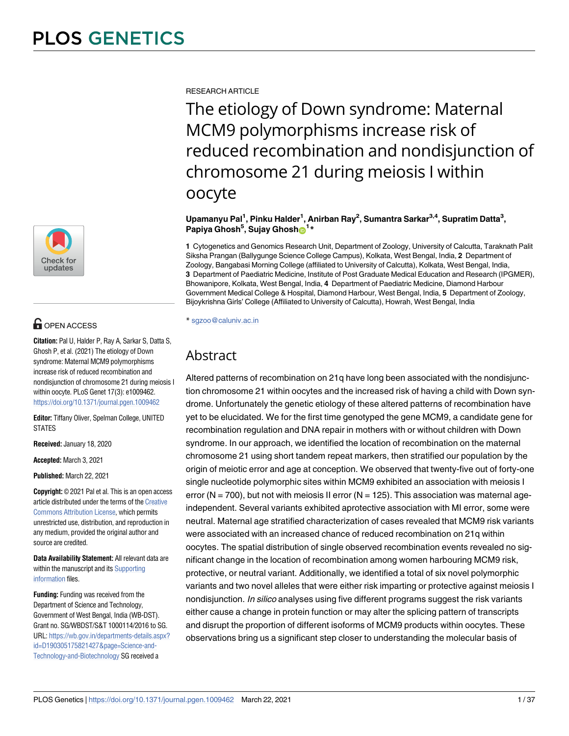RESEARCH ARTICLE

# The etiology of Down syndrome: Maternal MCM9 polymorphisms increase risk of reduced recombination and nondisjunction of chromosome 21 during meiosis I within oocyte

**Upamanyu Pal[1], Pinku Halder[1], Anirban Ray[2], Sumantra Sarkar[3,4], Supratim Datta[3], Papiya Ghosh[5], Sujay Ghosh[1]\***

**1** Cytogenetics and Genomics Research Unit, Department of Zoology, University of Calcutta, Taraknath Palit Siksha Prangan (Ballygunge Science College Campus), Kolkata, West Bengal, India, **2** Department of Zoology, Bangabasi Morning College (affiliated to University of Calcutta), Kolkata, West Bengal, India, **3** Department of Paediatric Medicine, Institute of Post Graduate Medical Education and Research (IPGMER), Bhowanipore, Kolkata, West Bengal, India, **4** Department of Paediatric Medicine, Diamond Harbour Government Medical College & Hospital, Diamond Harbour, West Bengal, India, **5** Department of Zoology, Bijoykrishna Girls' College (Affiliated to University of Calcutta), Howrah, West Bengal, India

\* sgzoo@caluniv.ac.in

OPEN ACCESS

**Citation:** Pal U, Halder P, Ray A, Sarkar S, Datta S, Ghosh P, et al. (2021) The etiology of Down syndrome: Maternal MCM9 polymorphisms increase risk of reduced recombination and nondisjunction of chromosome 21 during meiosis I within oocyte. PLoS Genet 17(3): e1009462. https://doi.org/10.1371/journal.pgen.1009462

**Editor:** Tiffany Oliver, Spelman College, UNITED STATES

**Received:** January 18, 2020

**Accepted:** March 3, 2021

**Published:** March 22, 2021

**Copyright:** © 2021 Pal et al. This is an open access article distributed under the terms of the Creative Commons Attribution License, which permits unrestricted use, distribution, and reproduction in any medium, provided the original author and source are credited.

**Data Availability Statement:** All relevant data are within the manuscript and its Supporting information files.

**Funding:** Funding was received from the Department of Science and Technology, Government of West Bengal, India (WB-DST). Grant no. SG/WBDST/S&T 1000114/2016 to SG. URL: https://wb.gov.in/departments-details.aspx?id=D190305175821427&page=Science-and-Technology-and-Biotechnology SG received a

## Abstract

Altered patterns of recombination on 21q have long been associated with the nondisjunction chromosome 21 within oocytes and the increased risk of having a child with Down syndrome. Unfortunately the genetic etiology of these altered patterns of recombination have yet to be elucidated. We for the first time genotyped the gene MCM9, a candidate gene for recombination regulation and DNA repair in mothers with or without children with Down syndrome. In our approach, we identified the location of recombination on the maternal chromosome 21 using short tandem repeat markers, then stratified our population by the origin of meiotic error and age at conception. We observed that twenty-five out of forty-one single nucleotide polymorphic sites within MCM9 exhibited an association with meiosis I error (N = 700), but not with meiosis II error (N = 125). This association was maternal age-independent. Several variants exhibited aprotective association with MI error, some were neutral. Maternal age stratified characterization of cases revealed that MCM9 risk variants were associated with an increased chance of reduced recombination on 21q within oocytes. The spatial distribution of single observed recombination events revealed no significant change in the location of recombination among women harbouring MCM9 risk, protective, or neutral variant. Additionally, we identified a total of six novel polymorphic variants and two novel alleles that were either risk imparting or protective against meiosis I nondisjunction. *In silico* analyses using five different programs suggest the risk variants either cause a change in protein function or may alter the splicing pattern of transcripts and disrupt the proportion of different isoforms of MCM9 products within oocytes. These observations bring us a significant step closer to understanding the molecular basis of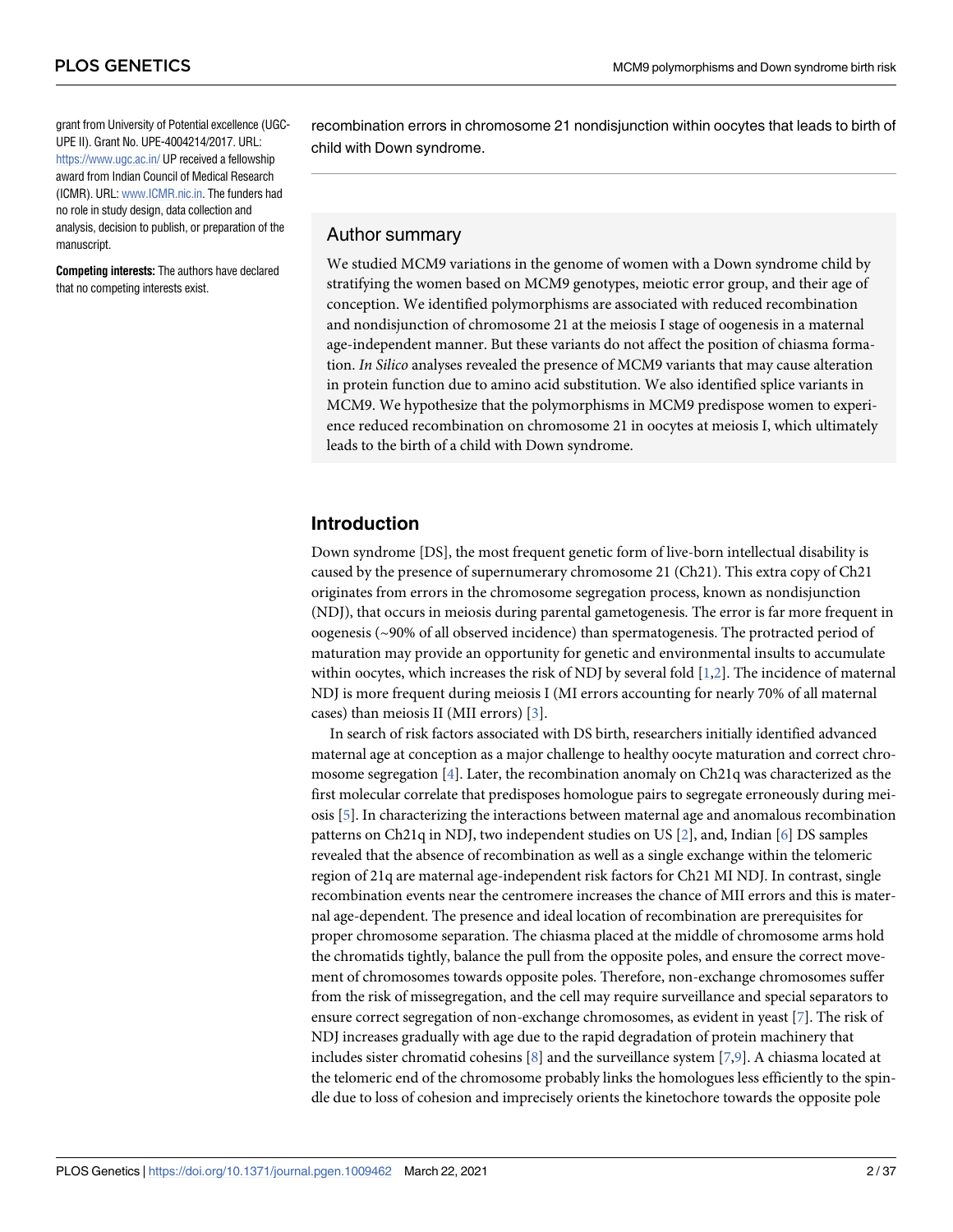grant from University of Potential excellence (UGC-UPE II). Grant No. UPE-4004214/2017. URL: https://www.ugc.ac.in/ UP received a fellowship award from Indian Council of Medical Research (ICMR). URL: www.ICMR.nic.in. The funders had no role in study design, data collection and analysis, decision to publish, or preparation of the manuscript.

**Competing interests:** The authors have declared that no competing interests exist.

recombination errors in chromosome 21 nondisjunction within oocytes that leads to birth of child with Down syndrome.

## Author summary

We studied MCM9 variations in the genome of women with a Down syndrome child by stratifying the women based on MCM9 genotypes, meiotic error group, and their age of conception. We identified polymorphisms are associated with reduced recombination and nondisjunction of chromosome 21 at the meiosis I stage of oogenesis in a maternal age-independent manner. But these variants do not affect the position of chiasma formation. *In Silico* analyses revealed the presence of MCM9 variants that may cause alteration in protein function due to amino acid substitution. We also identified splice variants in MCM9. We hypothesize that the polymorphisms in MCM9 predispose women to experience reduced recombination on chromosome 21 in oocytes at meiosis I, which ultimately leads to the birth of a child with Down syndrome.

## Introduction

Down syndrome [DS], the most frequent genetic form of live-born intellectual disability is caused by the presence of supernumerary chromosome 21 (Ch21). This extra copy of Ch21 originates from errors in the chromosome segregation process, known as nondisjunction (NDJ), that occurs in meiosis during parental gametogenesis. The error is far more frequent in oogenesis (~90% of all observed incidence) than spermatogenesis. The protracted period of maturation may provide an opportunity for genetic and environmental insults to accumulate within oocytes, which increases the risk of NDJ by several fold [1,2]. The incidence of maternal NDJ is more frequent during meiosis I (MI errors accounting for nearly 70% of all maternal cases) than meiosis II (MII errors) [3].

In search of risk factors associated with DS birth, researchers initially identified advanced maternal age at conception as a major challenge to healthy oocyte maturation and correct chromosome segregation [4]. Later, the recombination anomaly on Ch21q was characterized as the first molecular correlate that predisposes homologue pairs to segregate erroneously during meiosis [5]. In characterizing the interactions between maternal age and anomalous recombination patterns on Ch21q in NDJ, two independent studies on US [2], and, Indian [6] DS samples revealed that the absence of recombination as well as a single exchange within the telomeric region of 21q are maternal age-independent risk factors for Ch21 MI NDJ. In contrast, single recombination events near the centromere increases the chance of MII errors and this is maternal age-dependent. The presence and ideal location of recombination are prerequisites for proper chromosome separation. The chiasma placed at the middle of chromosome arms hold the chromatids tightly, balance the pull from the opposite poles, and ensure the correct movement of chromosomes towards opposite poles. Therefore, non-exchange chromosomes suffer from the risk of missegregation, and the cell may require surveillance and special separators to ensure correct segregation of non-exchange chromosomes, as evident in yeast [7]. The risk of NDJ increases gradually with age due to the rapid degradation of protein machinery that includes sister chromatid cohesins [8] and the surveillance system [7,9]. A chiasma located at the telomeric end of the chromosome probably links the homologues less efficiently to the spindle due to loss of cohesion and imprecisely orients the kinetochore towards the opposite pole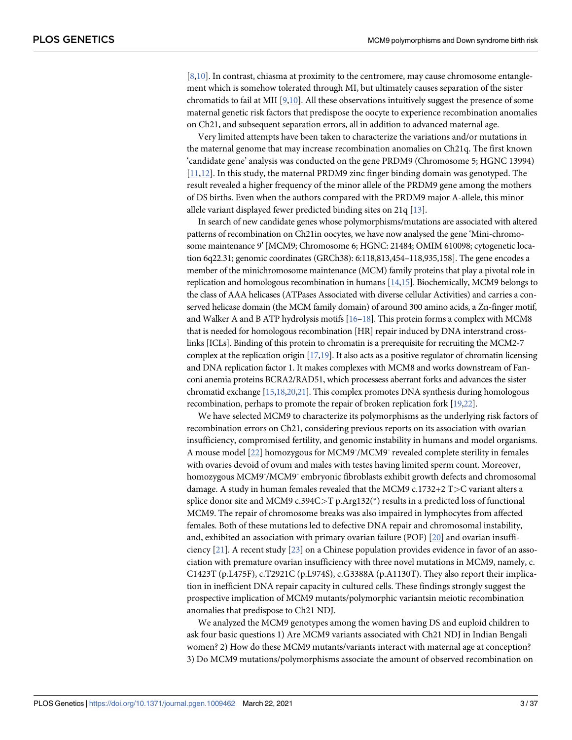[8,10]. In contrast, chiasma at proximity to the centromere, may cause chromosome entanglement which is somehow tolerated through MI, but ultimately causes separation of the sister chromatids to fail at MII [9,10]. All these observations intuitively suggest the presence of some maternal genetic risk factors that predispose the oocyte to experience recombination anomalies on Ch21, and subsequent separation errors, all in addition to advanced maternal age.

Very limited attempts have been taken to characterize the variations and/or mutations in the maternal genome that may increase recombination anomalies on Ch21q. The first known 'candidate gene' analysis was conducted on the gene PRDM9 (Chromosome 5; HGNC 13994) [11,12]. In this study, the maternal PRDM9 zinc finger binding domain was genotyped. The result revealed a higher frequency of the minor allele of the PRDM9 gene among the mothers of DS births. Even when the authors compared with the PRDM9 major A-allele, this minor allele variant displayed fewer predicted binding sites on 21q [13].

In search of new candidate genes whose polymorphisms/mutations are associated with altered patterns of recombination on Ch21in oocytes, we have now analysed the gene 'Mini-chromosome maintenance 9' [MCM9; Chromosome 6; HGNC: 21484; OMIM 610098; cytogenetic location 6q22.31; genomic coordinates (GRCh38): 6:118,813,454–118,935,158]. The gene encodes a member of the minichromosome maintenance (MCM) family proteins that play a pivotal role in replication and homologous recombination in humans [14,15]. Biochemically, MCM9 belongs to the class of AAA helicases (ATPases Associated with diverse cellular Activities) and carries a conserved helicase domain (the MCM family domain) of around 300 amino acids, a Zn-finger motif, and Walker A and B ATP hydrolysis motifs [16–18]. This protein forms a complex with MCM8 that is needed for homologous recombination [HR] repair induced by DNA interstrand cross-links [ICLs]. Binding of this protein to chromatin is a prerequisite for recruiting the MCM2-7 complex at the replication origin [17,19]. It also acts as a positive regulator of chromatin licensing and DNA replication factor 1. It makes complexes with MCM8 and works downstream of Fanconi anemia proteins BCRA2/RAD51, which processess aberrant forks and advances the sister chromatid exchange [15,18,20,21]. This complex promotes DNA synthesis during homologous recombination, perhaps to promote the repair of broken replication fork [19,22].

We have selected MCM9 to characterize its polymorphisms as the underlying risk factors of recombination errors on Ch21, considering previous reports on its association with ovarian insufficiency, compromised fertility, and genomic instability in humans and model organisms. A mouse model [22] homozygous for MCM9$^-$/MCM9$^-$ revealed complete sterility in females with ovaries devoid of ovum and males with testes having limited sperm count. Moreover, homozygous MCM9$^-$/MCM9$^-$ embryonic fibroblasts exhibit growth defects and chromosomal damage. A study in human females revealed that the MCM9 c.1732+2 T>C variant alters a splice donor site and MCM9 c.394C>T p.Arg132(*) results in a predicted loss of functional MCM9. The repair of chromosome breaks was also impaired in lymphocytes from affected females. Both of these mutations led to defective DNA repair and chromosomal instability, and, exhibited an association with primary ovarian failure (POF) [20] and ovarian insufficiency [21]. A recent study [23] on a Chinese population provides evidence in favor of an association with premature ovarian insufficiency with three novel mutations in MCM9, namely, c. C1423T (p.L475F), c.T2921C (p.L974S), c.G3388A (p.A1130T). They also report their implication in inefficient DNA repair capacity in cultured cells. These findings strongly suggest the prospective implication of MCM9 mutants/polymorphic variantsin meiotic recombination anomalies that predispose to Ch21 NDJ.

We analyzed the MCM9 genotypes among the women having DS and euploid children to ask four basic questions 1) Are MCM9 variants associated with Ch21 NDJ in Indian Bengali women? 2) How do these MCM9 mutants/variants interact with maternal age at conception? 3) Do MCM9 mutations/polymorphisms associate the amount of observed recombination on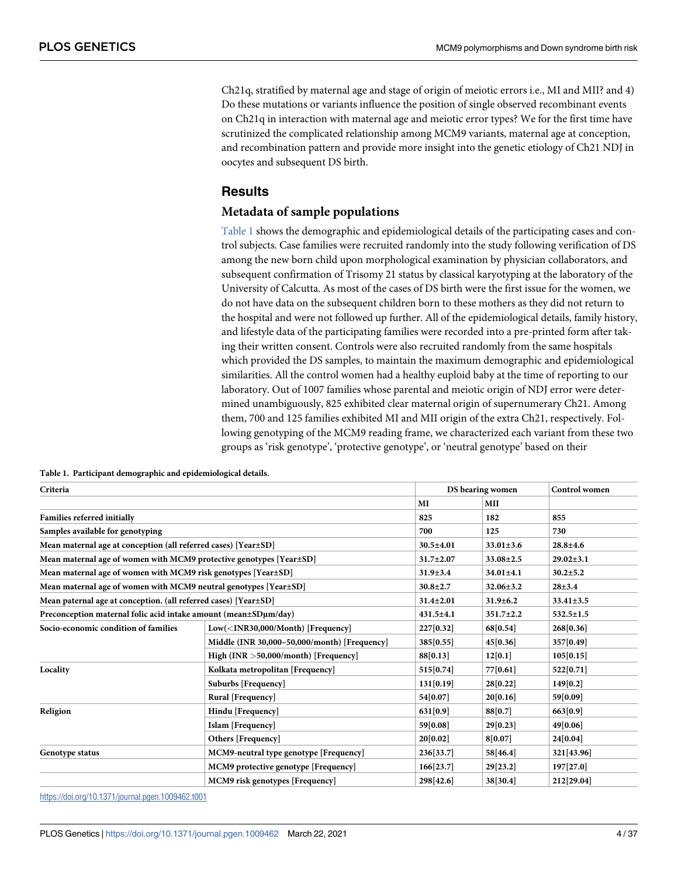Ch21q, stratified by maternal age and stage of origin of meiotic errors i.e., MI and MII? and 4) Do these mutations or variants influence the position of single observed recombinant events on Ch21q in interaction with maternal age and meiotic error types? We for the first time have scrutinized the complicated relationship among MCM9 variants, maternal age at conception, and recombination pattern and provide more insight into the genetic etiology of Ch21 NDJ in oocytes and subsequent DS birth.

## Results

### Metadata of sample populations

Table 1 shows the demographic and epidemiological details of the participating cases and control subjects. Case families were recruited randomly into the study following verification of DS among the new born child upon morphological examination by physician collaborators, and subsequent confirmation of Trisomy 21 status by classical karyotyping at the laboratory of the University of Calcutta. As most of the cases of DS birth were the first issue for the women, we do not have data on the subsequent children born to these mothers as they did not return to the hospital and were not followed up further. All of the epidemiological details, family history, and lifestyle data of the participating families were recorded into a pre-printed form after taking their written consent. Controls were also recruited randomly from the same hospitals which provided the DS samples, to maintain the maximum demographic and epidemiological similarities. All the control women had a healthy euploid baby at the time of reporting to our laboratory. Out of 1007 families whose parental and meiotic origin of NDJ error were determined unambiguously, 825 exhibited clear maternal origin of supernumerary Ch21. Among them, 700 and 125 families exhibited MI and MII origin of the extra Ch21, respectively. Following genotyping of the MCM9 reading frame, we characterized each variant from these two groups as 'risk genotype', 'protective genotype', or 'neutral genotype' based on their

**Table 1. Participant demographic and epidemiological details.**

| Criteria | | DS bearing women | | Control women |
|---|---|---|---|---|
| | | MI | MII | |
| Families referred initially | | 825 | 182 | 855 |
| Samples available for genotyping | | 700 | 125 | 730 |
| Mean maternal age at conception (all referred cases) [Year±SD] | | 30.5±4.01 | 33.01±3.6 | 28.8±4.6 |
| Mean maternal age of women with MCM9 protective genotypes [Year±SD] | | 31.7±2.07 | 33.08±2.5 | 29.02±3.1 |
| Mean maternal age of women with MCM9 risk genotypes [Year±SD] | | 31.9±3.4 | 34.01±4.1 | 30.2±5.2 |
| Mean maternal age of women with MCM9 neutral genotypes [Year±SD] | | 30.8±2.7 | 32.06±3.2 | 28±3.4 |
| Mean paternal age at conception. (all referred cases) [Year±SD] | | 31.4±2.01 | 31.9±6.2 | 33.41±3.5 |
| Preconception maternal folic acid intake amount (mean±SDμm/day) | | 431.5±4.1 | 351.7±2.2 | 532.5±1.5 |
| Socio-economic condition of families | Low(<INR30,000/Month) [Frequency] | 227[0.32] | 68[0.54] | 268[0.36] |
| | Middle (INR 30,000–50,000/month) [Frequency] | 385[0.55] | 45[0.36] | 357[0.49] |
| | High (INR >50,000/month) [Frequency] | 88[0.13] | 12[0.1] | 105[0.15] |
| Locality | Kolkata metropolitan [Frequency] | 515[0.74] | 77[0.61] | 522[0.71] |
| | Suburbs [Frequency] | 131[0.19] | 28[0.22] | 149[0.2] |
| | Rural [Frequency] | 54[0.07] | 20[0.16] | 59[0.09] |
| Religion | Hindu [Frequency] | 631[0.9] | 88[0.7] | 663[0.9] |
| | Islam [Frequency] | 59[0.08] | 29[0.23] | 49[0.06] |
| | Others [Frequency] | 20[0.02] | 8[0.07] | 24[0.04] |
| Genotype status | MCM9-neutral type genotype [Frequency] | 236[33.7] | 58[46.4] | 321[43.96] |
| | MCM9 protective genotype [Frequency] | 166[23.7] | 29[23.2] | 197[27.0] |
| | MCM9 risk genotypes [Frequency] | 298[42.6] | 38[30.4] | 212[29.04] |

https://doi.org/10.1371/journal.pgen.1009462.t001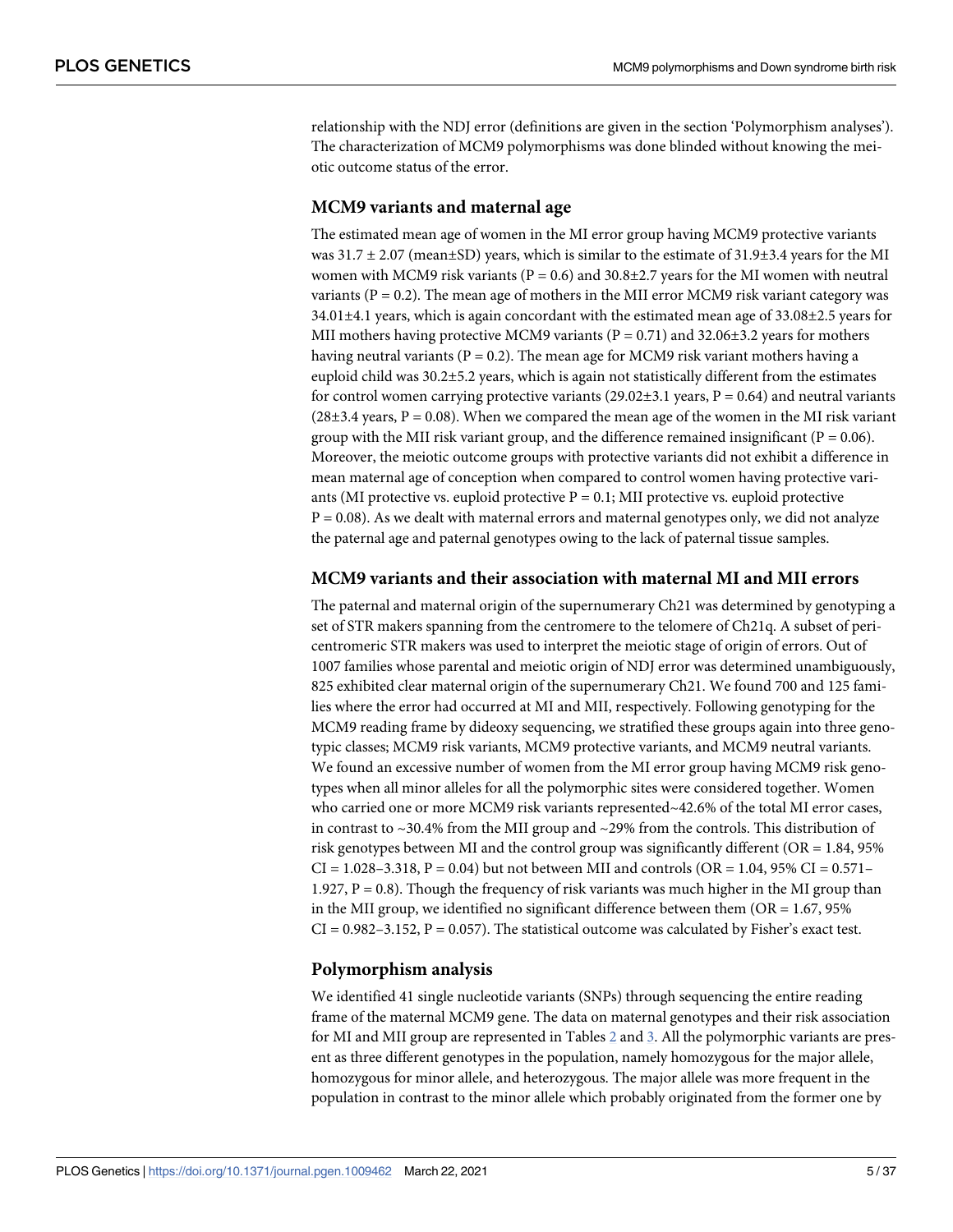relationship with the NDJ error (definitions are given in the section 'Polymorphism analyses'). The characterization of MCM9 polymorphisms was done blinded without knowing the meiotic outcome status of the error.

## MCM9 variants and maternal age

The estimated mean age of women in the MI error group having MCM9 protective variants was 31.7 ± 2.07 (mean±SD) years, which is similar to the estimate of 31.9±3.4 years for the MI women with MCM9 risk variants (P = 0.6) and 30.8±2.7 years for the MI women with neutral variants (P = 0.2). The mean age of mothers in the MII error MCM9 risk variant category was 34.01±4.1 years, which is again concordant with the estimated mean age of 33.08±2.5 years for MII mothers having protective MCM9 variants (P = 0.71) and 32.06±3.2 years for mothers having neutral variants (P = 0.2). The mean age for MCM9 risk variant mothers having a euploid child was 30.2±5.2 years, which is again not statistically different from the estimates for control women carrying protective variants (29.02±3.1 years, P = 0.64) and neutral variants (28±3.4 years, P = 0.08). When we compared the mean age of the women in the MI risk variant group with the MII risk variant group, and the difference remained insignificant (P = 0.06). Moreover, the meiotic outcome groups with protective variants did not exhibit a difference in mean maternal age of conception when compared to control women having protective variants (MI protective vs. euploid protective P = 0.1; MII protective vs. euploid protective P = 0.08). As we dealt with maternal errors and maternal genotypes only, we did not analyze the paternal age and paternal genotypes owing to the lack of paternal tissue samples.

## MCM9 variants and their association with maternal MI and MII errors

The paternal and maternal origin of the supernumerary Ch21 was determined by genotyping a set of STR makers spanning from the centromere to the telomere of Ch21q. A subset of pericentromeric STR makers was used to interpret the meiotic stage of origin of errors. Out of 1007 families whose parental and meiotic origin of NDJ error was determined unambiguously, 825 exhibited clear maternal origin of the supernumerary Ch21. We found 700 and 125 families where the error had occurred at MI and MII, respectively. Following genotyping for the MCM9 reading frame by dideoxy sequencing, we stratified these groups again into three genotypic classes; MCM9 risk variants, MCM9 protective variants, and MCM9 neutral variants. We found an excessive number of women from the MI error group having MCM9 risk genotypes when all minor alleles for all the polymorphic sites were considered together. Women who carried one or more MCM9 risk variants represented~42.6% of the total MI error cases, in contrast to ~30.4% from the MII group and ~29% from the controls. This distribution of risk genotypes between MI and the control group was significantly different (OR = 1.84, 95% CI = 1.028–3.318, P = 0.04) but not between MII and controls (OR = 1.04, 95% CI = 0.571–1.927, P = 0.8). Though the frequency of risk variants was much higher in the MI group than in the MII group, we identified no significant difference between them (OR = 1.67, 95% CI = 0.982–3.152, P = 0.057). The statistical outcome was calculated by Fisher's exact test.

## Polymorphism analysis

We identified 41 single nucleotide variants (SNPs) through sequencing the entire reading frame of the maternal MCM9 gene. The data on maternal genotypes and their risk association for MI and MII group are represented in Tables 2 and 3. All the polymorphic variants are present as three different genotypes in the population, namely homozygous for the major allele, homozygous for minor allele, and heterozygous. The major allele was more frequent in the population in contrast to the minor allele which probably originated from the former one by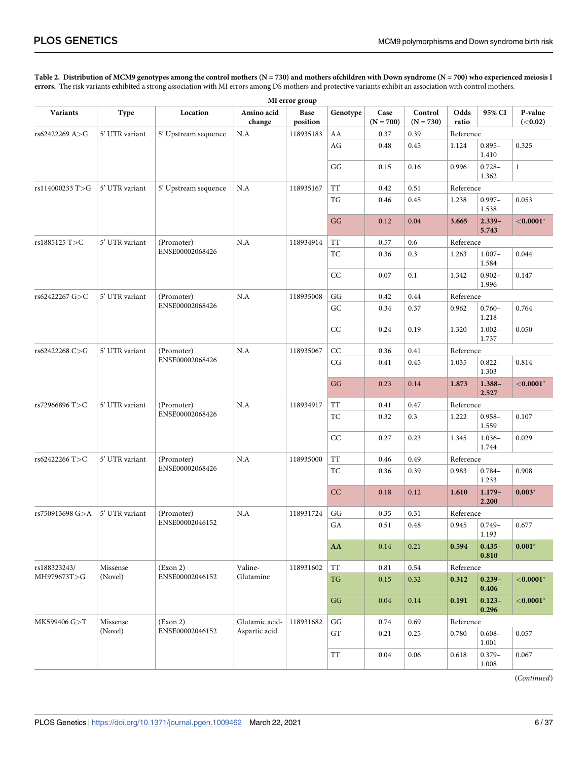**Table 2. Distribution of MCM9 genotypes among the control mothers (N = 730) and mothers ofchildren with Down syndrome (N = 700) who experienced meiosis I errors.** The risk variants exhibited a strong association with MI errors among DS mothers and protective variants exhibit an association with control mothers.

| MI error group | | | | | | | | | | |
|---|---|---|---|---|---|---|---|---|---|---|
| Variants | Type | Location | Amino acid change | Base position | Genotype | Case (N = 700) | Control (N = 730) | Odds ratio | 95% CI | P-value (<0.02) |
| rs62422269 A>G | 5' UTR variant | 5' Upstream sequence | N.A | 118935183 | AA | 0.37 | 0.39 | Reference | | |
| | | | | | AG | 0.48 | 0.45 | 1.124 | 0.895–1.410 | 0.325 |
| | | | | | GG | 0.15 | 0.16 | 0.996 | 0.728–1.362 | 1 |
| rs114000233 T>G | 5' UTR variant | 5' Upstream sequence | N.A | 118935167 | TT | 0.42 | 0.51 | Reference | | |
| | | | | | TG | 0.46 | 0.45 | 1.238 | 0.997–1.538 | 0.053 |
| | | | | | GG | 0.12 | 0.04 | **3.665** | **2.339–5.743** | **<0.0001*** |
| rs1885125 T>C | 5' UTR variant | (Promoter) ENSE00002068426 | N.A | 118934914 | TT | 0.57 | 0.6 | Reference | | |
| | | | | | TC | 0.36 | 0.3 | 1.263 | 1.007–1.584 | 0.044 |
| | | | | | CC | 0.07 | 0.1 | 1.342 | 0.902–1.996 | 0.147 |
| rs62422267 G>C | 5' UTR variant | (Promoter) ENSE00002068426 | N.A | 118935008 | GG | 0.42 | 0.44 | Reference | | |
| | | | | | GC | 0.34 | 0.37 | 0.962 | 0.760–1.218 | 0.764 |
| | | | | | CC | 0.24 | 0.19 | 1.320 | 1.002–1.737 | 0.050 |
| rs62422268 C>G | 5' UTR variant | (Promoter) ENSE00002068426 | N.A | 118935067 | CC | 0.36 | 0.41 | Reference | | |
| | | | | | CG | 0.41 | 0.45 | 1.035 | 0.822–1.303 | 0.814 |
| | | | | | GG | 0.23 | 0.14 | **1.873** | **1.388–2.527** | **<0.0001*** |
| rs72966896 T>C | 5' UTR variant | (Promoter) ENSE00002068426 | N.A | 118934917 | TT | 0.41 | 0.47 | Reference | | |
| | | | | | TC | 0.32 | 0.3 | 1.222 | 0.958–1.559 | 0.107 |
| | | | | | CC | 0.27 | 0.23 | 1.345 | 1.036–1.744 | 0.029 |
| rs62422266 T>C | 5' UTR variant | (Promoter) ENSE00002068426 | N.A | 118935000 | TT | 0.46 | 0.49 | Reference | | |
| | | | | | TC | 0.36 | 0.39 | 0.983 | 0.784–1.233 | 0.908 |
| | | | | | CC | 0.18 | 0.12 | **1.610** | **1.179–2.200** | **0.003*** |
| rs750913698 G>A | 5' UTR variant | (Promoter) ENSE00002046152 | N.A | 118931724 | GG | 0.35 | 0.31 | Reference | | |
| | | | | | GA | 0.51 | 0.48 | 0.945 | 0.749–1.193 | 0.677 |
| | | | | | **AA** | 0.14 | 0.21 | **0.594** | **0.435–0.810** | **0.001*** |
| rs188323243/ MH979673T>G | Missense (Novel) | (Exon 2) ENSE00002046152 | Valine-Glutamine | 118931602 | TT | 0.81 | 0.54 | Reference | | |
| | | | | | TG | 0.15 | 0.32 | **0.312** | **0.239–0.406** | **<0.0001*** |
| | | | | | GG | 0.04 | 0.14 | **0.191** | **0.123–0.296** | **<0.0001*** |
| MK599406 G>T | Missense (Novel) | (Exon 2) ENSE00002046152 | Glutamic acid-Aspartic acid | 118931682 | GG | 0.74 | 0.69 | Reference | | |
| | | | | | GT | 0.21 | 0.25 | 0.780 | 0.608–1.001 | 0.057 |
| | | | | | TT | 0.04 | 0.06 | 0.618 | 0.379–1.008 | 0.067 |

(*Continued*)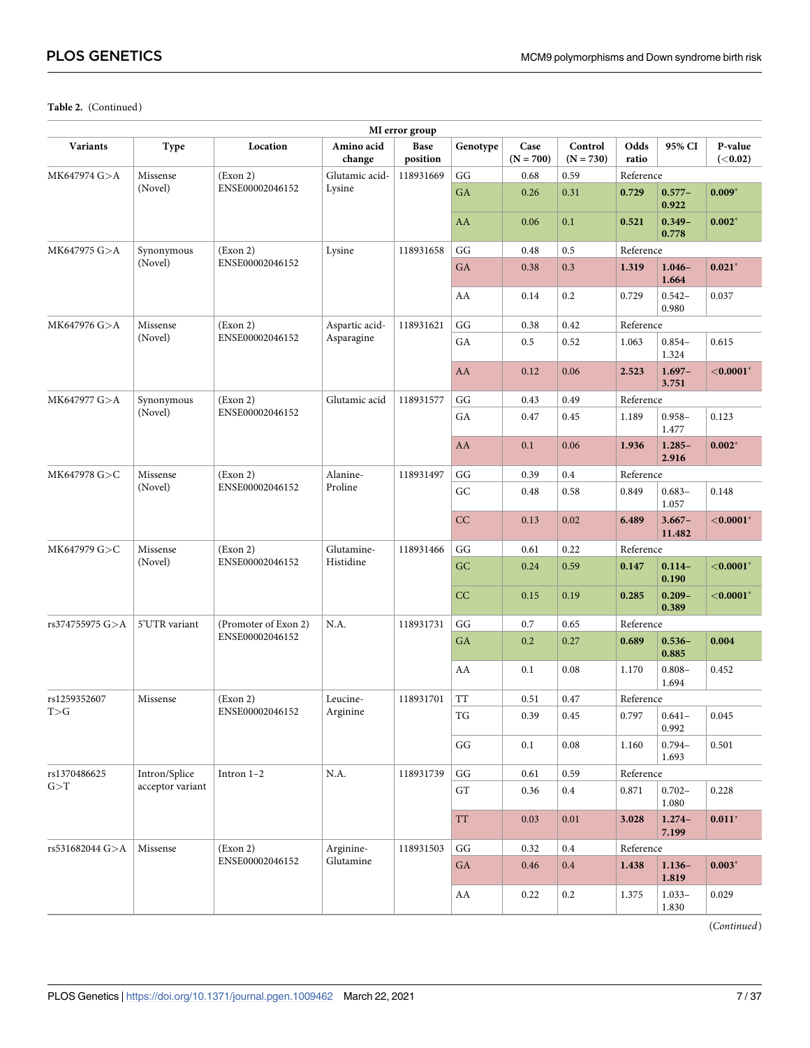**Table 2.** (Continued)

| MI error group | | | | | | | | | | |
|---|---|---|---|---|---|---|---|---|---|---|
| Variants | Type | Location | Amino acid change | Base position | Genotype | Case (N = 700) | Control (N = 730) | Odds ratio | 95% CI | P-value (<0.02) |
| MK647974 G>A | Missense (Novel) | (Exon 2) ENSE00002046152 | Glutamic acid-Lysine | 118931669 | GG | 0.68 | 0.59 | Reference | | |
| | | | | | GA | 0.26 | 0.31 | **0.729** | **0.577–0.922** | **0.009***|
| | | | | | AA | 0.06 | 0.1 | **0.521** | **0.349–0.778** | **0.002*** |
| MK647975 G>A | Synonymous (Novel) | (Exon 2) ENSE00002046152 | Lysine | 118931658 | GG | 0.48 | 0.5 | Reference | | |
| | | | | | GA | 0.38 | 0.3 | **1.319** | **1.046–1.664** | **0.021*** |
| | | | | | AA | 0.14 | 0.2 | 0.729 | 0.542–0.980 | 0.037 |
| MK647976 G>A | Missense (Novel) | (Exon 2) ENSE00002046152 | Aspartic acid-Asparagine | 118931621 | GG | 0.38 | 0.42 | Reference | | |
| | | | | | GA | 0.5 | 0.52 | 1.063 | 0.854–1.324 | 0.615 |
| | | | | | AA | 0.12 | 0.06 | **2.523** | **1.697–3.751** | **<0.0001*** |
| MK647977 G>A | Synonymous (Novel) | (Exon 2) ENSE00002046152 | Glutamic acid | 118931577 | GG | 0.43 | 0.49 | Reference | | |
| | | | | | GA | 0.47 | 0.45 | 1.189 | 0.958–1.477 | 0.123 |
| | | | | | AA | 0.1 | 0.06 | **1.936** | **1.285–2.916** | **0.002*** |
| MK647978 G>C | Missense (Novel) | (Exon 2) ENSE00002046152 | Alanine-Proline | 118931497 | GG | 0.39 | 0.4 | Reference | | |
| | | | | | GC | 0.48 | 0.58 | 0.849 | 0.683–1.057 | 0.148 |
| | | | | | CC | 0.13 | 0.02 | **6.489** | **3.667–11.482** | **<0.0001*** |
| MK647979 G>C | Missense (Novel) | (Exon 2) ENSE00002046152 | Glutamine-Histidine | 118931466 | GG | 0.61 | 0.22 | Reference | | |
| | | | | | GC | 0.24 | 0.59 | **0.147** | **0.114–0.190** | **<0.0001*** |
| | | | | | CC | 0.15 | 0.19 | **0.285** | **0.209–0.389** | **<0.0001*** |
| rs374755975 G>A | 5'UTR variant | (Promoter of Exon 2) ENSE00002046152 | N.A. | 118931731 | GG | 0.7 | 0.65 | Reference | | |
| | | | | | GA | 0.2 | 0.27 | **0.689** | **0.536–0.885** | **0.004** |
| | | | | | AA | 0.1 | 0.08 | 1.170 | 0.808–1.694 | 0.452 |
| rs1259352607 T>G | Missense | (Exon 2) ENSE00002046152 | Leucine-Arginine | 118931701 | TT | 0.51 | 0.47 | Reference | | |
| | | | | | TG | 0.39 | 0.45 | 0.797 | 0.641–0.992 | 0.045 |
| | | | | | GG | 0.1 | 0.08 | 1.160 | 0.794–1.693 | 0.501 |
| rs1370486625 G>T | Intron/Splice acceptor variant | Intron 1–2 | N.A. | 118931739 | GG | 0.61 | 0.59 | Reference | | |
| | | | | | GT | 0.36 | 0.4 | 0.871 | 0.702–1.080 | 0.228 |
| | | | | | TT | 0.03 | 0.01 | **3.028** | **1.274–7.199** | **0.011*** |
| rs531682044 G>A | Missense | (Exon 2) ENSE00002046152 | Arginine-Glutamine | 118931503 | GG | 0.32 | 0.4 | Reference | | |
| | | | | | GA | 0.46 | 0.4 | **1.438** | **1.136–1.819** | **0.003*** |
| | | | | | AA | 0.22 | 0.2 | 1.375 | 1.033–1.830 | 0.029 |

(*Continued*)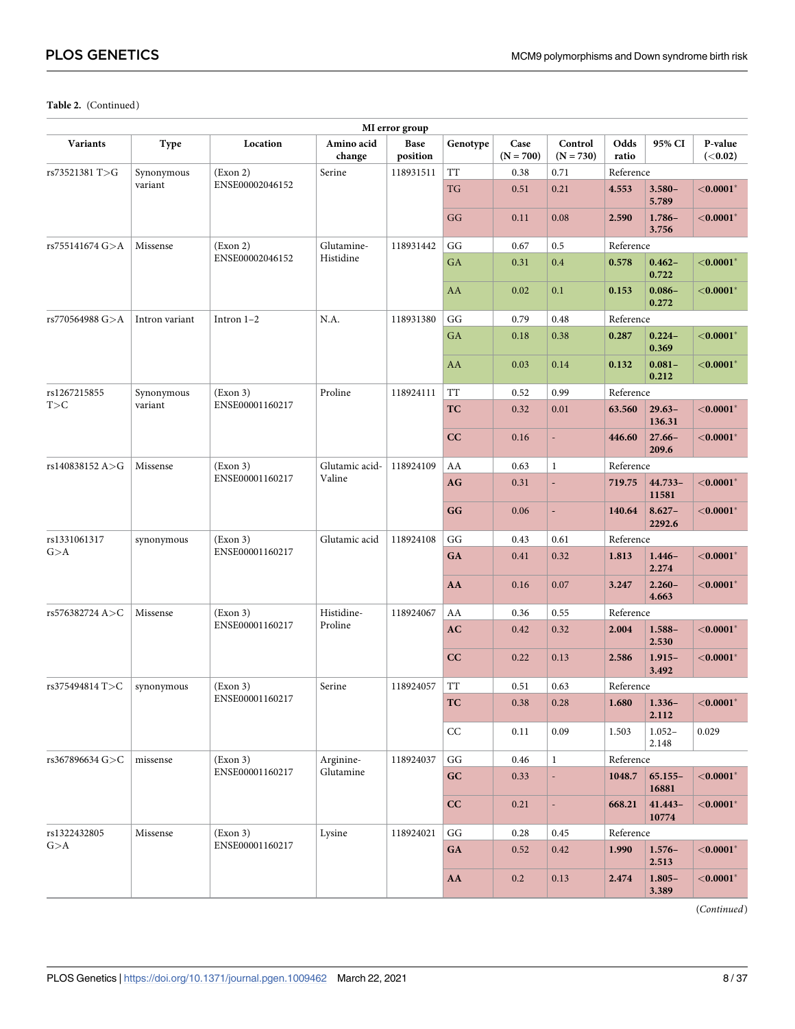**Table 2.** (Continued)

| MI error group | | | | | | | | | | |
|---|---|---|---|---|---|---|---|---|---|---|
| Variants | Type | Location | Amino acid change | Base position | Genotype | Case (N = 700) | Control (N = 730) | Odds ratio | 95% CI | P-value (<0.02) |
| rs73521381 T>G | Synonymous variant | (Exon 2) ENSE00002046152 | Serine | 118931511 | TT | 0.38 | 0.71 | Reference | | |
| | | | | | TG | 0.51 | 0.21 | **4.553** | **3.580–5.789** | **<0.0001*** |
| | | | | | GG | 0.11 | 0.08 | **2.590** | **1.786–3.756** | **<0.0001*** |
| rs755141674 G>A | Missense | (Exon 2) ENSE00002046152 | Glutamine-Histidine | 118931442 | GG | 0.67 | 0.5 | Reference | | |
| | | | | | GA | 0.31 | 0.4 | **0.578** | **0.462–0.722** | **<0.0001*** |
| | | | | | AA | 0.02 | 0.1 | **0.153** | **0.086–0.272** | **<0.0001*** |
| rs770564988 G>A | Intron variant | Intron 1–2 | N.A. | 118931380 | GG | 0.79 | 0.48 | Reference | | |
| | | | | | GA | 0.18 | 0.38 | **0.287** | **0.224–0.369** | **<0.0001*** |
| | | | | | AA | 0.03 | 0.14 | **0.132** | **0.081–0.212** | **<0.0001*** |
| rs1267215855 T>C | Synonymous variant | (Exon 3) ENSE00001160217 | Proline | 118924111 | TT | 0.52 | 0.99 | Reference | | |
| | | | | | **TC** | 0.32 | 0.01 | **63.560** | **29.63–136.31** | **<0.0001*** |
| | | | | | **CC** | 0.16 | - | **446.60** | **27.66–209.6** | **<0.0001*** |
| rs140838152 A>G | Missense | (Exon 3) ENSE00001160217 | Glutamic acid-Valine | 118924109 | AA | 0.63 | 1 | Reference | | |
| | | | | | **AG** | 0.31 | - | **719.75** | **44.733–11581** | **<0.0001*** |
| | | | | | **GG** | 0.06 | - | **140.64** | **8.627–2292.6** | **<0.0001*** |
| rs1331061317 G>A | synonymous | (Exon 3) ENSE00001160217 | Glutamic acid | 118924108 | GG | 0.43 | 0.61 | Reference | | |
| | | | | | **GA** | 0.41 | 0.32 | **1.813** | **1.446–2.274** | **<0.0001*** |
| | | | | | **AA** | 0.16 | 0.07 | **3.247** | **2.260–4.663** | **<0.0001*** |
| rs576382724 A>C | Missense | (Exon 3) ENSE00001160217 | Histidine-Proline | 118924067 | AA | 0.36 | 0.55 | Reference | | |
| | | | | | **AC** | 0.42 | 0.32 | **2.004** | **1.588–2.530** | **<0.0001*** |
| | | | | | **CC** | 0.22 | 0.13 | **2.586** | **1.915–3.492** | **<0.0001*** |
| rs375494814 T>C | synonymous | (Exon 3) ENSE00001160217 | Serine | 118924057 | TT | 0.51 | 0.63 | Reference | | |
| | | | | | **TC** | 0.38 | 0.28 | **1.680** | **1.336–2.112** | **<0.0001*** |
| | | | | | CC | 0.11 | 0.09 | 1.503 | 1.052–2.148 | 0.029 |
| rs367896634 G>C | missense | (Exon 3) ENSE00001160217 | Arginine-Glutamine | 118924037 | GG | 0.46 | 1 | Reference | | |
| | | | | | **GC** | 0.33 | - | **1048.7** | **65.155–16881** | **<0.0001*** |
| | | | | | **CC** | 0.21 | - | **668.21** | **41.443–10774** | **<0.0001*** |
| rs1322432805 G>A | Missense | (Exon 3) ENSE00001160217 | Lysine | 118924021 | GG | 0.28 | 0.45 | Reference | | |
| | | | | | **GA** | 0.52 | 0.42 | **1.990** | **1.576–2.513** | **<0.0001*** |
| | | | | | **AA** | 0.2 | 0.13 | **2.474** | **1.805–3.389** | **<0.0001*** |

(*Continued*)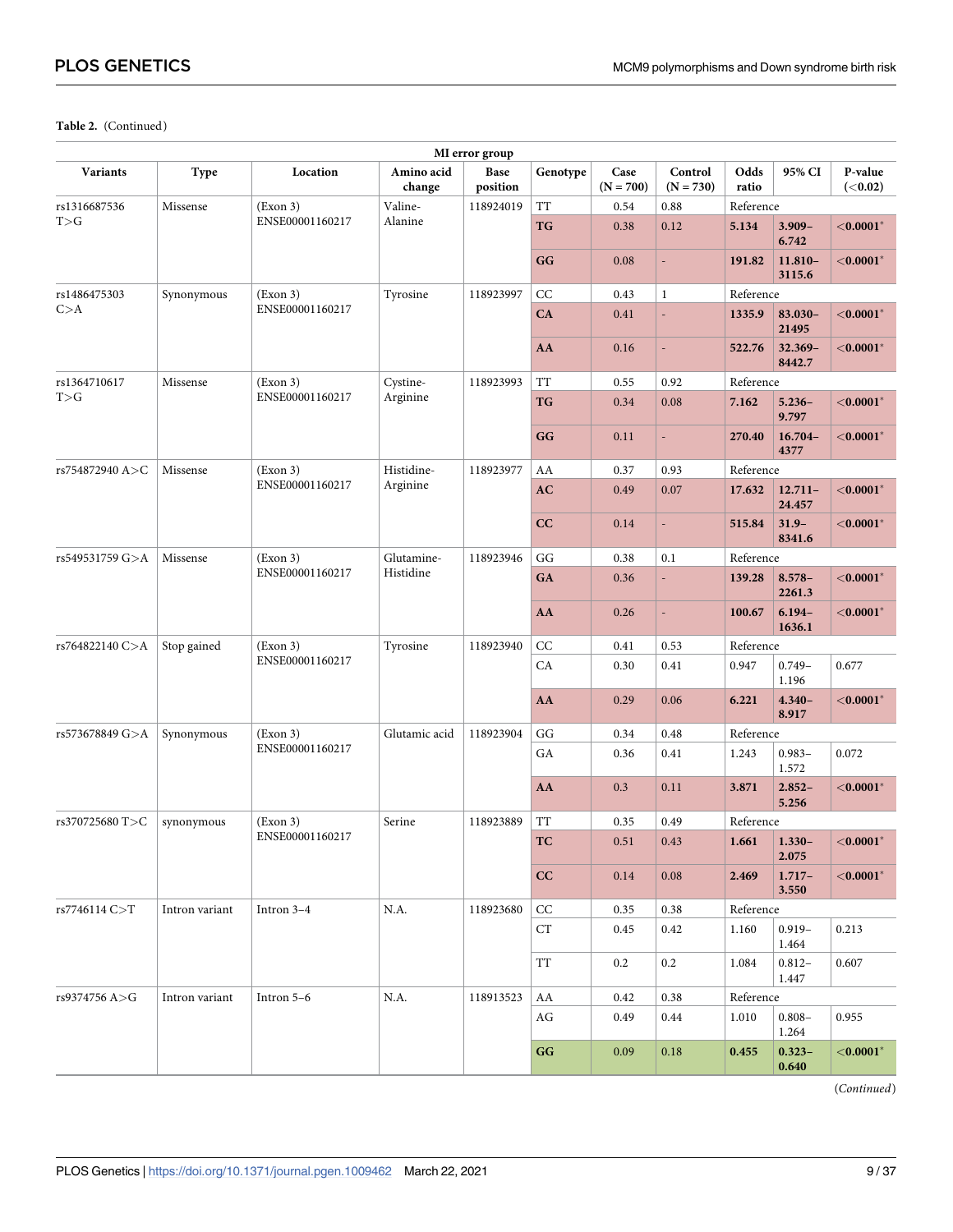**Table 2.** (Continued)

| MI error group | | | | | | | | | | |
|---|---|---|---|---|---|---|---|---|---|---|
| Variants | Type | Location | Amino acid change | Base position | Genotype | Case (N = 700) | Control (N = 730) | Odds ratio | 95% CI | P-value (<0.02) |
| rs1316687536 T>G | Missense | (Exon 3) ENSE00001160217 | Valine-Alanine | 118924019 | TT | 0.54 | 0.88 | Reference | | |
| | | | | | **TG** | 0.38 | 0.12 | **5.134** | **3.909–6.742** | **<0.0001*** |
| | | | | | **GG** | 0.08 | - | **191.82** | **11.810–3115.6** | **<0.0001*** |
| rs1486475303 C>A | Synonymous | (Exon 3) ENSE00001160217 | Tyrosine | 118923997 | CC | 0.43 | 1 | Reference | | |
| | | | | | **CA** | 0.41 | - | **1335.9** | **83.030–21495** | **<0.0001*** |
| | | | | | **AA** | 0.16 | - | **522.76** | **32.369–8442.7** | **<0.0001*** |
| rs1364710617 T>G | Missense | (Exon 3) ENSE00001160217 | Cystine-Arginine | 118923993 | TT | 0.55 | 0.92 | Reference | | |
| | | | | | **TG** | 0.34 | 0.08 | **7.162** | **5.236–9.797** | **<0.0001*** |
| | | | | | **GG** | 0.11 | - | **270.40** | **16.704–4377** | **<0.0001*** |
| rs754872940 A>C | Missense | (Exon 3) ENSE00001160217 | Histidine-Arginine | 118923977 | AA | 0.37 | 0.93 | Reference | | |
| | | | | | **AC** | 0.49 | 0.07 | **17.632** | **12.711–24.457** | **<0.0001*** |
| | | | | | **CC** | 0.14 | - | **515.84** | **31.9–8341.6** | **<0.0001*** |
| rs549531759 G>A | Missense | (Exon 3) ENSE00001160217 | Glutamine-Histidine | 118923946 | GG | 0.38 | 0.1 | Reference | | |
| | | | | | **GA** | 0.36 | - | **139.28** | **8.578–2261.3** | **<0.0001*** |
| | | | | | **AA** | 0.26 | - | **100.67** | **6.194–1636.1** | **<0.0001*** |
| rs764822140 C>A | Stop gained | (Exon 3) ENSE00001160217 | Tyrosine | 118923940 | CC | 0.41 | 0.53 | Reference | | |
| | | | | | CA | 0.30 | 0.41 | 0.947 | 0.749–1.196 | 0.677 |
| | | | | | **AA** | 0.29 | 0.06 | **6.221** | **4.340–8.917** | **<0.0001*** |
| rs573678849 G>A | Synonymous | (Exon 3) ENSE00001160217 | Glutamic acid | 118923904 | GG | 0.34 | 0.48 | Reference | | |
| | | | | | GA | 0.36 | 0.41 | 1.243 | 0.983–1.572 | 0.072 |
| | | | | | **AA** | 0.3 | 0.11 | **3.871** | **2.852–5.256** | **<0.0001*** |
| rs370725680 T>C | synonymous | (Exon 3) ENSE00001160217 | Serine | 118923889 | TT | 0.35 | 0.49 | Reference | | |
| | | | | | **TC** | 0.51 | 0.43 | **1.661** | **1.330–2.075** | **<0.0001*** |
| | | | | | **CC** | 0.14 | 0.08 | **2.469** | **1.717–3.550** | **<0.0001*** |
| rs7746114 C>T | Intron variant | Intron 3–4 | N.A. | 118923680 | CC | 0.35 | 0.38 | Reference | | |
| | | | | | CT | 0.45 | 0.42 | 1.160 | 0.919–1.464 | 0.213 |
| | | | | | TT | 0.2 | 0.2 | 1.084 | 0.812–1.447 | 0.607 |
| rs9374756 A>G | Intron variant | Intron 5–6 | N.A. | 118913523 | AA | 0.42 | 0.38 | Reference | | |
| | | | | | AG | 0.49 | 0.44 | 1.010 | 0.808–1.264 | 0.955 |
| | | | | | **GG** | 0.09 | 0.18 | **0.455** | **0.323–0.640** | **<0.0001*** |

(Continued)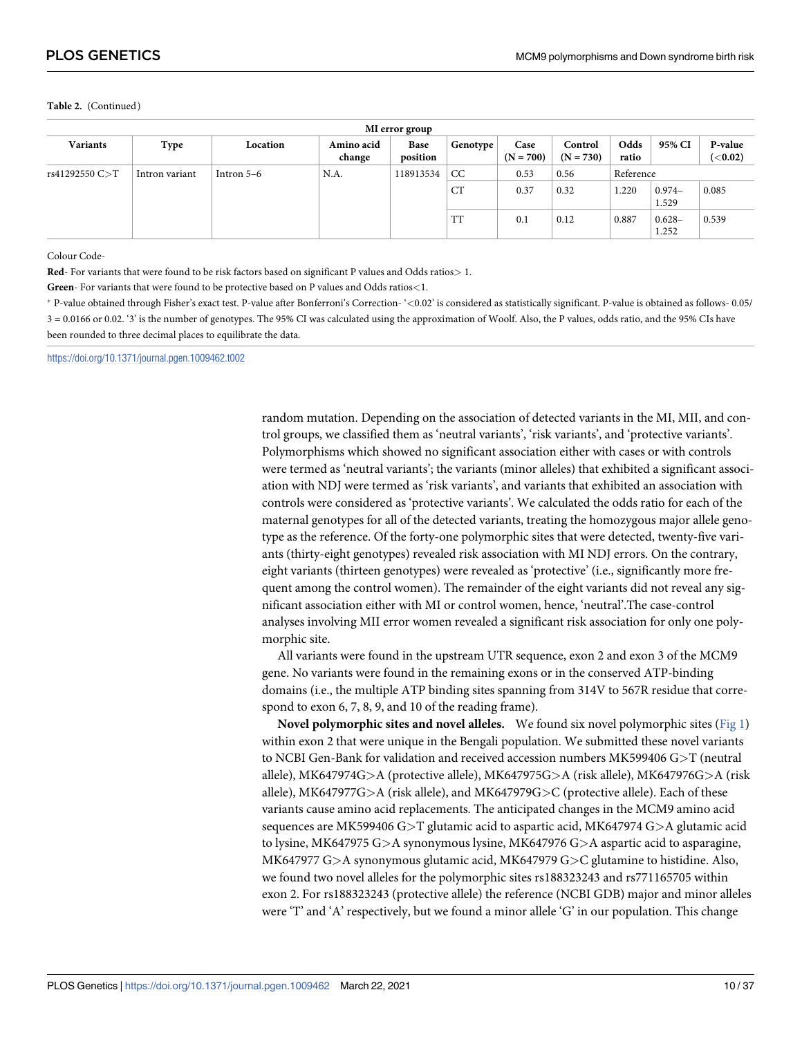**Table 2.** (Continued)

| MI error group | | | | | | | | | | |
|---|---|---|---|---|---|---|---|---|---|---|
| Variants | Type | Location | Amino acid change | Base position | Genotype | Case (N = 700) | Control (N = 730) | Odds ratio | 95% CI | P-value (<0.02) |
| rs41292550 C>T | Intron variant | Intron 5–6 | N.A. | 118913534 | CC | 0.53 | 0.56 | Reference | | |
| | | | | | CT | 0.37 | 0.32 | 1.220 | 0.974–1.529 | 0.085 |
| | | | | | TT | 0.1 | 0.12 | 0.887 | 0.628–1.252 | 0.539 |

Colour Code-

**Red**- For variants that were found to be risk factors based on significant P values and Odds ratios> 1.

**Green**- For variants that were found to be protective based on P values and Odds ratios<1.

* P-value obtained through Fisher's exact test. P-value after Bonferroni's Correction- '<0.02' is considered as statistically significant. P-value is obtained as follows- 0.05/3 = 0.0166 or 0.02. '3' is the number of genotypes. The 95% CI was calculated using the approximation of Woolf. Also, the P values, odds ratio, and the 95% CIs have been rounded to three decimal places to equilibrate the data.

https://doi.org/10.1371/journal.pgen.1009462.t002

random mutation. Depending on the association of detected variants in the MI, MII, and control groups, we classified them as 'neutral variants', 'risk variants', and 'protective variants'. Polymorphisms which showed no significant association either with cases or with controls were termed as 'neutral variants'; the variants (minor alleles) that exhibited a significant association with NDJ were termed as 'risk variants', and variants that exhibited an association with controls were considered as 'protective variants'. We calculated the odds ratio for each of the maternal genotypes for all of the detected variants, treating the homozygous major allele genotype as the reference. Of the forty-one polymorphic sites that were detected, twenty-five variants (thirty-eight genotypes) revealed risk association with MI NDJ errors. On the contrary, eight variants (thirteen genotypes) were revealed as 'protective' (i.e., significantly more frequent among the control women). The remainder of the eight variants did not reveal any significant association either with MI or control women, hence, 'neutral'.The case-control analyses involving MII error women revealed a significant risk association for only one polymorphic site.

All variants were found in the upstream UTR sequence, exon 2 and exon 3 of the MCM9 gene. No variants were found in the remaining exons or in the conserved ATP-binding domains (i.e., the multiple ATP binding sites spanning from 314V to 567R residue that correspond to exon 6, 7, 8, 9, and 10 of the reading frame).

**Novel polymorphic sites and novel alleles.** We found six novel polymorphic sites (Fig 1) within exon 2 that were unique in the Bengali population. We submitted these novel variants to NCBI Gen-Bank for validation and received accession numbers MK599406 G>T (neutral allele), MK647974G>A (protective allele), MK647975G>A (risk allele), MK647976G>A (risk allele), MK647977G>A (risk allele), and MK647979G>C (protective allele). Each of these variants cause amino acid replacements. The anticipated changes in the MCM9 amino acid sequences are MK599406 G>T glutamic acid to aspartic acid, MK647974 G>A glutamic acid to lysine, MK647975 G>A synonymous lysine, MK647976 G>A aspartic acid to asparagine, MK647977 G>A synonymous glutamic acid, MK647979 G>C glutamine to histidine. Also, we found two novel alleles for the polymorphic sites rs188323243 and rs771165705 within exon 2. For rs188323243 (protective allele) the reference (NCBI GDB) major and minor alleles were 'T' and 'A' respectively, but we found a minor allele 'G' in our population. This change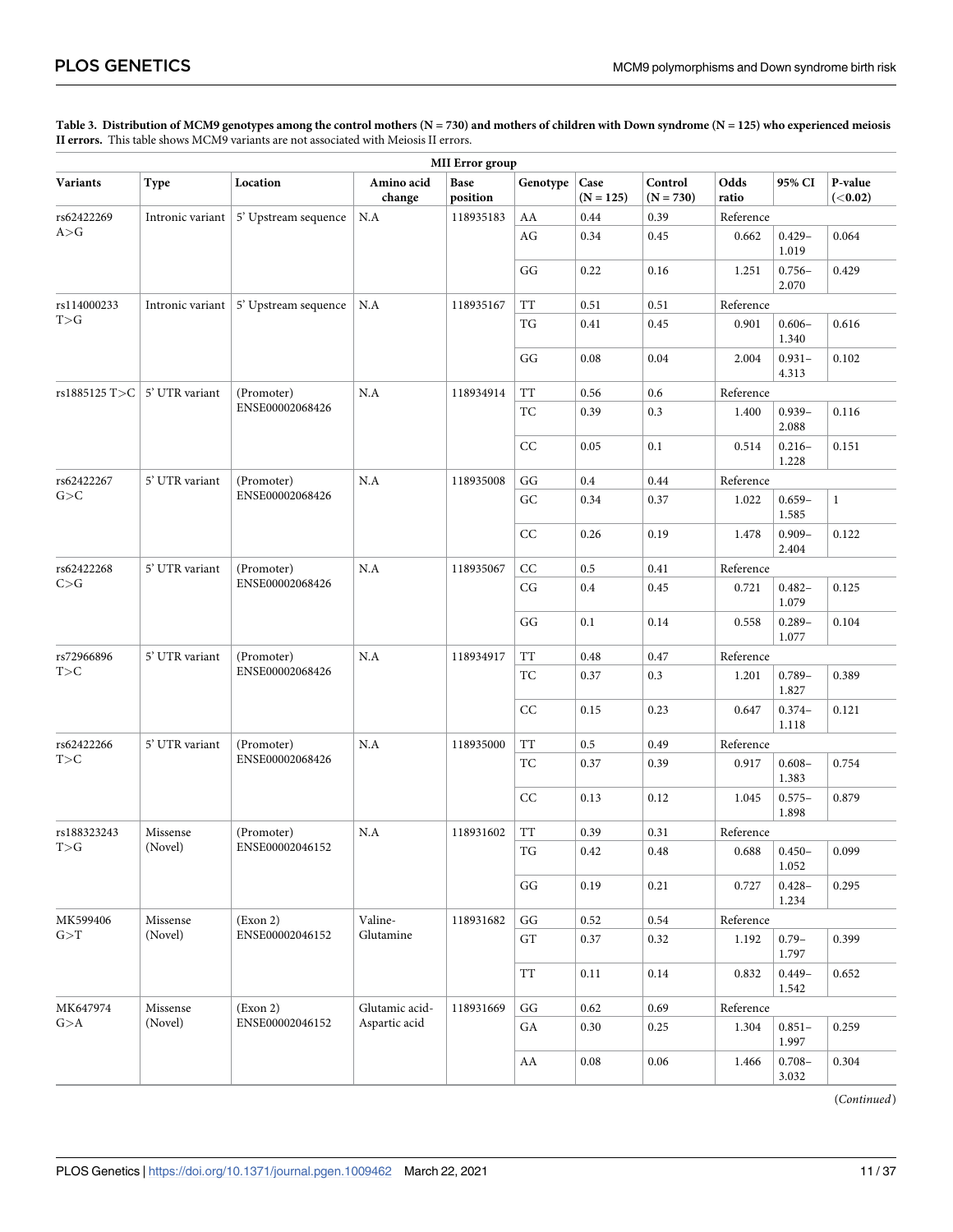**Table 3. Distribution of MCM9 genotypes among the control mothers (N = 730) and mothers of children with Down syndrome (N = 125) who experienced meiosis II errors.** This table shows MCM9 variants are not associated with Meiosis II errors.

| MII Error group | | | | | | | | | | |
|---|---|---|---|---|---|---|---|---|---|---|
| Variants | Type | Location | Amino acid change | Base position | Genotype | Case (N = 125) | Control (N = 730) | Odds ratio | 95% CI | P-value (<0.02) |
| rs62422269 A>G | Intronic variant | 5' Upstream sequence | N.A | 118935183 | AA | 0.44 | 0.39 | Reference | | |
| | | | | | AG | 0.34 | 0.45 | 0.662 | 0.429–1.019 | 0.064 |
| | | | | | GG | 0.22 | 0.16 | 1.251 | 0.756–2.070 | 0.429 |
| rs114000233 T>G | Intronic variant | 5' Upstream sequence | N.A | 118935167 | TT | 0.51 | 0.51 | Reference | | |
| | | | | | TG | 0.41 | 0.45 | 0.901 | 0.606–1.340 | 0.616 |
| | | | | | GG | 0.08 | 0.04 | 2.004 | 0.931–4.313 | 0.102 |
| rs1885125 T>C | 5' UTR variant | (Promoter) ENSE00002068426 | N.A | 118934914 | TT | 0.56 | 0.6 | Reference | | |
| | | | | | TC | 0.39 | 0.3 | 1.400 | 0.939–2.088 | 0.116 |
| | | | | | CC | 0.05 | 0.1 | 0.514 | 0.216–1.228 | 0.151 |
| rs62422267 G>C | 5' UTR variant | (Promoter) ENSE00002068426 | N.A | 118935008 | GG | 0.4 | 0.44 | Reference | | |
| | | | | | GC | 0.34 | 0.37 | 1.022 | 0.659–1.585 | 1 |
| | | | | | CC | 0.26 | 0.19 | 1.478 | 0.909–2.404 | 0.122 |
| rs62422268 C>G | 5' UTR variant | (Promoter) ENSE00002068426 | N.A | 118935067 | CC | 0.5 | 0.41 | Reference | | |
| | | | | | CG | 0.4 | 0.45 | 0.721 | 0.482–1.079 | 0.125 |
| | | | | | GG | 0.1 | 0.14 | 0.558 | 0.289–1.077 | 0.104 |
| rs72966896 T>C | 5' UTR variant | (Promoter) ENSE00002068426 | N.A | 118934917 | TT | 0.48 | 0.47 | Reference | | |
| | | | | | TC | 0.37 | 0.3 | 1.201 | 0.789–1.827 | 0.389 |
| | | | | | CC | 0.15 | 0.23 | 0.647 | 0.374–1.118 | 0.121 |
| rs62422266 T>C | 5' UTR variant | (Promoter) ENSE00002068426 | N.A | 118935000 | TT | 0.5 | 0.49 | Reference | | |
| | | | | | TC | 0.37 | 0.39 | 0.917 | 0.608–1.383 | 0.754 |
| | | | | | CC | 0.13 | 0.12 | 1.045 | 0.575–1.898 | 0.879 |
| rs188323243 T>G | Missense (Novel) | (Promoter) ENSE00002046152 | N.A | 118931602 | TT | 0.39 | 0.31 | Reference | | |
| | | | | | TG | 0.42 | 0.48 | 0.688 | 0.450–1.052 | 0.099 |
| | | | | | GG | 0.19 | 0.21 | 0.727 | 0.428–1.234 | 0.295 |
| MK599406 G>T | Missense (Novel) | (Exon 2) ENSE00002046152 | Valine-Glutamine | 118931682 | GG | 0.52 | 0.54 | Reference | | |
| | | | | | GT | 0.37 | 0.32 | 1.192 | 0.79–1.797 | 0.399 |
| | | | | | TT | 0.11 | 0.14 | 0.832 | 0.449–1.542 | 0.652 |
| MK647974 G>A | Missense (Novel) | (Exon 2) ENSE00002046152 | Glutamic acid-Aspartic acid | 118931669 | GG | 0.62 | 0.69 | Reference | | |
| | | | | | GA | 0.30 | 0.25 | 1.304 | 0.851–1.997 | 0.259 |
| | | | | | AA | 0.08 | 0.06 | 1.466 | 0.708–3.032 | 0.304 |

(*Continued*)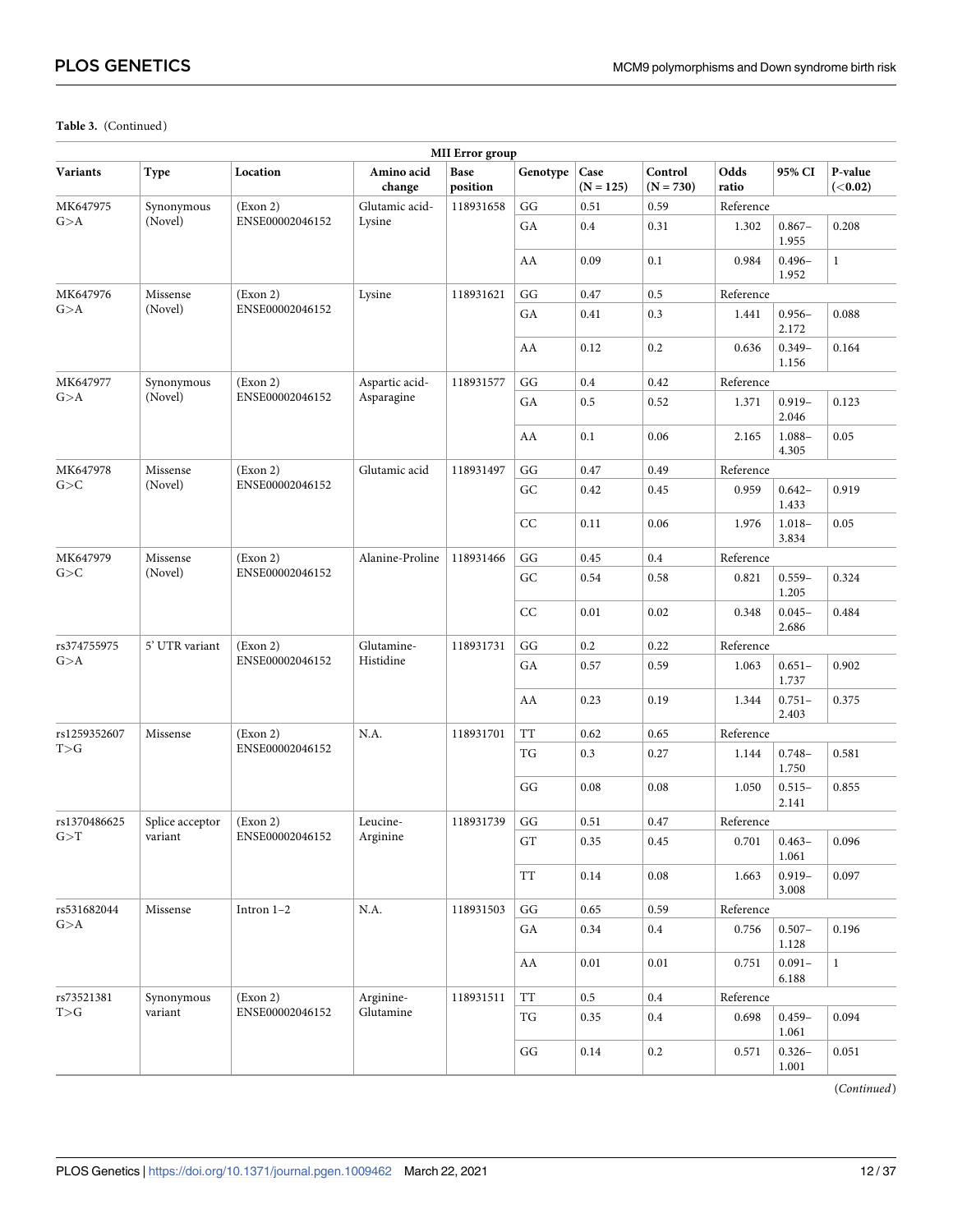**Table 3.** (Continued)

| MII Error group | | | | | | | | | | |
|---|---|---|---|---|---|---|---|---|---|---|
| Variants | Type | Location | Amino acid change | Base position | Genotype | Case (N = 125) | Control (N = 730) | Odds ratio | 95% CI | P-value (<0.02) |
| MK647975 G>A | Synonymous (Novel) | (Exon 2) ENSE00002046152 | Glutamic acid-Lysine | 118931658 | GG | 0.51 | 0.59 | Reference | | |
| | | | | | GA | 0.4 | 0.31 | 1.302 | 0.867–1.955 | 0.208 |
| | | | | | AA | 0.09 | 0.1 | 0.984 | 0.496–1.952 | 1 |
| MK647976 G>A | Missense (Novel) | (Exon 2) ENSE00002046152 | Lysine | 118931621 | GG | 0.47 | 0.5 | Reference | | |
| | | | | | GA | 0.41 | 0.3 | 1.441 | 0.956–2.172 | 0.088 |
| | | | | | AA | 0.12 | 0.2 | 0.636 | 0.349–1.156 | 0.164 |
| MK647977 G>A | Synonymous (Novel) | (Exon 2) ENSE00002046152 | Aspartic acid-Asparagine | 118931577 | GG | 0.4 | 0.42 | Reference | | |
| | | | | | GA | 0.5 | 0.52 | 1.371 | 0.919–2.046 | 0.123 |
| | | | | | AA | 0.1 | 0.06 | 2.165 | 1.088–4.305 | 0.05 |
| MK647978 G>C | Missense (Novel) | (Exon 2) ENSE00002046152 | Glutamic acid | 118931497 | GG | 0.47 | 0.49 | Reference | | |
| | | | | | GC | 0.42 | 0.45 | 0.959 | 0.642–1.433 | 0.919 |
| | | | | | CC | 0.11 | 0.06 | 1.976 | 1.018–3.834 | 0.05 |
| MK647979 G>C | Missense (Novel) | (Exon 2) ENSE00002046152 | Alanine-Proline | 118931466 | GG | 0.45 | 0.4 | Reference | | |
| | | | | | GC | 0.54 | 0.58 | 0.821 | 0.559–1.205 | 0.324 |
| | | | | | CC | 0.01 | 0.02 | 0.348 | 0.045–2.686 | 0.484 |
| rs374755975 G>A | 5' UTR variant | (Exon 2) ENSE00002046152 | Glutamine-Histidine | 118931731 | GG | 0.2 | 0.22 | Reference | | |
| | | | | | GA | 0.57 | 0.59 | 1.063 | 0.651–1.737 | 0.902 |
| | | | | | AA | 0.23 | 0.19 | 1.344 | 0.751–2.403 | 0.375 |
| rs1259352607 T>G | Missense | (Exon 2) ENSE00002046152 | N.A. | 118931701 | TT | 0.62 | 0.65 | Reference | | |
| | | | | | TG | 0.3 | 0.27 | 1.144 | 0.748–1.750 | 0.581 |
| | | | | | GG | 0.08 | 0.08 | 1.050 | 0.515–2.141 | 0.855 |
| rs1370486625 G>T | Splice acceptor variant | (Exon 2) ENSE00002046152 | Leucine-Arginine | 118931739 | GG | 0.51 | 0.47 | Reference | | |
| | | | | | GT | 0.35 | 0.45 | 0.701 | 0.463–1.061 | 0.096 |
| | | | | | TT | 0.14 | 0.08 | 1.663 | 0.919–3.008 | 0.097 |
| rs531682044 G>A | Missense | Intron 1–2 | N.A. | 118931503 | GG | 0.65 | 0.59 | Reference | | |
| | | | | | GA | 0.34 | 0.4 | 0.756 | 0.507–1.128 | 0.196 |
| | | | | | AA | 0.01 | 0.01 | 0.751 | 0.091–6.188 | 1 |
| rs73521381 T>G | Synonymous variant | (Exon 2) ENSE00002046152 | Arginine-Glutamine | 118931511 | TT | 0.5 | 0.4 | Reference | | |
| | | | | | TG | 0.35 | 0.4 | 0.698 | 0.459–1.061 | 0.094 |
| | | | | | GG | 0.14 | 0.2 | 0.571 | 0.326–1.001 | 0.051 |

(Continued)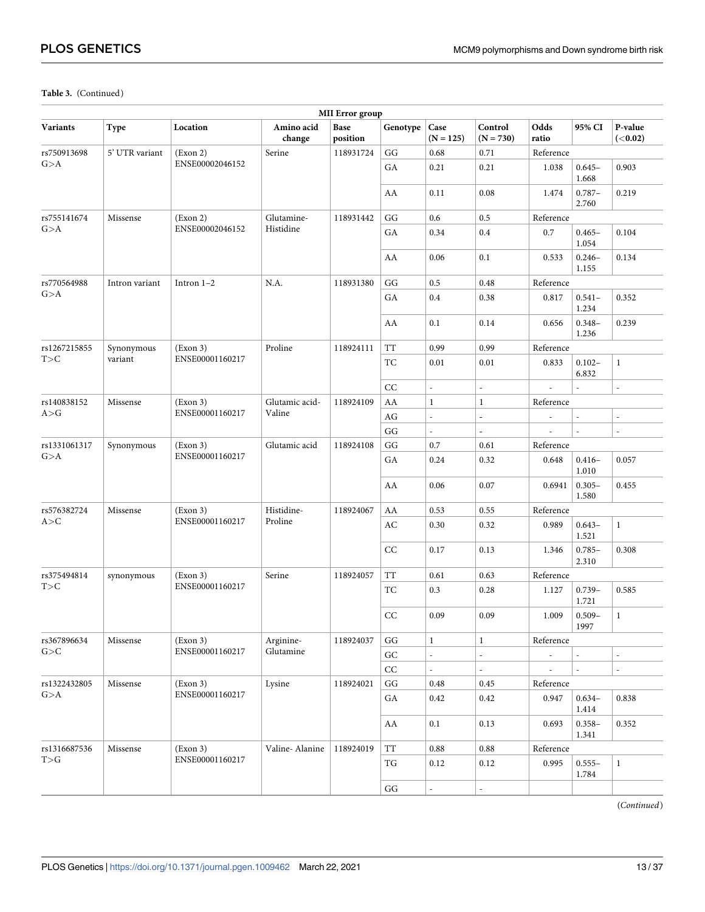**Table 3.** (Continued)

| MII Error group | | | | | | | | | | |
|---|---|---|---|---|---|---|---|---|---|---|
| **Variants** | **Type** | **Location** | **Amino acid change** | **Base position** | **Genotype** | **Case (N = 125)** | **Control (N = 730)** | **Odds ratio** | **95% CI** | **P-value (<0.02)** |
| rs750913698 G>A | 5' UTR variant | (Exon 2) ENSE00002046152 | Serine | 118931724 | GG | 0.68 | 0.71 | Reference | | |
| | | | | | GA | 0.21 | 0.21 | 1.038 | 0.645–1.668 | 0.903 |
| | | | | | AA | 0.11 | 0.08 | 1.474 | 0.787–2.760 | 0.219 |
| rs755141674 G>A | Missense | (Exon 2) ENSE00002046152 | Glutamine-Histidine | 118931442 | GG | 0.6 | 0.5 | Reference | | |
| | | | | | GA | 0.34 | 0.4 | 0.7 | 0.465–1.054 | 0.104 |
| | | | | | AA | 0.06 | 0.1 | 0.533 | 0.246–1.155 | 0.134 |
| rs770564988 G>A | Intron variant | Intron 1–2 | N.A. | 118931380 | GG | 0.5 | 0.48 | Reference | | |
| | | | | | GA | 0.4 | 0.38 | 0.817 | 0.541–1.234 | 0.352 |
| | | | | | AA | 0.1 | 0.14 | 0.656 | 0.348–1.236 | 0.239 |
| rs1267215855 T>C | Synonymous variant | (Exon 3) ENSE00001160217 | Proline | 118924111 | TT | 0.99 | 0.99 | Reference | | |
| | | | | | TC | 0.01 | 0.01 | 0.833 | 0.102–6.832 | 1 |
| | | | | | CC | - | - | - | - | - |
| rs140838152 A>G | Missense | (Exon 3) ENSE00001160217 | Glutamic acid-Valine | 118924109 | AA | 1 | 1 | Reference | | |
| | | | | | AG | - | - | - | - | - |
| | | | | | GG | - | - | - | - | - |
| rs1331061317 G>A | Synonymous | (Exon 3) ENSE00001160217 | Glutamic acid | 118924108 | GG | 0.7 | 0.61 | Reference | | |
| | | | | | GA | 0.24 | 0.32 | 0.648 | 0.416–1.010 | 0.057 |
| | | | | | AA | 0.06 | 0.07 | 0.6941 | 0.305–1.580 | 0.455 |
| rs576382724 A>C | Missense | (Exon 3) ENSE00001160217 | Histidine-Proline | 118924067 | AA | 0.53 | 0.55 | Reference | | |
| | | | | | AC | 0.30 | 0.32 | 0.989 | 0.643–1.521 | 1 |
| | | | | | CC | 0.17 | 0.13 | 1.346 | 0.785–2.310 | 0.308 |
| rs375494814 T>C | synonymous | (Exon 3) ENSE00001160217 | Serine | 118924057 | TT | 0.61 | 0.63 | Reference | | |
| | | | | | TC | 0.3 | 0.28 | 1.127 | 0.739–1.721 | 0.585 |
| | | | | | CC | 0.09 | 0.09 | 1.009 | 0.509–1997 | 1 |
| rs367896634 G>C | Missense | (Exon 3) ENSE00001160217 | Arginine-Glutamine | 118924037 | GG | 1 | 1 | Reference | | |
| | | | | | GC | - | - | - | - | - |
| | | | | | CC | - | - | - | - | - |
| rs1322432805 G>A | Missense | (Exon 3) ENSE00001160217 | Lysine | 118924021 | GG | 0.48 | 0.45 | Reference | | |
| | | | | | GA | 0.42 | 0.42 | 0.947 | 0.634–1.414 | 0.838 |
| | | | | | AA | 0.1 | 0.13 | 0.693 | 0.358–1.341 | 0.352 |
| rs1316687536 T>G | Missense | (Exon 3) ENSE00001160217 | Valine- Alanine | 118924019 | TT | 0.88 | 0.88 | Reference | | |
| | | | | | TG | 0.12 | 0.12 | 0.995 | 0.555–1.784 | 1 |
| | | | | | GG | - | - | | | |

(*Continued*)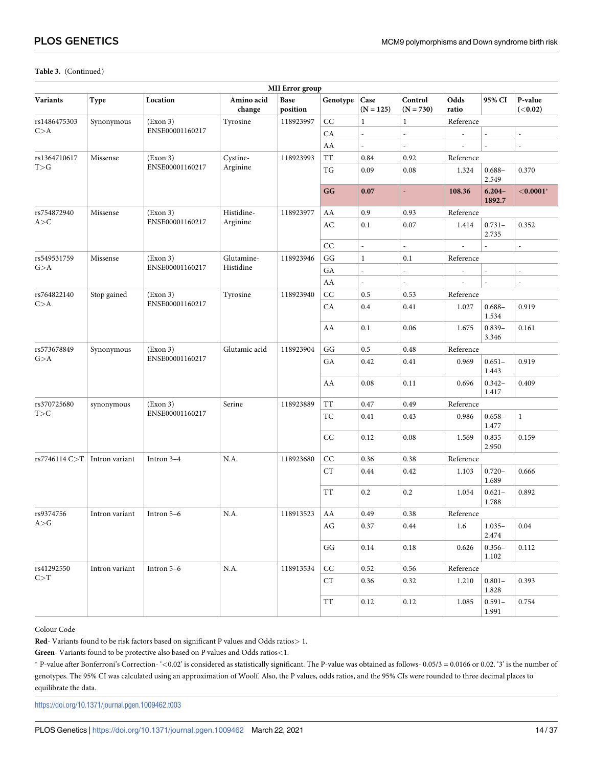**Table 3.** (Continued)

| MII Error group | | | | | | | | | | |
|---|---|---|---|---|---|---|---|---|---|---|
| Variants | Type | Location | Amino acid change | Base position | Genotype | Case (N = 125) | Control (N = 730) | Odds ratio | 95% CI | P-value (<0.02) |
| rs1486475303 C>A | Synonymous | (Exon 3) ENSE00001160217 | Tyrosine | 118923997 | CC | 1 | 1 | Reference | | |
| | | | | | CA | - | - | - | - | - |
| | | | | | AA | - | - | - | - | - |
| rs1364710617 T>G | Missense | (Exon 3) ENSE00001160217 | Cystine-Arginine | 118923993 | TT | 0.84 | 0.92 | Reference | | |
| | | | | | TG | 0.09 | 0.08 | 1.324 | 0.688–2.549 | 0.370 |
| | | | | | **GG** | **0.07** | - | **108.36** | **6.204–1892.7** | **<0.0001*** |
| rs754872940 A>C | Missense | (Exon 3) ENSE00001160217 | Histidine-Arginine | 118923977 | AA | 0.9 | 0.93 | Reference | | |
| | | | | | AC | 0.1 | 0.07 | 1.414 | 0.731–2.735 | 0.352 |
| | | | | | CC | - | - | - | - | - |
| rs549531759 G>A | Missense | (Exon 3) ENSE00001160217 | Glutamine-Histidine | 118923946 | GG | 1 | 0.1 | Reference | | |
| | | | | | GA | - | - | - | - | - |
| | | | | | AA | - | - | - | - | - |
| rs764822140 C>A | Stop gained | (Exon 3) ENSE00001160217 | Tyrosine | 118923940 | CC | 0.5 | 0.53 | Reference | | |
| | | | | | CA | 0.4 | 0.41 | 1.027 | 0.688–1.534 | 0.919 |
| | | | | | AA | 0.1 | 0.06 | 1.675 | 0.839–3.346 | 0.161 |
| rs573678849 G>A | Synonymous | (Exon 3) ENSE00001160217 | Glutamic acid | 118923904 | GG | 0.5 | 0.48 | Reference | | |
| | | | | | GA | 0.42 | 0.41 | 0.969 | 0.651–1.443 | 0.919 |
| | | | | | AA | 0.08 | 0.11 | 0.696 | 0.342–1.417 | 0.409 |
| rs370725680 T>C | synonymous | (Exon 3) ENSE00001160217 | Serine | 118923889 | TT | 0.47 | 0.49 | Reference | | |
| | | | | | TC | 0.41 | 0.43 | 0.986 | 0.658–1.477 | 1 |
| | | | | | CC | 0.12 | 0.08 | 1.569 | 0.835–2.950 | 0.159 |
| rs7746114 C>T | Intron variant | Intron 3–4 | N.A. | 118923680 | CC | 0.36 | 0.38 | Reference | | |
| | | | | | CT | 0.44 | 0.42 | 1.103 | 0.720–1.689 | 0.666 |
| | | | | | TT | 0.2 | 0.2 | 1.054 | 0.621–1.788 | 0.892 |
| rs9374756 A>G | Intron variant | Intron 5–6 | N.A. | 118913523 | AA | 0.49 | 0.38 | Reference | | |
| | | | | | AG | 0.37 | 0.44 | 1.6 | 1.035–2.474 | 0.04 |
| | | | | | GG | 0.14 | 0.18 | 0.626 | 0.356–1.102 | 0.112 |
| rs41292550 C>T | Intron variant | Intron 5–6 | N.A. | 118913534 | CC | 0.52 | 0.56 | Reference | | |
| | | | | | CT | 0.36 | 0.32 | 1.210 | 0.801–1.828 | 0.393 |
| | | | | | TT | 0.12 | 0.12 | 1.085 | 0.591–1.991 | 0.754 |

Colour Code-

**Red**- Variants found to be risk factors based on significant P values and Odds ratios> 1.

**Green**- Variants found to be protective also based on P values and Odds ratios<1.

* P-value after Bonferroni's Correction- '<0.02' is considered as statistically significant. The P-value was obtained as follows- 0.05/3 = 0.0166 or 0.02. '3' is the number of genotypes. The 95% CI was calculated using an approximation of Woolf. Also, the P values, odds ratios, and the 95% CIs were rounded to three decimal places to equilibrate the data.

https://doi.org/10.1371/journal.pgen.1009462.t003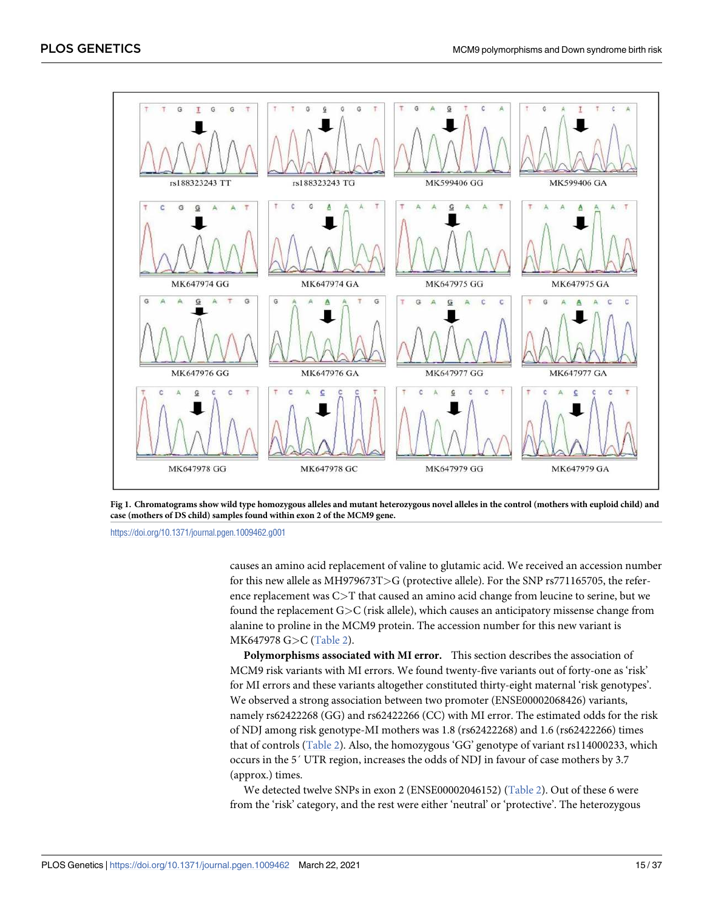**Fig 1. Chromatograms show wild type homozygous alleles and mutant heterozygous novel alleles in the control (mothers with euploid child) and case (mothers of DS child) samples found within exon 2 of the MCM9 gene.**

https://doi.org/10.1371/journal.pgen.1009462.g001

causes an amino acid replacement of valine to glutamic acid. We received an accession number for this new allele as MH979673T>G (protective allele). For the SNP rs771165705, the reference replacement was C>T that caused an amino acid change from leucine to serine, but we found the replacement G>C (risk allele), which causes an anticipatory missense change from alanine to proline in the MCM9 protein. The accession number for this new variant is MK647978 G>C (Table 2).

**Polymorphisms associated with MI error.** This section describes the association of MCM9 risk variants with MI errors. We found twenty-five variants out of forty-one as 'risk' for MI errors and these variants altogether constituted thirty-eight maternal 'risk genotypes'. We observed a strong association between two promoter (ENSE00002068426) variants, namely rs62422268 (GG) and rs62422266 (CC) with MI error. The estimated odds for the risk of NDJ among risk genotype-MI mothers was 1.8 (rs62422268) and 1.6 (rs62422266) times that of controls (Table 2). Also, the homozygous 'GG' genotype of variant rs114000233, which occurs in the 5′ UTR region, increases the odds of NDJ in favour of case mothers by 3.7 (approx.) times.

We detected twelve SNPs in exon 2 (ENSE00002046152) (Table 2). Out of these 6 were from the 'risk' category, and the rest were either 'neutral' or 'protective'. The heterozygous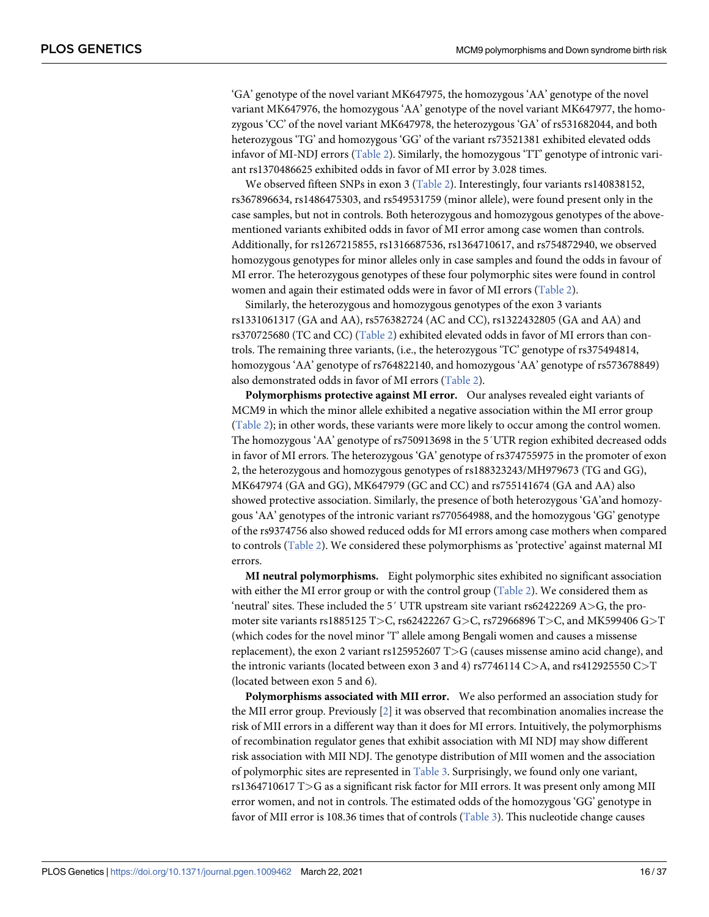'GA' genotype of the novel variant MK647975, the homozygous 'AA' genotype of the novel variant MK647976, the homozygous 'AA' genotype of the novel variant MK647977, the homozygous 'CC' of the novel variant MK647978, the heterozygous 'GA' of rs531682044, and both heterozygous 'TG' and homozygous 'GG' of the variant rs73521381 exhibited elevated odds infavor of MI-NDJ errors (Table 2). Similarly, the homozygous 'TT' genotype of intronic variant rs1370486625 exhibited odds in favor of MI error by 3.028 times.

We observed fifteen SNPs in exon 3 (Table 2). Interestingly, four variants rs140838152, rs367896634, rs1486475303, and rs549531759 (minor allele), were found present only in the case samples, but not in controls. Both heterozygous and homozygous genotypes of the above-mentioned variants exhibited odds in favor of MI error among case women than controls. Additionally, for rs1267215855, rs1316687536, rs1364710617, and rs754872940, we observed homozygous genotypes for minor alleles only in case samples and found the odds in favour of MI error. The heterozygous genotypes of these four polymorphic sites were found in control women and again their estimated odds were in favor of MI errors (Table 2).

Similarly, the heterozygous and homozygous genotypes of the exon 3 variants rs1331061317 (GA and AA), rs576382724 (AC and CC), rs1322432805 (GA and AA) and rs370725680 (TC and CC) (Table 2) exhibited elevated odds in favor of MI errors than controls. The remaining three variants, (i.e., the heterozygous 'TC' genotype of rs375494814, homozygous 'AA' genotype of rs764822140, and homozygous 'AA' genotype of rs573678849) also demonstrated odds in favor of MI errors (Table 2).

**Polymorphisms protective against MI error.** Our analyses revealed eight variants of MCM9 in which the minor allele exhibited a negative association within the MI error group (Table 2); in other words, these variants were more likely to occur among the control women. The homozygous 'AA' genotype of rs750913698 in the 5´UTR region exhibited decreased odds in favor of MI errors. The heterozygous 'GA' genotype of rs374755975 in the promoter of exon 2, the heterozygous and homozygous genotypes of rs188323243/MH979673 (TG and GG), MK647974 (GA and GG), MK647979 (GC and CC) and rs755141674 (GA and AA) also showed protective association. Similarly, the presence of both heterozygous 'GA'and homozygous 'AA' genotypes of the intronic variant rs770564988, and the homozygous 'GG' genotype of the rs9374756 also showed reduced odds for MI errors among case mothers when compared to controls (Table 2). We considered these polymorphisms as 'protective' against maternal MI errors.

**MI neutral polymorphisms.** Eight polymorphic sites exhibited no significant association with either the MI error group or with the control group (Table 2). We considered them as 'neutral' sites. These included the 5´ UTR upstream site variant rs62422269 A>G, the promoter site variants rs1885125 T>C, rs62422267 G>C, rs72966896 T>C, and MK599406 G>T (which codes for the novel minor 'T' allele among Bengali women and causes a missense replacement), the exon 2 variant rs125952607 T>G (causes missense amino acid change), and the intronic variants (located between exon 3 and 4) rs7746114 C>A, and rs412925550 C>T (located between exon 5 and 6).

**Polymorphisms associated with MII error.** We also performed an association study for the MII error group. Previously [2] it was observed that recombination anomalies increase the risk of MII errors in a different way than it does for MI errors. Intuitively, the polymorphisms of recombination regulator genes that exhibit association with MI NDJ may show different risk association with MII NDJ. The genotype distribution of MII women and the association of polymorphic sites are represented in Table 3. Surprisingly, we found only one variant, rs1364710617 T>G as a significant risk factor for MII errors. It was present only among MII error women, and not in controls. The estimated odds of the homozygous 'GG' genotype in favor of MII error is 108.36 times that of controls (Table 3). This nucleotide change causes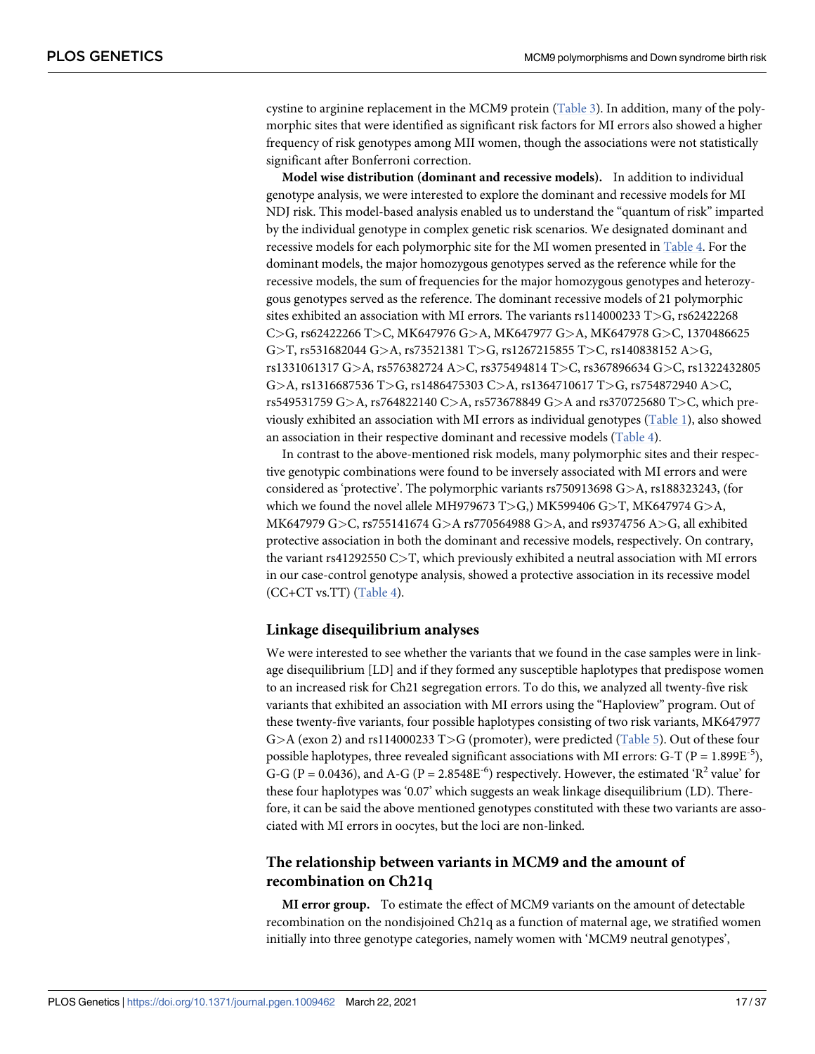cystine to arginine replacement in the MCM9 protein (Table 3). In addition, many of the polymorphic sites that were identified as significant risk factors for MI errors also showed a higher frequency of risk genotypes among MII women, though the associations were not statistically significant after Bonferroni correction.

**Model wise distribution (dominant and recessive models).** In addition to individual genotype analysis, we were interested to explore the dominant and recessive models for MI NDJ risk. This model-based analysis enabled us to understand the "quantum of risk" imparted by the individual genotype in complex genetic risk scenarios. We designated dominant and recessive models for each polymorphic site for the MI women presented in Table 4. For the dominant models, the major homozygous genotypes served as the reference while for the recessive models, the sum of frequencies for the major homozygous genotypes and heterozygous genotypes served as the reference. The dominant recessive models of 21 polymorphic sites exhibited an association with MI errors. The variants rs114000233 T>G, rs62422268 C>G, rs62422266 T>C, MK647976 G>A, MK647977 G>A, MK647978 G>C, 1370486625 G>T, rs531682044 G>A, rs73521381 T>G, rs1267215855 T>C, rs140838152 A>G, rs1331061317 G>A, rs576382724 A>C, rs375494814 T>C, rs367896634 G>C, rs1322432805 G>A, rs1316687536 T>G, rs1486475303 C>A, rs1364710617 T>G, rs754872940 A>C, rs549531759 G>A, rs764822140 C>A, rs573678849 G>A and rs370725680 T>C, which previously exhibited an association with MI errors as individual genotypes (Table 1), also showed an association in their respective dominant and recessive models (Table 4).

In contrast to the above-mentioned risk models, many polymorphic sites and their respective genotypic combinations were found to be inversely associated with MI errors and were considered as 'protective'. The polymorphic variants rs750913698 G>A, rs188323243, (for which we found the novel allele MH979673 T>G,) MK599406 G>T, MK647974 G>A, MK647979 G>C, rs755141674 G>A rs770564988 G>A, and rs9374756 A>G, all exhibited protective association in both the dominant and recessive models, respectively. On contrary, the variant rs41292550 C>T, which previously exhibited a neutral association with MI errors in our case-control genotype analysis, showed a protective association in its recessive model (CC+CT vs.TT) (Table 4).

## Linkage disequilibrium analyses

We were interested to see whether the variants that we found in the case samples were in linkage disequilibrium [LD] and if they formed any susceptible haplotypes that predispose women to an increased risk for Ch21 segregation errors. To do this, we analyzed all twenty-five risk variants that exhibited an association with MI errors using the "Haploview" program. Out of these twenty-five variants, four possible haplotypes consisting of two risk variants, MK647977 G>A (exon 2) and rs114000233 T>G (promoter), were predicted (Table 5). Out of these four possible haplotypes, three revealed significant associations with MI errors: G-T ($P = 1.899E^{-5}$), G-G ($P = 0.0436$), and A-G ($P = 2.8548E^{-6}$) respectively. However, the estimated '$R^2$ value' for these four haplotypes was '0.07' which suggests an weak linkage disequilibrium (LD). Therefore, it can be said the above mentioned genotypes constituted with these two variants are associated with MI errors in oocytes, but the loci are non-linked.

## The relationship between variants in MCM9 and the amount of recombination on Ch21q

**MI error group.** To estimate the effect of MCM9 variants on the amount of detectable recombination on the nondisjoined Ch21q as a function of maternal age, we stratified women initially into three genotype categories, namely women with 'MCM9 neutral genotypes',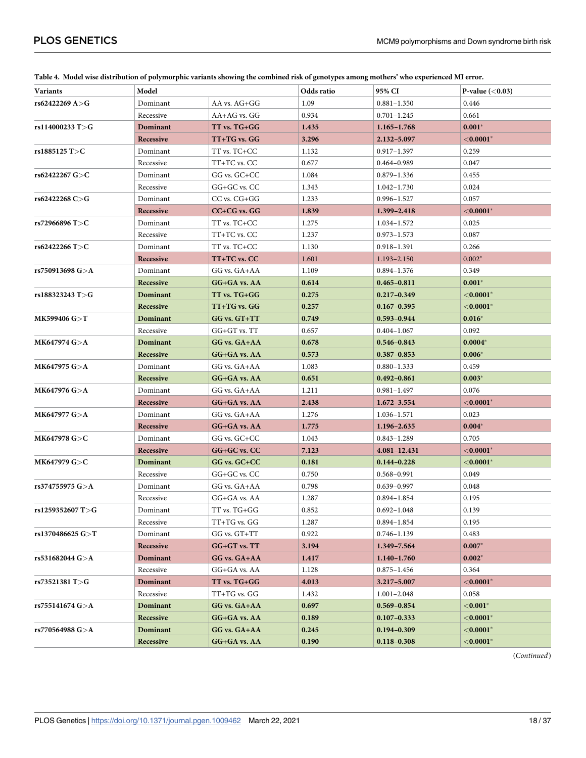**Table 4. Model wise distribution of polymorphic variants showing the combined risk of genotypes among mothers' who experienced MI error.**

| Variants | Model | | Odds ratio | 95% CI | P-value (<0.03) |
|---|---|---|---|---|---|
| **rs62422269 A>G** | Dominant | AA vs. AG+GG | 1.09 | 0.881–1.350 | 0.446 |
| | Recessive | AA+AG vs. GG | 0.934 | 0.701–1.245 | 0.661 |
| **rs114000233 T>G** | **Dominant** | **TT vs. TG+GG** | **1.435** | **1.165–1.768** | **0.001*** |
| | **Recessive** | **TT+TG vs. GG** | **3.296** | **2.132–5.097** | **<0.0001*** |
| **rs1885125 T>C** | Dominant | TT vs. TC+CC | 1.132 | 0.917–1.397 | 0.259 |
| | Recessive | TT+TC vs. CC | 0.677 | 0.464–0.989 | 0.047 |
| **rs62422267 G>C** | Dominant | GG vs. GC+CC | 1.084 | 0.879–1.336 | 0.455 |
| | Recessive | GG+GC vs. CC | 1.343 | 1.042–1.730 | 0.024 |
| **rs62422268 C>G** | Dominant | CC vs. CG+GG | 1.233 | 0.996–1.527 | 0.057 |
| | **Recessive** | **CC+CG vs. GG** | **1.839** | **1.399–2.418** | **<0.0001*** |
| **rs72966896 T>C** | Dominant | TT vs. TC+CC | 1.275 | 1.034–1.572 | 0.025 |
| | Recessive | TT+TC vs. CC | 1.237 | 0.973–1.573 | 0.087 |
| **rs62422266 T>C** | Dominant | TT vs. TC+CC | 1.130 | 0.918–1.391 | 0.266 |
| | **Recessive** | **TT+TC vs. CC** | **1.601** | 1.193–2.150 | 0.002* |
| **rs750913698 G>A** | Dominant | GG vs. GA+AA | 1.109 | 0.894–1.376 | 0.349 |
| | **Recessive** | **GG+GA vs. AA** | **0.614** | **0.465–0.811** | **0.001*** |
| **rs188323243 T>G** | **Dominant** | **TT vs. TG+GG** | **0.275** | **0.217–0.349** | **<0.0001*** |
| | **Recessive** | **TT+TG vs. GG** | **0.257** | **0.167–0.395** | **<0.0001*** |
| **MK599406 G>T** | **Dominant** | **GG vs. GT+TT** | **0.749** | **0.593–0.944** | **0.016*** |
| | Recessive | GG+GT vs. TT | 0.657 | 0.404–1.067 | 0.092 |
| **MK647974 G>A** | **Dominant** | **GG vs. GA+AA** | **0.678** | **0.546–0.843** | **0.0004*** |
| | **Recessive** | **GG+GA vs. AA** | **0.573** | **0.387–0.853** | **0.006*** |
| **MK647975 G>A** | Dominant | GG vs. GA+AA | 1.083 | 0.880–1.333 | 0.459 |
| | **Recessive** | **GG+GA vs. AA** | **0.651** | **0.492–0.861** | **0.003*** |
| **MK647976 G>A** | Dominant | GG vs. GA+AA | 1.211 | 0.981–1.497 | 0.076 |
| | **Recessive** | **GG+GA vs. AA** | **2.438** | **1.672–3.554** | **<0.0001*** |
| **MK647977 G>A** | Dominant | GG vs. GA+AA | 1.276 | 1.036–1.571 | 0.023 |
| | **Recessive** | **GG+GA vs. AA** | **1.775** | **1.196–2.635** | **0.004*** |
| **MK647978 G>C** | Dominant | GG vs. GC+CC | 1.043 | 0.843–1.289 | 0.705 |
| | **Recessive** | **GG+GC vs. CC** | **7.123** | **4.081–12.431** | **<0.0001*** |
| **MK647979 G>C** | **Dominant** | **GG vs. GC+CC** | **0.181** | **0.144–0.228** | **<0.0001*** |
| | Recessive | GG+GC vs. CC | 0.750 | 0.568–0.991 | 0.049 |
| **rs374755975 G>A** | Dominant | GG vs. GA+AA | 0.798 | 0.639–0.997 | 0.048 |
| | Recessive | GG+GA vs. AA | 1.287 | 0.894–1.854 | 0.195 |
| **rs1259352607 T>G** | Dominant | TT vs. TG+GG | 0.852 | 0.692–1.048 | 0.139 |
| | Recessive | TT+TG vs. GG | 1.287 | 0.894–1.854 | 0.195 |
| **rs1370486625 G>T** | Dominant | GG vs. GT+TT | 0.922 | 0.746–1.139 | 0.483 |
| | **Recessive** | **GG+GT vs. TT** | **3.194** | **1.349–7.564** | **0.007*** |
| **rs531682044 G>A** | **Dominant** | **GG vs. GA+AA** | **1.417** | **1.140–1.760** | **0.002*** |
| | Recessive | GG+GA vs. AA | 1.128 | 0.875–1.456 | 0.364 |
| **rs73521381 T>G** | **Dominant** | **TT vs. TG+GG** | **4.013** | **3.217–5.007** | **<0.0001*** |
| | Recessive | TT+TG vs. GG | 1.432 | 1.001–2.048 | 0.058 |
| **rs755141674 G>A** | **Dominant** | **GG vs. GA+AA** | **0.697** | **0.569–0.854** | **<0.001*** |
| | **Recessive** | **GG+GA vs. AA** | **0.189** | **0.107–0.333** | **<0.0001*** |
| **rs770564988 G>A** | **Dominant** | **GG vs. GA+AA** | **0.245** | **0.194–0.309** | **<0.0001*** |
| | **Recessive** | **GG+GA vs. AA** | **0.190** | **0.118–0.308** | **<0.0001*** |

(*Continued*)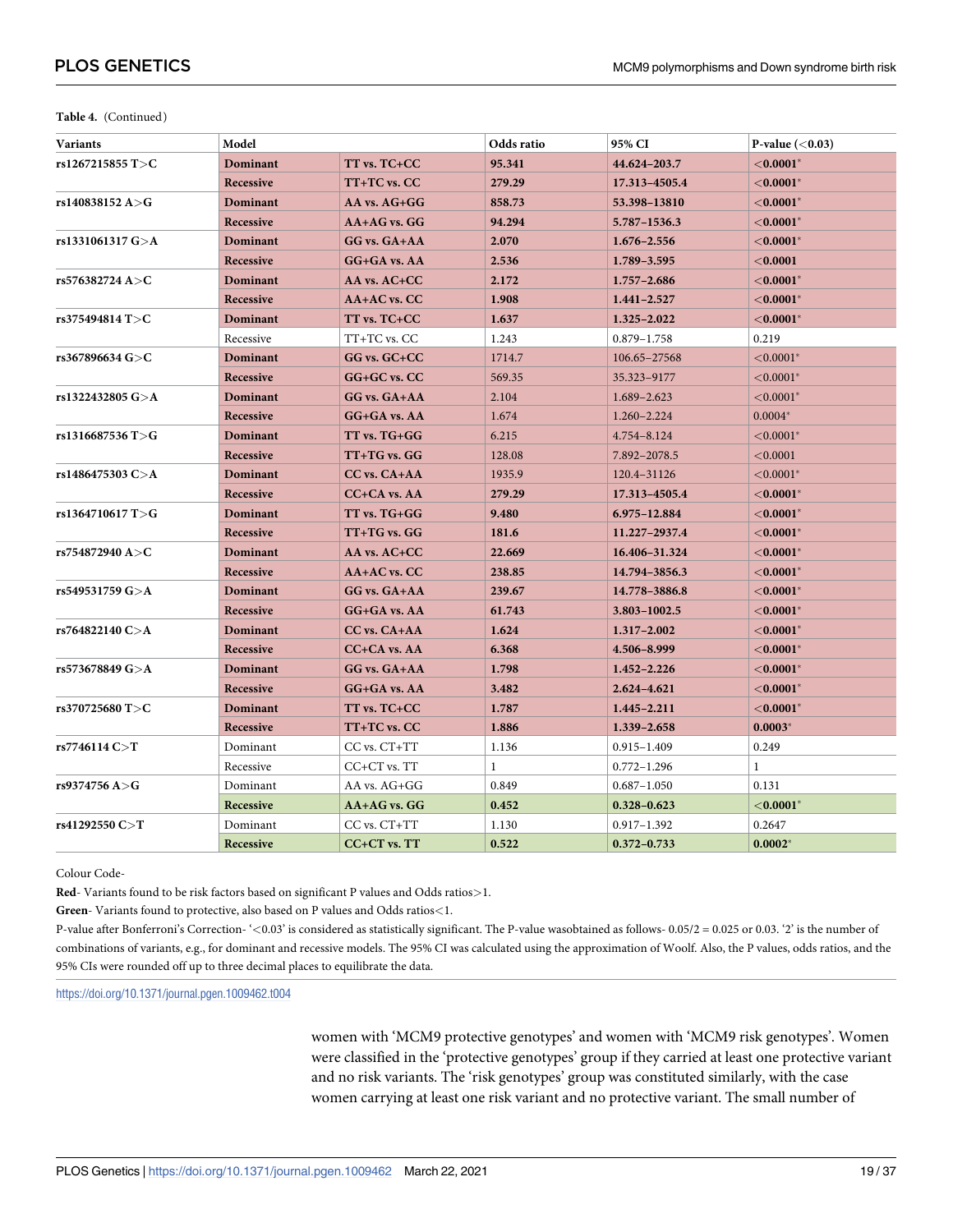**Table 4.** (Continued)

| Variants | Model | | Odds ratio | 95% CI | P-value (<0.03) |
|---|---|---|---|---|---|
| rs1267215855 T>C | Dominant | TT vs. TC+CC | 95.341 | 44.624–203.7 | <0.0001* |
| | Recessive | TT+TC vs. CC | 279.29 | 17.313–4505.4 | <0.0001* |
| rs140838152 A>G | Dominant | AA vs. AG+GG | 858.73 | 53.398–13810 | <0.0001* |
| | Recessive | AA+AG vs. GG | 94.294 | 5.787–1536.3 | <0.0001* |
| rs1331061317 G>A | Dominant | GG vs. GA+AA | 2.070 | 1.676–2.556 | <0.0001* |
| | Recessive | GG+GA vs. AA | 2.536 | 1.789–3.595 | <0.0001 |
| rs576382724 A>C | Dominant | AA vs. AC+CC | 2.172 | 1.757–2.686 | <0.0001* |
| | Recessive | AA+AC vs. CC | 1.908 | 1.441–2.527 | <0.0001* |
| rs375494814 T>C | Dominant | TT vs. TC+CC | 1.637 | 1.325–2.022 | <0.0001* |
| | Recessive | TT+TC vs. CC | 1.243 | 0.879–1.758 | 0.219 |
| rs367896634 G>C | Dominant | GG vs. GC+CC | 1714.7 | 106.65–27568 | <0.0001* |
| | Recessive | GG+GC vs. CC | 569.35 | 35.323–9177 | <0.0001* |
| rs1322432805 G>A | Dominant | GG vs. GA+AA | 2.104 | 1.689–2.623 | <0.0001* |
| | Recessive | GG+GA vs. AA | 1.674 | 1.260–2.224 | 0.0004* |
| rs1316687536 T>G | Dominant | TT vs. TG+GG | 6.215 | 4.754–8.124 | <0.0001* |
| | Recessive | TT+TG vs. GG | 128.08 | 7.892–2078.5 | <0.0001 |
| rs1486475303 C>A | Dominant | CC vs. CA+AA | 1935.9 | 120.4–31126 | <0.0001* |
| | Recessive | CC+CA vs. AA | 279.29 | 17.313–4505.4 | <0.0001* |
| rs1364710617 T>G | Dominant | TT vs. TG+GG | 9.480 | 6.975–12.884 | <0.0001* |
| | Recessive | TT+TG vs. GG | 181.6 | 11.227–2937.4 | <0.0001* |
| rs754872940 A>C | Dominant | AA vs. AC+CC | 22.669 | 16.406–31.324 | <0.0001* |
| | Recessive | AA+AC vs. CC | 238.85 | 14.794–3856.3 | <0.0001* |
| rs549531759 G>A | Dominant | GG vs. GA+AA | 239.67 | 14.778–3886.8 | <0.0001* |
| | Recessive | GG+GA vs. AA | 61.743 | 3.803–1002.5 | <0.0001* |
| rs764822140 C>A | Dominant | CC vs. CA+AA | 1.624 | 1.317–2.002 | <0.0001* |
| | Recessive | CC+CA vs. AA | 6.368 | 4.506–8.999 | <0.0001* |
| rs573678849 G>A | Dominant | GG vs. GA+AA | 1.798 | 1.452–2.226 | <0.0001* |
| | Recessive | GG+GA vs. AA | 3.482 | 2.624–4.621 | <0.0001* |
| rs370725680 T>C | Dominant | TT vs. TC+CC | 1.787 | 1.445–2.211 | <0.0001* |
| | Recessive | TT+TC vs. CC | 1.886 | 1.339–2.658 | 0.0003* |
| rs7746114 C>T | Dominant | CC vs. CT+TT | 1.136 | 0.915–1.409 | 0.249 |
| | Recessive | CC+CT vs. TT | 1 | 0.772–1.296 | 1 |
| rs9374756 A>G | Dominant | AA vs. AG+GG | 0.849 | 0.687–1.050 | 0.131 |
| | Recessive | AA+AG vs. GG | 0.452 | 0.328–0.623 | <0.0001* |
| rs41292550 C>T | Dominant | CC vs. CT+TT | 1.130 | 0.917–1.392 | 0.2647 |
| | Recessive | CC+CT vs. TT | 0.522 | 0.372–0.733 | 0.0002* |

Colour Code-

**Red**- Variants found to be risk factors based on significant P values and Odds ratios>1.

**Green**- Variants found to protective, also based on P values and Odds ratios<1.

P-value after Bonferroni's Correction- '<0.03' is considered as statistically significant. The P-value wasobtained as follows- 0.05/2 = 0.025 or 0.03. '2' is the number of combinations of variants, e.g., for dominant and recessive models. The 95% CI was calculated using the approximation of Woolf. Also, the P values, odds ratios, and the 95% CIs were rounded off up to three decimal places to equilibrate the data.

https://doi.org/10.1371/journal.pgen.1009462.t004

women with 'MCM9 protective genotypes' and women with 'MCM9 risk genotypes'. Women were classified in the 'protective genotypes' group if they carried at least one protective variant and no risk variants. The 'risk genotypes' group was constituted similarly, with the case women carrying at least one risk variant and no protective variant. The small number of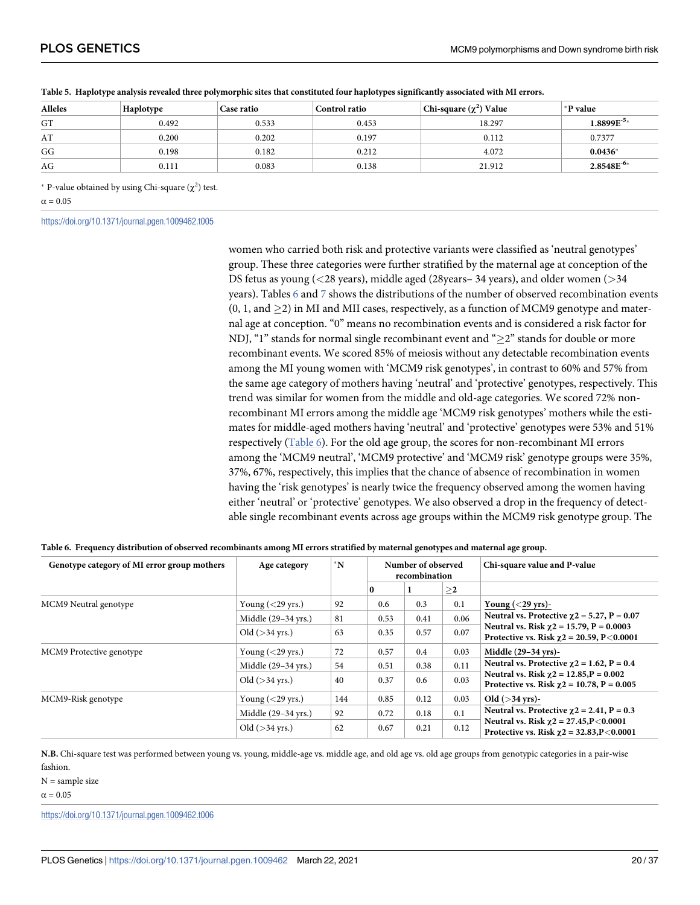**Table 5. Haplotype analysis revealed three polymorphic sites that constituted four haplotypes significantly associated with MI errors.**

| Alleles | Haplotype | Case ratio | Control ratio | Chi-square ($\chi^2$) Value | *P value |
|---|---|---|---|---|---|
| GT | 0.492 | 0.533 | 0.453 | 18.297 | **1.8899E$^{-5}$*** |
| AT | 0.200 | 0.202 | 0.197 | 0.112 | 0.7377 |
| GG | 0.198 | 0.182 | 0.212 | 4.072 | **0.0436*** |
| AG | 0.111 | 0.083 | 0.138 | 21.912 | **2.8548E$^{-6}$*** |

* P-value obtained by using Chi-square ($\chi^2$) test.

$\alpha = 0.05$

https://doi.org/10.1371/journal.pgen.1009462.t005

women who carried both risk and protective variants were classified as 'neutral genotypes' group. These three categories were further stratified by the maternal age at conception of the DS fetus as young (<28 years), middle aged (28years– 34 years), and older women (>34 years). Tables 6 and 7 shows the distributions of the number of observed recombination events (0, 1, and ≥2) in MI and MII cases, respectively, as a function of MCM9 genotype and maternal age at conception. "0" means no recombination events and is considered a risk factor for NDJ, "1" stands for normal single recombinant event and "≥2" stands for double or more recombinant events. We scored 85% of meiosis without any detectable recombination events among the MI young women with 'MCM9 risk genotypes', in contrast to 60% and 57% from the same age category of mothers having 'neutral' and 'protective' genotypes, respectively. This trend was similar for women from the middle and old-age categories. We scored 72% non-recombinant MI errors among the middle age 'MCM9 risk genotypes' mothers while the estimates for middle-aged mothers having 'neutral' and 'protective' genotypes were 53% and 51% respectively (Table 6). For the old age group, the scores for non-recombinant MI errors among the 'MCM9 neutral', 'MCM9 protective' and 'MCM9 risk' genotype groups were 35%, 37%, 67%, respectively, this implies that the chance of absence of recombination in women having the 'risk genotypes' is nearly twice the frequency observed among the women having either 'neutral' or 'protective' genotypes. We also observed a drop in the frequency of detectable single recombinant events across age groups within the MCM9 risk genotype group. The

**Table 6. Frequency distribution of observed recombinants among MI errors stratified by maternal genotypes and maternal age group.**

| Genotype category of MI error group mothers | Age category | *N | Number of observed recombination | | | Chi-square value and P-value |
|---|---|---|---|---|---|---|
| | | | 0 | 1 | ≥2 | |
| MCM9 Neutral genotype | Young (<29 yrs.) | 92 | 0.6 | 0.3 | 0.1 | **Young (<29 yrs)-** **Neutral vs. Protective $\chi2$ = 5.27, P = 0.07** |
| | Middle (29–34 yrs.) | 81 | 0.53 | 0.41 | 0.06 | **Neutral vs. Risk $\chi2$ = 15.79, P = 0.0003** |
| | Old (>34 yrs.) | 63 | 0.35 | 0.57 | 0.07 | **Protective vs. Risk $\chi2$ = 20.59, P<0.0001** |
| MCM9 Protective genotype | Young (<29 yrs.) | 72 | 0.57 | 0.4 | 0.03 | **Middle (29–34 yrs)-** **Neutral vs. Protective $\chi2$ = 1.62, P = 0.4** |
| | Middle (29–34 yrs.) | 54 | 0.51 | 0.38 | 0.11 | **Neutral vs. Risk $\chi2$ = 12.85,P = 0.002** |
| | Old (>34 yrs.) | 40 | 0.37 | 0.6 | 0.03 | **Protective vs. Risk $\chi2$ = 10.78, P = 0.005** |
| MCM9-Risk genotype | Young (<29 yrs.) | 144 | 0.85 | 0.12 | 0.03 | **Old (>34 yrs)-** **Neutral vs. Protective $\chi2$ = 2.41, P = 0.3** |
| | Middle (29–34 yrs.) | 92 | 0.72 | 0.18 | 0.1 | **Neutral vs. Risk $\chi2$ = 27.45,P<0.0001** |
| | Old (>34 yrs.) | 62 | 0.67 | 0.21 | 0.12 | **Protective vs. Risk $\chi2$ = 32.83,P<0.0001** |

**N.B.** Chi-square test was performed between young vs. young, middle-age vs. middle age, and old age vs. old age groups from genotypic categories in a pair-wise fashion.

N = sample size

$\alpha = 0.05$

https://doi.org/10.1371/journal.pgen.1009462.t006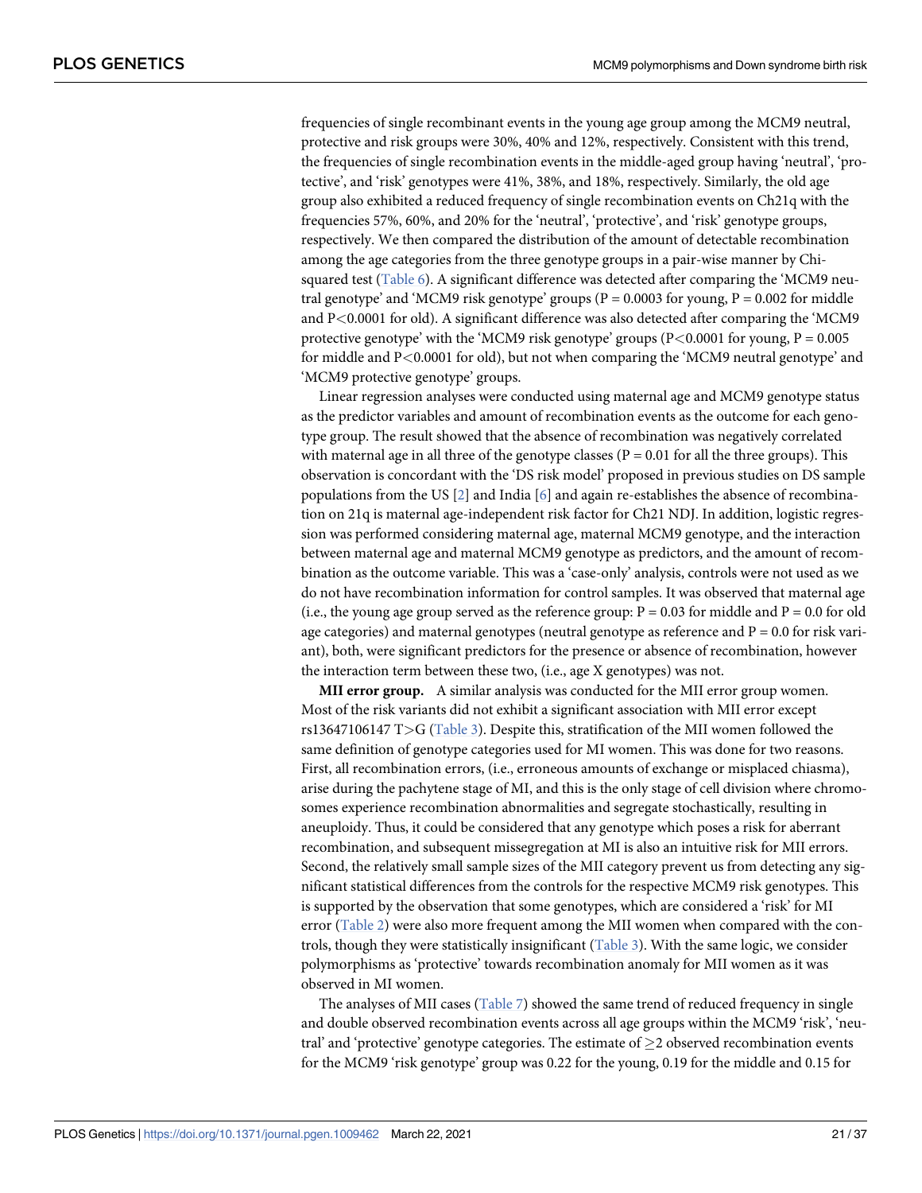frequencies of single recombinant events in the young age group among the MCM9 neutral, protective and risk groups were 30%, 40% and 12%, respectively. Consistent with this trend, the frequencies of single recombination events in the middle-aged group having 'neutral', 'protective', and 'risk' genotypes were 41%, 38%, and 18%, respectively. Similarly, the old age group also exhibited a reduced frequency of single recombination events on Ch21q with the frequencies 57%, 60%, and 20% for the 'neutral', 'protective', and 'risk' genotype groups, respectively. We then compared the distribution of the amount of detectable recombination among the age categories from the three genotype groups in a pair-wise manner by Chi-squared test (Table 6). A significant difference was detected after comparing the 'MCM9 neutral genotype' and 'MCM9 risk genotype' groups (P = 0.0003 for young, P = 0.002 for middle and P<0.0001 for old). A significant difference was also detected after comparing the 'MCM9 protective genotype' with the 'MCM9 risk genotype' groups (P<0.0001 for young, P = 0.005 for middle and P<0.0001 for old), but not when comparing the 'MCM9 neutral genotype' and 'MCM9 protective genotype' groups.

Linear regression analyses were conducted using maternal age and MCM9 genotype status as the predictor variables and amount of recombination events as the outcome for each genotype group. The result showed that the absence of recombination was negatively correlated with maternal age in all three of the genotype classes (P = 0.01 for all the three groups). This observation is concordant with the 'DS risk model' proposed in previous studies on DS sample populations from the US [2] and India [6] and again re-establishes the absence of recombination on 21q is maternal age-independent risk factor for Ch21 NDJ. In addition, logistic regression was performed considering maternal age, maternal MCM9 genotype, and the interaction between maternal age and maternal MCM9 genotype as predictors, and the amount of recombination as the outcome variable. This was a 'case-only' analysis, controls were not used as we do not have recombination information for control samples. It was observed that maternal age (i.e., the young age group served as the reference group: P = 0.03 for middle and P = 0.0 for old age categories) and maternal genotypes (neutral genotype as reference and P = 0.0 for risk variant), both, were significant predictors for the presence or absence of recombination, however the interaction term between these two, (i.e., age X genotypes) was not.

**MII error group.** A similar analysis was conducted for the MII error group women. Most of the risk variants did not exhibit a significant association with MII error except rs13647106147 T>G (Table 3). Despite this, stratification of the MII women followed the same definition of genotype categories used for MI women. This was done for two reasons. First, all recombination errors, (i.e., erroneous amounts of exchange or misplaced chiasma), arise during the pachytene stage of MI, and this is the only stage of cell division where chromosomes experience recombination abnormalities and segregate stochastically, resulting in aneuploidy. Thus, it could be considered that any genotype which poses a risk for aberrant recombination, and subsequent missegregation at MI is also an intuitive risk for MII errors. Second, the relatively small sample sizes of the MII category prevent us from detecting any significant statistical differences from the controls for the respective MCM9 risk genotypes. This is supported by the observation that some genotypes, which are considered a 'risk' for MI error (Table 2) were also more frequent among the MII women when compared with the controls, though they were statistically insignificant (Table 3). With the same logic, we consider polymorphisms as 'protective' towards recombination anomaly for MII women as it was observed in MI women.

The analyses of MII cases (Table 7) showed the same trend of reduced frequency in single and double observed recombination events across all age groups within the MCM9 'risk', 'neutral' and 'protective' genotype categories. The estimate of ≥2 observed recombination events for the MCM9 'risk genotype' group was 0.22 for the young, 0.19 for the middle and 0.15 for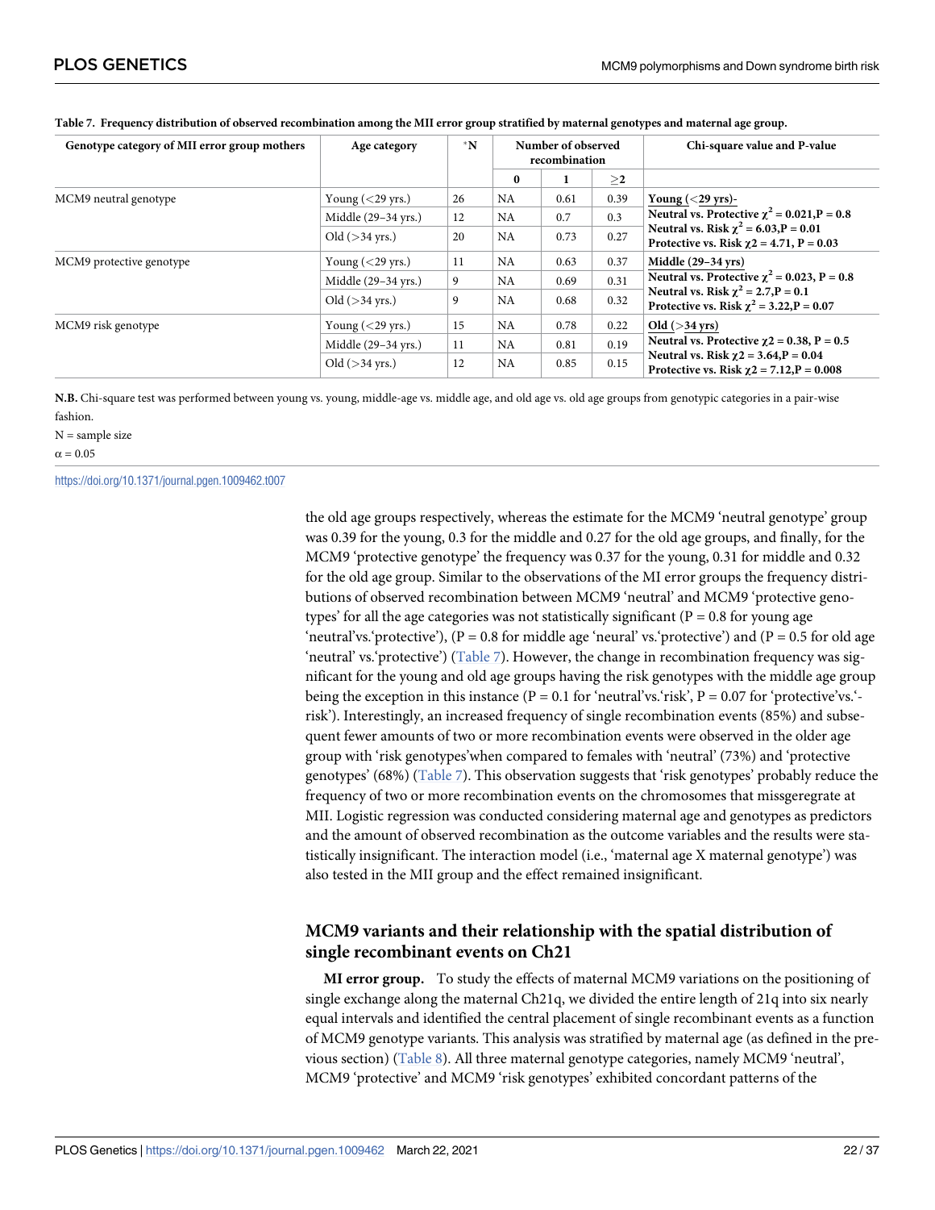**Table 7. Frequency distribution of observed recombination among the MII error group stratified by maternal genotypes and maternal age group.**

| Genotype category of MII error group mothers | Age category | *N | Number of observed recombination | | | Chi-square value and P-value |
|---|---|---|---|---|---|---|
| | | | 0 | 1 | ≥2 | |
| MCM9 neutral genotype | Young (<29 yrs.) | 26 | NA | 0.61 | 0.39 | **Young (<29 yrs)-** **Neutral vs. Protective $\chi^2 = 0.021, P = 0.8$** **Neutral vs. Risk $\chi^2 = 6.03, P = 0.01$** **Protective vs. Risk $\chi2 = 4.71, P = 0.03$** |
| | Middle (29–34 yrs.) | 12 | NA | 0.7 | 0.3 | |
| | Old (>34 yrs.) | 20 | NA | 0.73 | 0.27 | |
| MCM9 protective genotype | Young (<29 yrs.) | 11 | NA | 0.63 | 0.37 | **Middle (29–34 yrs)** **Neutral vs. Protective $\chi^2 = 0.023, P = 0.8$** **Neutral vs. Risk $\chi^2 = 2.7, P = 0.1$** **Protective vs. Risk $\chi^2 = 3.22, P = 0.07$** |
| | Middle (29–34 yrs.) | 9 | NA | 0.69 | 0.31 | |
| | Old (>34 yrs.) | 9 | NA | 0.68 | 0.32 | |
| MCM9 risk genotype | Young (<29 yrs.) | 15 | NA | 0.78 | 0.22 | **Old (>34 yrs)** **Neutral vs. Protective $\chi2 = 0.38, P = 0.5$** **Neutral vs. Risk $\chi2 = 3.64, P = 0.04$** **Protective vs. Risk $\chi2 = 7.12, P = 0.008$** |
| | Middle (29–34 yrs.) | 11 | NA | 0.81 | 0.19 | |
| | Old (>34 yrs.) | 12 | NA | 0.85 | 0.15 | |

**N.B.** Chi-square test was performed between young vs. young, middle-age vs. middle age, and old age vs. old age groups from genotypic categories in a pair-wise fashion.

N = sample size

α = 0.05

https://doi.org/10.1371/journal.pgen.1009462.t007

the old age groups respectively, whereas the estimate for the MCM9 'neutral genotype' group was 0.39 for the young, 0.3 for the middle and 0.27 for the old age groups, and finally, for the MCM9 'protective genotype' the frequency was 0.37 for the young, 0.31 for middle and 0.32 for the old age group. Similar to the observations of the MI error groups the frequency distributions of observed recombination between MCM9 'neutral' and MCM9 'protective genotypes' for all the age categories was not statistically significant (P = 0.8 for young age 'neutral'vs.'protective'), (P = 0.8 for middle age 'neural' vs.'protective') and (P = 0.5 for old age 'neutral' vs.'protective') (Table 7). However, the change in recombination frequency was significant for the young and old age groups having the risk genotypes with the middle age group being the exception in this instance (P = 0.1 for 'neutral'vs.'risk', P = 0.07 for 'protective'vs.'-risk'). Interestingly, an increased frequency of single recombination events (85%) and subsequent fewer amounts of two or more recombination events were observed in the older age group with 'risk genotypes'when compared to females with 'neutral' (73%) and 'protective genotypes' (68%) (Table 7). This observation suggests that 'risk genotypes' probably reduce the frequency of two or more recombination events on the chromosomes that missgeregrate at MII. Logistic regression was conducted considering maternal age and genotypes as predictors and the amount of observed recombination as the outcome variables and the results were statistically insignificant. The interaction model (i.e., 'maternal age X maternal genotype') was also tested in the MII group and the effect remained insignificant.

## MCM9 variants and their relationship with the spatial distribution of single recombinant events on Ch21

**MI error group.** To study the effects of maternal MCM9 variations on the positioning of single exchange along the maternal Ch21q, we divided the entire length of 21q into six nearly equal intervals and identified the central placement of single recombinant events as a function of MCM9 genotype variants. This analysis was stratified by maternal age (as defined in the previous section) (Table 8). All three maternal genotype categories, namely MCM9 'neutral', MCM9 'protective' and MCM9 'risk genotypes' exhibited concordant patterns of the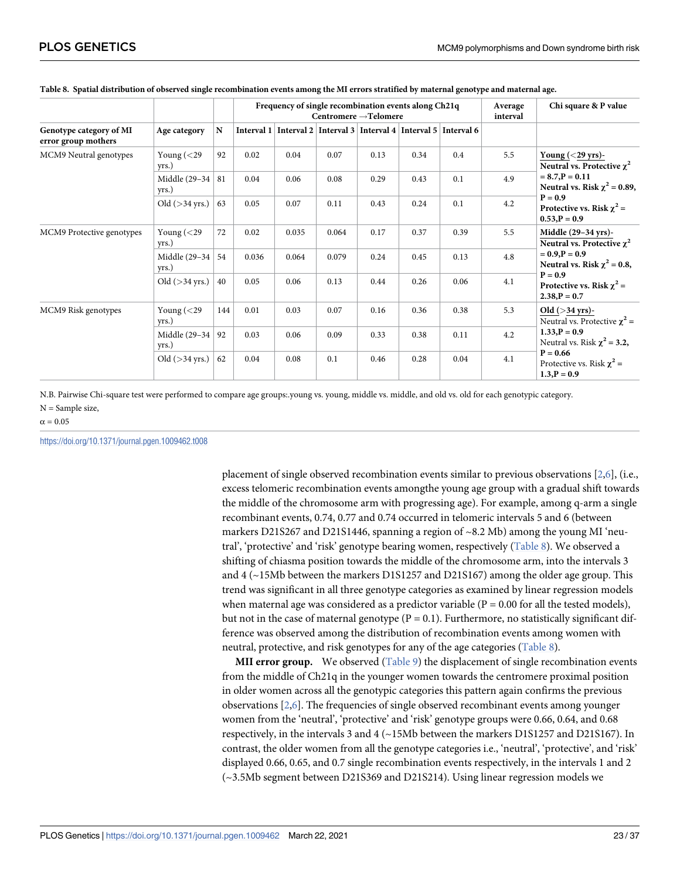**Table 8. Spatial distribution of observed single recombination events among the MI errors stratified by maternal genotype and maternal age.**

| Genotype category of MI error group mothers | Age category | N | Frequency of single recombination events along Ch21q Centromere →Telomere | | | | | | Average interval | Chi square & P value |
|---|---|---|---|---|---|---|---|---|---|---|
| | | | Interval 1 | Interval 2 | Interval 3 | Interval 4 | Interval 5 | Interval 6 | | |
| MCM9 Neutral genotypes | Young (<29 yrs.) | 92 | 0.02 | 0.04 | 0.07 | 0.13 | 0.34 | 0.4 | 5.5 | **Young (<29 yrs)-** **Neutral vs. Protective $\chi^2$ = 8.7,P = 0.11** **Neutral vs. Risk $\chi^2$ = 0.89, P = 0.9** **Protective vs. Risk $\chi^2$ = 0.53,P = 0.9** |
| | Middle (29–34 yrs.) | 81 | 0.04 | 0.06 | 0.08 | 0.29 | 0.43 | 0.1 | 4.9 | |
| | Old (>34 yrs.) | 63 | 0.05 | 0.07 | 0.11 | 0.43 | 0.24 | 0.1 | 4.2 | |
| MCM9 Protective genotypes | Young (<29 yrs.) | 72 | 0.02 | 0.035 | 0.064 | 0.17 | 0.37 | 0.39 | 5.5 | **Middle (29–34 yrs)-** **Neutral vs. Protective $\chi^2$ = 0.9,P = 0.9** **Neutral vs. Risk $\chi^2$ = 0.8, P = 0.9** **Protective vs. Risk $\chi^2$ = 2.38,P = 0.7** |
| | Middle (29–34 yrs.) | 54 | 0.036 | 0.064 | 0.079 | 0.24 | 0.45 | 0.13 | 4.8 | |
| | Old (>34 yrs.) | 40 | 0.05 | 0.06 | 0.13 | 0.44 | 0.26 | 0.06 | 4.1 | |
| MCM9 Risk genotypes | Young (<29 yrs.) | 144 | 0.01 | 0.03 | 0.07 | 0.16 | 0.36 | 0.38 | 5.3 | **Old (>34 yrs)-** Neutral vs. Protective $\chi^2$ = **1.33,P = 0.9** Neutral vs. Risk $\chi^2$ = **3.2, P = 0.66** Protective vs. Risk $\chi^2$ = **1.3,P = 0.9** |
| | Middle (29–34 yrs.) | 92 | 0.03 | 0.06 | 0.09 | 0.33 | 0.38 | 0.11 | 4.2 | |
| | Old (>34 yrs.) | 62 | 0.04 | 0.08 | 0.1 | 0.46 | 0.28 | 0.04 | 4.1 | |

N.B. Pairwise Chi-square test were performed to compare age groups:.young vs. young, middle vs. middle, and old vs. old for each genotypic category.

N = Sample size,

$\alpha = 0.05$

https://doi.org/10.1371/journal.pgen.1009462.t008

placement of single observed recombination events similar to previous observations [2,6], (i.e., excess telomeric recombination events amongthe young age group with a gradual shift towards the middle of the chromosome arm with progressing age). For example, among q-arm a single recombinant events, 0.74, 0.77 and 0.74 occurred in telomeric intervals 5 and 6 (between markers D21S267 and D21S1446, spanning a region of ~8.2 Mb) among the young MI 'neutral', 'protective' and 'risk' genotype bearing women, respectively (Table 8). We observed a shifting of chiasma position towards the middle of the chromosome arm, into the intervals 3 and 4 (~15Mb between the markers D1S1257 and D21S167) among the older age group. This trend was significant in all three genotype categories as examined by linear regression models when maternal age was considered as a predictor variable (P = 0.00 for all the tested models), but not in the case of maternal genotype (P = 0.1). Furthermore, no statistically significant difference was observed among the distribution of recombination events among women with neutral, protective, and risk genotypes for any of the age categories (Table 8).

**MII error group.** We observed (Table 9) the displacement of single recombination events from the middle of Ch21q in the younger women towards the centromere proximal position in older women across all the genotypic categories this pattern again confirms the previous observations [2,6]. The frequencies of single observed recombinant events among younger women from the 'neutral', 'protective' and 'risk' genotype groups were 0.66, 0.64, and 0.68 respectively, in the intervals 3 and 4 (~15Mb between the markers D1S1257 and D21S167). In contrast, the older women from all the genotype categories i.e., 'neutral', 'protective', and 'risk' displayed 0.66, 0.65, and 0.7 single recombination events respectively, in the intervals 1 and 2 (~3.5Mb segment between D21S369 and D21S214). Using linear regression models we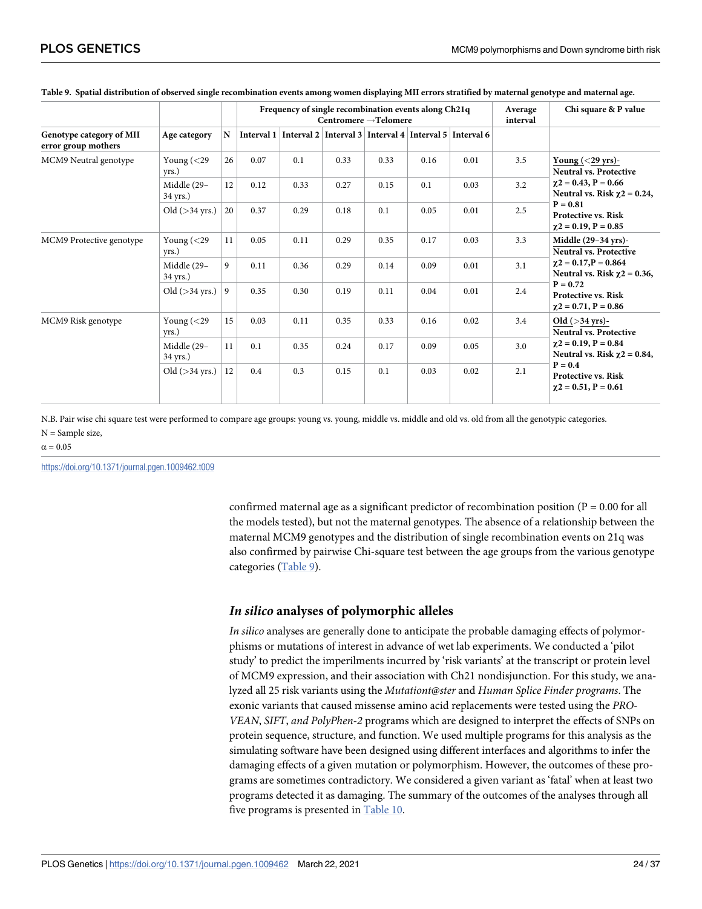**Table 9. Spatial distribution of observed single recombination events among women displaying MII errors stratified by maternal genotype and maternal age.**

| | | | Frequency of single recombination events along Ch21q Centromere →Telomere | | | | | | Average interval | Chi square & P value |
|---|---|---|---|---|---|---|---|---|---|---|
| Genotype category of MII error group mothers | Age category | N | Interval 1 | Interval 2 | Interval 3 | Interval 4 | Interval 5 | Interval 6 | | |
| MCM9 Neutral genotype | Young (<29 yrs.) | 26 | 0.07 | 0.1 | 0.33 | 0.33 | 0.16 | 0.01 | 3.5 | **Young (<29 yrs)- Neutral vs. Protective $\chi 2 = 0.43$, P = 0.66 Neutral vs. Risk $\chi 2 = 0.24$, P = 0.81 Protective vs. Risk $\chi 2 = 0.19$, P = 0.85** |
| | Middle (29–34 yrs.) | 12 | 0.12 | 0.33 | 0.27 | 0.15 | 0.1 | 0.03 | 3.2 | |
| | Old (>34 yrs.) | 20 | 0.37 | 0.29 | 0.18 | 0.1 | 0.05 | 0.01 | 2.5 | |
| MCM9 Protective genotype | Young (<29 yrs.) | 11 | 0.05 | 0.11 | 0.29 | 0.35 | 0.17 | 0.03 | 3.3 | **Middle (29–34 yrs)- Neutral vs. Protective $\chi 2 = 0.17$, P = 0.864 Neutral vs. Risk $\chi 2 = 0.36$, P = 0.72 Protective vs. Risk $\chi 2 = 0.71$, P = 0.86** |
| | Middle (29–34 yrs.) | 9 | 0.11 | 0.36 | 0.29 | 0.14 | 0.09 | 0.01 | 3.1 | |
| | Old (>34 yrs.) | 9 | 0.35 | 0.30 | 0.19 | 0.11 | 0.04 | 0.01 | 2.4 | |
| MCM9 Risk genotype | Young (<29 yrs.) | 15 | 0.03 | 0.11 | 0.35 | 0.33 | 0.16 | 0.02 | 3.4 | **Old (>34 yrs)- Neutral vs. Protective $\chi 2 = 0.19$, P = 0.84 Neutral vs. Risk $\chi 2 = 0.84$, P = 0.4 Protective vs. Risk $\chi 2 = 0.51$, P = 0.61** |
| | Middle (29–34 yrs.) | 11 | 0.1 | 0.35 | 0.24 | 0.17 | 0.09 | 0.05 | 3.0 | |
| | Old (>34 yrs.) | 12 | 0.4 | 0.3 | 0.15 | 0.1 | 0.03 | 0.02 | 2.1 | |

N.B. Pair wise chi square test were performed to compare age groups: young vs. young, middle vs. middle and old vs. old from all the genotypic categories.

N = Sample size,

$\alpha = 0.05$

https://doi.org/10.1371/journal.pgen.1009462.t009

confirmed maternal age as a significant predictor of recombination position (P = 0.00 for all the models tested), but not the maternal genotypes. The absence of a relationship between the maternal MCM9 genotypes and the distribution of single recombination events on 21q was also confirmed by pairwise Chi-square test between the age groups from the various genotype categories (Table 9).

### *In silico* analyses of polymorphic alleles

*In silico* analyses are generally done to anticipate the probable damaging effects of polymorphisms or mutations of interest in advance of wet lab experiments. We conducted a 'pilot study' to predict the imperilments incurred by 'risk variants' at the transcript or protein level of MCM9 expression, and their association with Ch21 nondisjunction. For this study, we analyzed all 25 risk variants using the *Mutationt@ster* and *Human Splice Finder programs*. The exonic variants that caused missense amino acid replacements were tested using the *PROVEAN*, *SIFT*, *and PolyPhen-2* programs which are designed to interpret the effects of SNPs on protein sequence, structure, and function. We used multiple programs for this analysis as the simulating software have been designed using different interfaces and algorithms to infer the damaging effects of a given mutation or polymorphism. However, the outcomes of these programs are sometimes contradictory. We considered a given variant as 'fatal' when at least two programs detected it as damaging. The summary of the outcomes of the analyses through all five programs is presented in Table 10.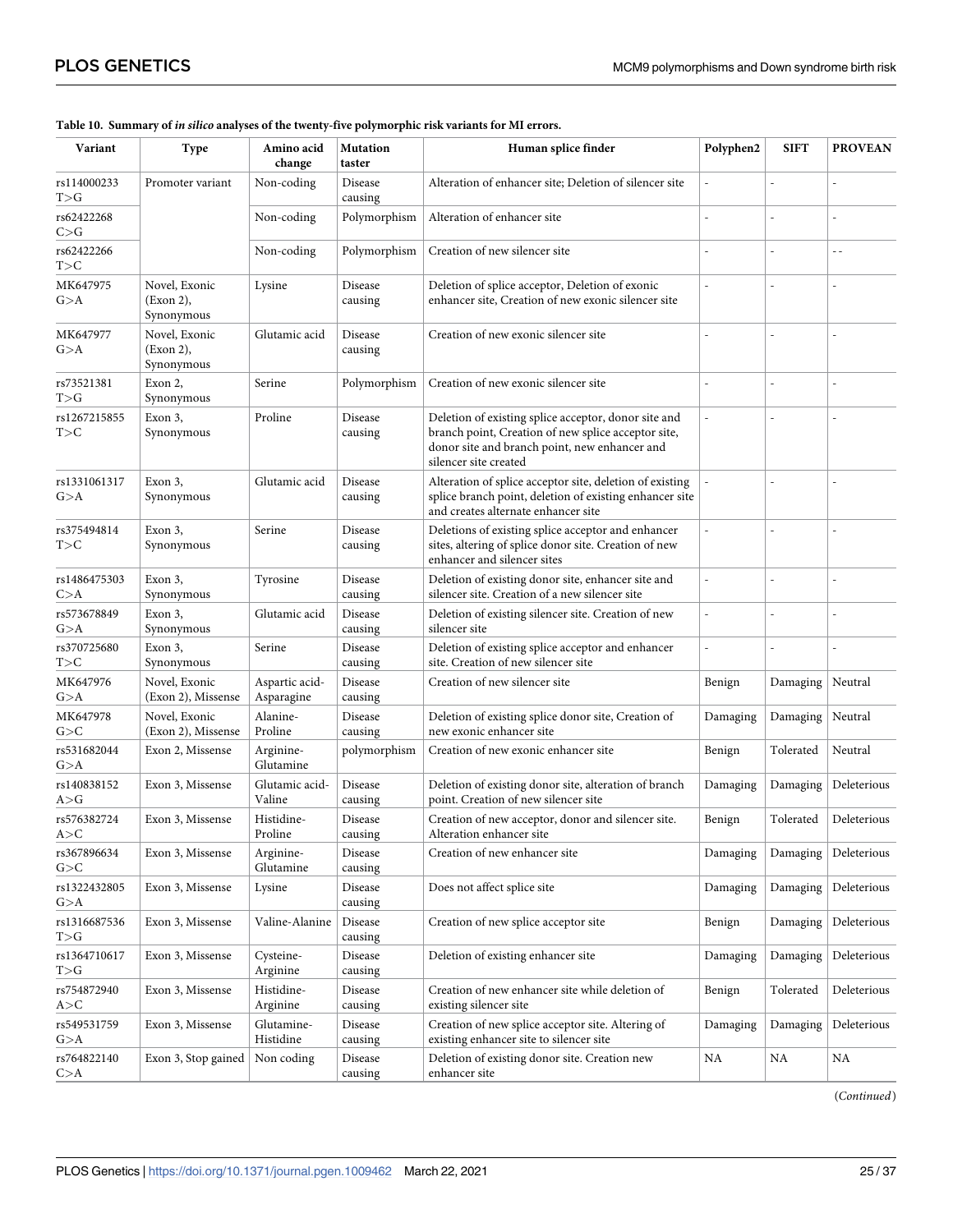**Table 10. Summary of *in silico* analyses of the twenty-five polymorphic risk variants for MI errors.**

| Variant | Type | Amino acid change | Mutation taster | Human splice finder | Polyphen2 | SIFT | PROVEAN |
|---|---|---|---|---|---|---|---|
| rs114000233 T>G | Promoter variant | Non-coding | Disease causing | Alteration of enhancer site; Deletion of silencer site | - | - | - |
| rs62422268 C>G | | Non-coding | Polymorphism | Alteration of enhancer site | - | - | - |
| rs62422266 T>C | | Non-coding | Polymorphism | Creation of new silencer site | - | - | - - |
| MK647975 G>A | Novel, Exonic (Exon 2), Synonymous | Lysine | Disease causing | Deletion of splice acceptor, Deletion of exonic enhancer site, Creation of new exonic silencer site | - | - | - |
| MK647977 G>A | Novel, Exonic (Exon 2), Synonymous | Glutamic acid | Disease causing | Creation of new exonic silencer site | - | - | - |
| rs73521381 T>G | Exon 2, Synonymous | Serine | Polymorphism | Creation of new exonic silencer site | - | - | - |
| rs1267215855 T>C | Exon 3, Synonymous | Proline | Disease causing | Deletion of existing splice acceptor, donor site and branch point, Creation of new splice acceptor site, donor site and branch point, new enhancer and silencer site created | - | - | - |
| rs1331061317 G>A | Exon 3, Synonymous | Glutamic acid | Disease causing | Alteration of splice acceptor site, deletion of existing splice branch point, deletion of existing enhancer site and creates alternate enhancer site | - | - | - |
| rs375494814 T>C | Exon 3, Synonymous | Serine | Disease causing | Deletions of existing splice acceptor and enhancer sites, altering of splice donor site. Creation of new enhancer and silencer sites | - | - | - |
| rs1486475303 C>A | Exon 3, Synonymous | Tyrosine | Disease causing | Deletion of existing donor site, enhancer site and silencer site. Creation of a new silencer site | - | - | - |
| rs573678849 G>A | Exon 3, Synonymous | Glutamic acid | Disease causing | Deletion of existing silencer site. Creation of new silencer site | - | - | - |
| rs370725680 T>C | Exon 3, Synonymous | Serine | Disease causing | Deletion of existing splice acceptor and enhancer site. Creation of new silencer site | - | - | - |
| MK647976 G>A | Novel, Exonic (Exon 2), Missense | Aspartic acid-Asparagine | Disease causing | Creation of new silencer site | Benign | Damaging | Neutral |
| MK647978 G>C | Novel, Exonic (Exon 2), Missense | Alanine-Proline | Disease causing | Deletion of existing splice donor site, Creation of new exonic enhancer site | Damaging | Damaging | Neutral |
| rs531682044 G>A | Exon 2, Missense | Arginine-Glutamine | polymorphism | Creation of new exonic enhancer site | Benign | Tolerated | Neutral |
| rs140838152 A>G | Exon 3, Missense | Glutamic acid-Valine | Disease causing | Deletion of existing donor site, alteration of branch point. Creation of new silencer site | Damaging | Damaging | Deleterious |
| rs576382724 A>C | Exon 3, Missense | Histidine-Proline | Disease causing | Creation of new acceptor, donor and silencer site. Alteration enhancer site | Benign | Tolerated | Deleterious |
| rs367896634 G>C | Exon 3, Missense | Arginine-Glutamine | Disease causing | Creation of new enhancer site | Damaging | Damaging | Deleterious |
| rs1322432805 G>A | Exon 3, Missense | Lysine | Disease causing | Does not affect splice site | Damaging | Damaging | Deleterious |
| rs1316687536 T>G | Exon 3, Missense | Valine-Alanine | Disease causing | Creation of new splice acceptor site | Benign | Damaging | Deleterious |
| rs1364710617 T>G | Exon 3, Missense | Cysteine-Arginine | Disease causing | Deletion of existing enhancer site | Damaging | Damaging | Deleterious |
| rs754872940 A>C | Exon 3, Missense | Histidine-Arginine | Disease causing | Creation of new enhancer site while deletion of existing silencer site | Benign | Tolerated | Deleterious |
| rs549531759 G>A | Exon 3, Missense | Glutamine-Histidine | Disease causing | Creation of new splice acceptor site. Altering of existing enhancer site to silencer site | Damaging | Damaging | Deleterious |
| rs764822140 C>A | Exon 3, Stop gained | Non coding | Disease causing | Deletion of existing donor site. Creation new enhancer site | NA | NA | NA |

(*Continued*)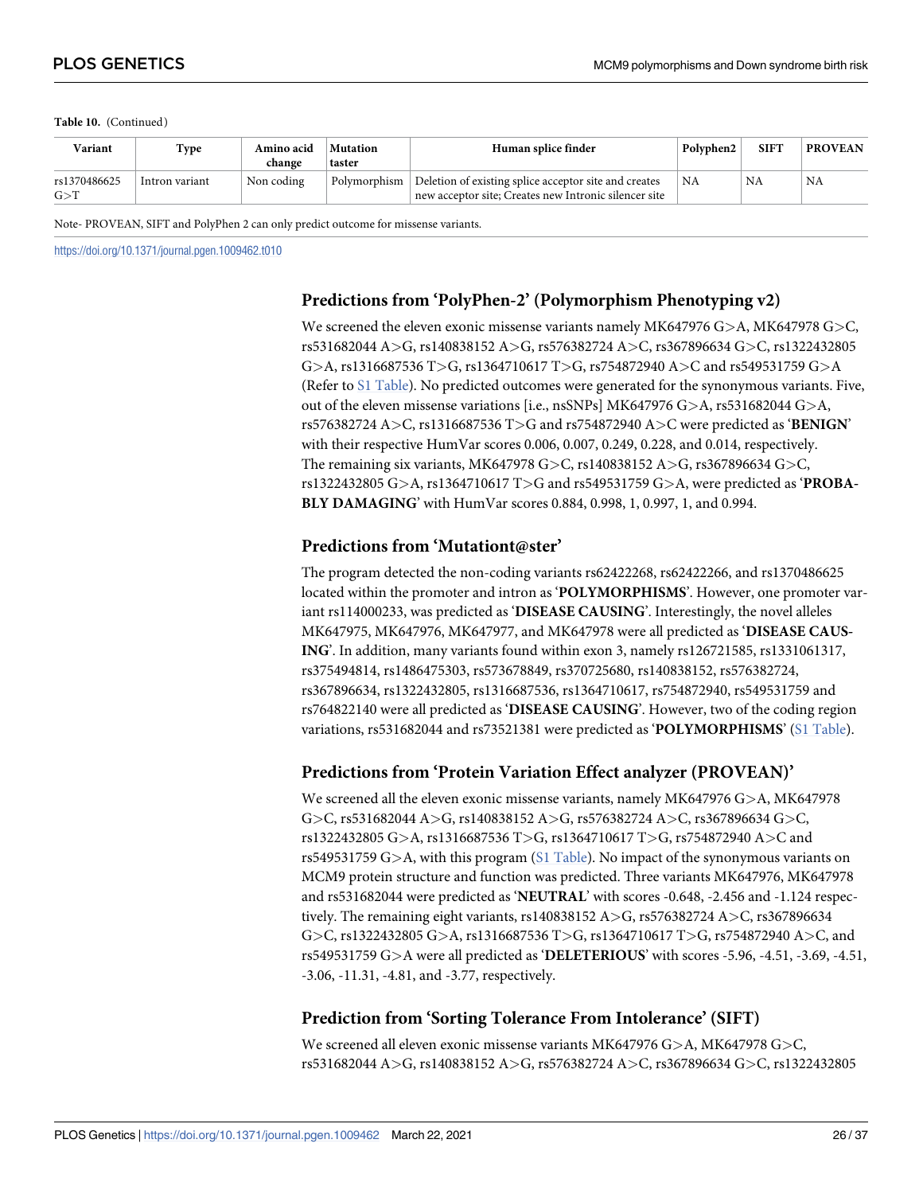Table 10. (Continued)

| Variant | Type | Amino acid change | Mutation taster | Human splice finder | Polyphen2 | SIFT | PROVEAN |
|---|---|---|---|---|---|---|---|
| rs1370486625 G>T | Intron variant | Non coding | Polymorphism | Deletion of existing splice acceptor site and creates new acceptor site; Creates new Intronic silencer site | NA | NA | NA |

Note- PROVEAN, SIFT and PolyPhen 2 can only predict outcome for missense variants.

https://doi.org/10.1371/journal.pgen.1009462.t010

### Predictions from 'PolyPhen-2' (Polymorphism Phenotyping v2)

We screened the eleven exonic missense variants namely MK647976 G>A, MK647978 G>C, rs531682044 A>G, rs140838152 A>G, rs576382724 A>C, rs367896634 G>C, rs1322432805 G>A, rs1316687536 T>G, rs1364710617 T>G, rs754872940 A>C and rs549531759 G>A (Refer to S1 Table). No predicted outcomes were generated for the synonymous variants. Five, out of the eleven missense variations [i.e., nsSNPs] MK647976 G>A, rs531682044 G>A, rs576382724 A>C, rs1316687536 T>G and rs754872940 A>C were predicted as '**BENIGN**' with their respective HumVar scores 0.006, 0.007, 0.249, 0.228, and 0.014, respectively. The remaining six variants, MK647978 G>C, rs140838152 A>G, rs367896634 G>C, rs1322432805 G>A, rs1364710617 T>G and rs549531759 G>A, were predicted as '**PROBABLY DAMAGING**' with HumVar scores 0.884, 0.998, 1, 0.997, 1, and 0.994.

### Predictions from 'Mutationt@ster'

The program detected the non-coding variants rs62422268, rs62422266, and rs1370486625 located within the promoter and intron as '**POLYMORPHISMS**'. However, one promoter variant rs114000233, was predicted as '**DISEASE CAUSING**'. Interestingly, the novel alleles MK647975, MK647976, MK647977, and MK647978 were all predicted as '**DISEASE CAUSING**'. In addition, many variants found within exon 3, namely rs126721585, rs1331061317, rs375494814, rs1486475303, rs573678849, rs370725680, rs140838152, rs576382724, rs367896634, rs1322432805, rs1316687536, rs1364710617, rs754872940, rs549531759 and rs764822140 were all predicted as '**DISEASE CAUSING**'. However, two of the coding region variations, rs531682044 and rs73521381 were predicted as '**POLYMORPHISMS**' (S1 Table).

### Predictions from 'Protein Variation Effect analyzer (PROVEAN)'

We screened all the eleven exonic missense variants, namely MK647976 G>A, MK647978 G>C, rs531682044 A>G, rs140838152 A>G, rs576382724 A>C, rs367896634 G>C, rs1322432805 G>A, rs1316687536 T>G, rs1364710617 T>G, rs754872940 A>C and rs549531759 G>A, with this program (S1 Table). No impact of the synonymous variants on MCM9 protein structure and function was predicted. Three variants MK647976, MK647978 and rs531682044 were predicted as '**NEUTRAL**' with scores -0.648, -2.456 and -1.124 respectively. The remaining eight variants, rs140838152 A>G, rs576382724 A>C, rs367896634 G>C, rs1322432805 G>A, rs1316687536 T>G, rs1364710617 T>G, rs754872940 A>C, and rs549531759 G>A were all predicted as '**DELETERIOUS**' with scores -5.96, -4.51, -3.69, -4.51, -3.06, -11.31, -4.81, and -3.77, respectively.

### Prediction from 'Sorting Tolerance From Intolerance' (SIFT)

We screened all eleven exonic missense variants MK647976 G>A, MK647978 G>C, rs531682044 A>G, rs140838152 A>G, rs576382724 A>C, rs367896634 G>C, rs1322432805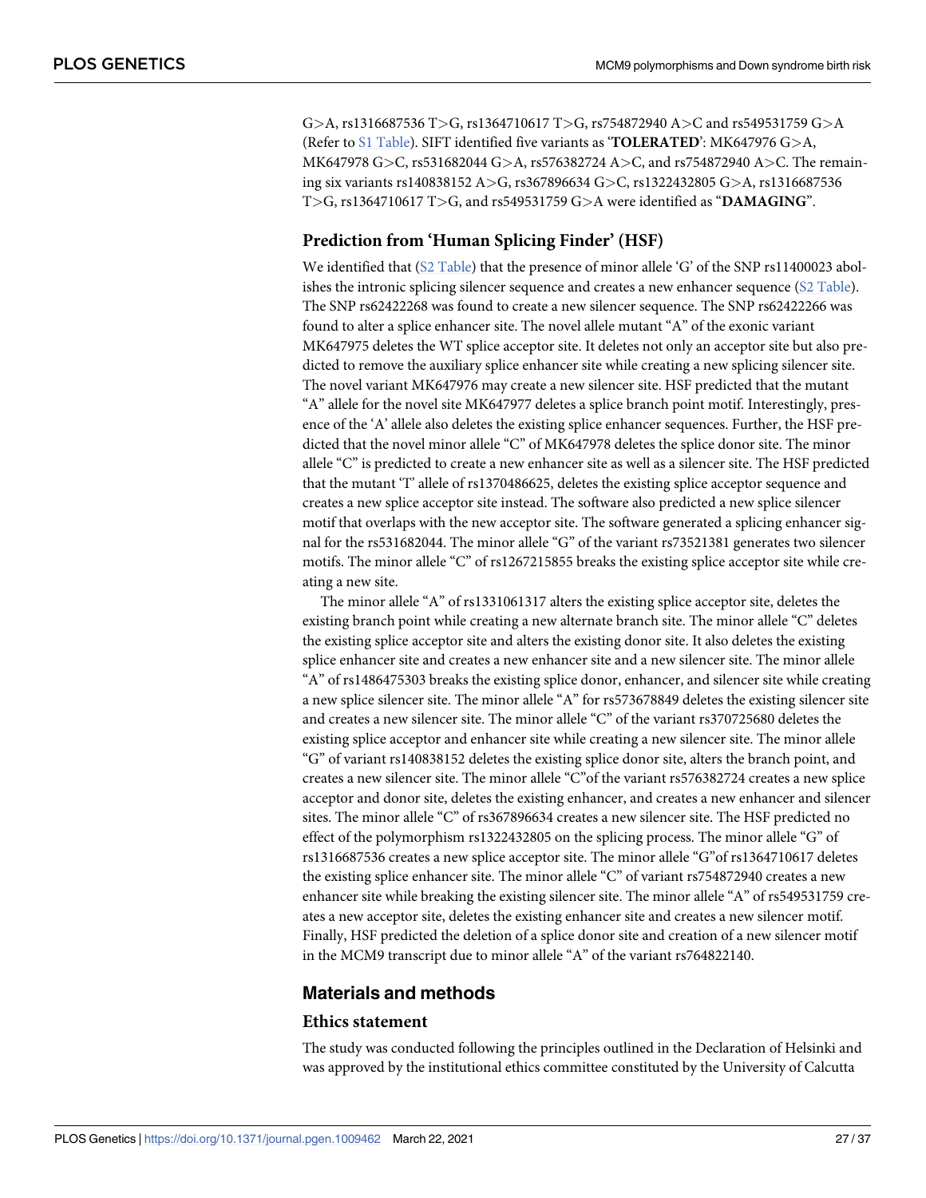G>A, rs1316687536 T>G, rs1364710617 T>G, rs754872940 A>C and rs549531759 G>A (Refer to S1 Table). SIFT identified five variants as '**TOLERATED**': MK647976 G>A, MK647978 G>C, rs531682044 G>A, rs576382724 A>C, and rs754872940 A>C. The remaining six variants rs140838152 A>G, rs367896634 G>C, rs1322432805 G>A, rs1316687536 T>G, rs1364710617 T>G, and rs549531759 G>A were identified as "**DAMAGING**".

### Prediction from 'Human Splicing Finder' (HSF)

We identified that (S2 Table) that the presence of minor allele 'G' of the SNP rs11400023 abolishes the intronic splicing silencer sequence and creates a new enhancer sequence (S2 Table). The SNP rs62422268 was found to create a new silencer sequence. The SNP rs62422266 was found to alter a splice enhancer site. The novel allele mutant "A" of the exonic variant MK647975 deletes the WT splice acceptor site. It deletes not only an acceptor site but also predicted to remove the auxiliary splice enhancer site while creating a new splicing silencer site. The novel variant MK647976 may create a new silencer site. HSF predicted that the mutant "A" allele for the novel site MK647977 deletes a splice branch point motif. Interestingly, presence of the 'A' allele also deletes the existing splice enhancer sequences. Further, the HSF predicted that the novel minor allele "C" of MK647978 deletes the splice donor site. The minor allele "C" is predicted to create a new enhancer site as well as a silencer site. The HSF predicted that the mutant 'T' allele of rs1370486625, deletes the existing splice acceptor sequence and creates a new splice acceptor site instead. The software also predicted a new splice silencer motif that overlaps with the new acceptor site. The software generated a splicing enhancer signal for the rs531682044. The minor allele "G" of the variant rs73521381 generates two silencer motifs. The minor allele "C" of rs1267215855 breaks the existing splice acceptor site while creating a new site.

The minor allele "A" of rs1331061317 alters the existing splice acceptor site, deletes the existing branch point while creating a new alternate branch site. The minor allele "C" deletes the existing splice acceptor site and alters the existing donor site. It also deletes the existing splice enhancer site and creates a new enhancer site and a new silencer site. The minor allele "A" of rs1486475303 breaks the existing splice donor, enhancer, and silencer site while creating a new splice silencer site. The minor allele "A" for rs573678849 deletes the existing silencer site and creates a new silencer site. The minor allele "C" of the variant rs370725680 deletes the existing splice acceptor and enhancer site while creating a new silencer site. The minor allele "G" of variant rs140838152 deletes the existing splice donor site, alters the branch point, and creates a new silencer site. The minor allele "C"of the variant rs576382724 creates a new splice acceptor and donor site, deletes the existing enhancer, and creates a new enhancer and silencer sites. The minor allele "C" of rs367896634 creates a new silencer site. The HSF predicted no effect of the polymorphism rs1322432805 on the splicing process. The minor allele "G" of rs1316687536 creates a new splice acceptor site. The minor allele "G"of rs1364710617 deletes the existing splice enhancer site. The minor allele "C" of variant rs754872940 creates a new enhancer site while breaking the existing silencer site. The minor allele "A" of rs549531759 creates a new acceptor site, deletes the existing enhancer site and creates a new silencer motif. Finally, HSF predicted the deletion of a splice donor site and creation of a new silencer motif in the MCM9 transcript due to minor allele "A" of the variant rs764822140.

## Materials and methods

### Ethics statement

The study was conducted following the principles outlined in the Declaration of Helsinki and was approved by the institutional ethics committee constituted by the University of Calcutta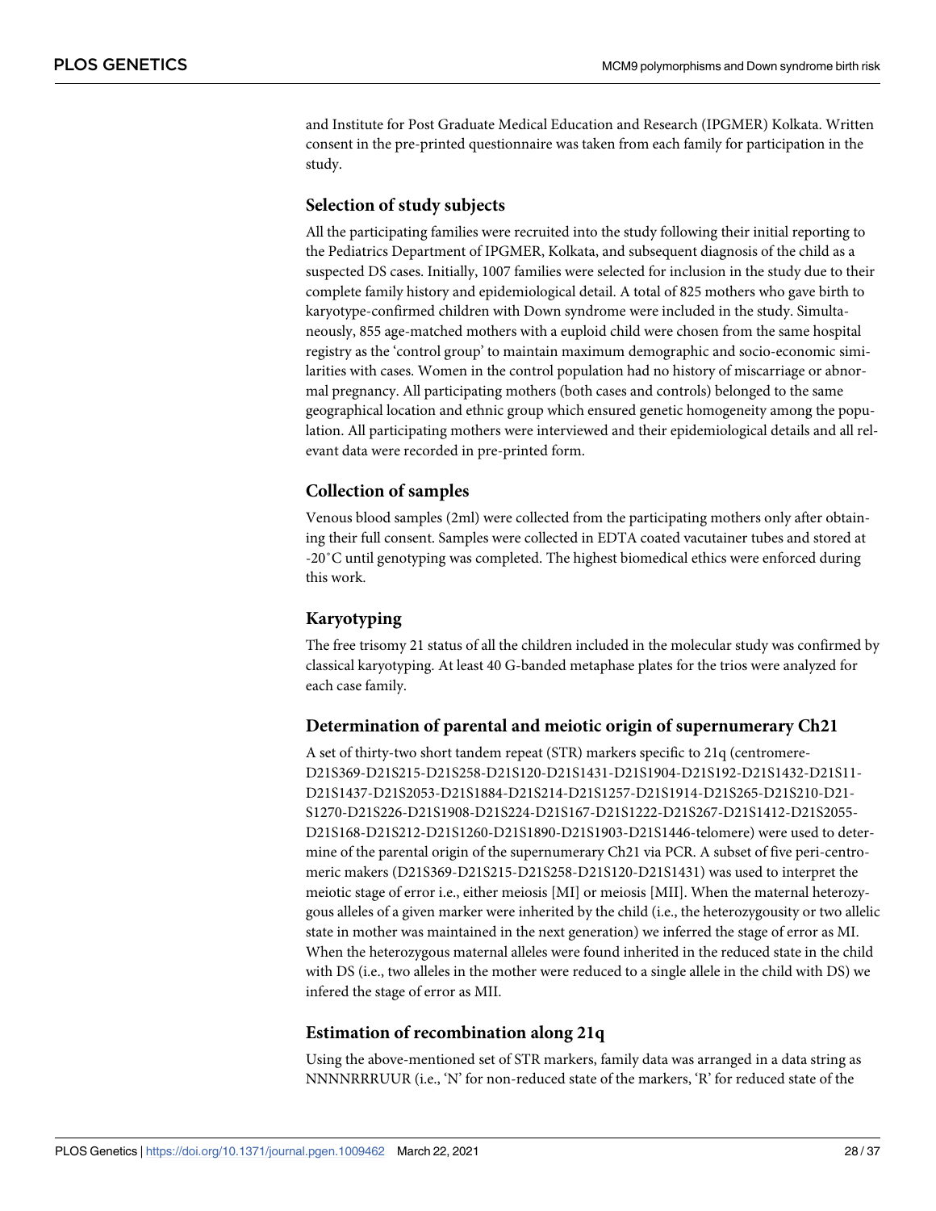and Institute for Post Graduate Medical Education and Research (IPGMER) Kolkata. Written consent in the pre-printed questionnaire was taken from each family for participation in the study.

## Selection of study subjects

All the participating families were recruited into the study following their initial reporting to the Pediatrics Department of IPGMER, Kolkata, and subsequent diagnosis of the child as a suspected DS cases. Initially, 1007 families were selected for inclusion in the study due to their complete family history and epidemiological detail. A total of 825 mothers who gave birth to karyotype-confirmed children with Down syndrome were included in the study. Simultaneously, 855 age-matched mothers with a euploid child were chosen from the same hospital registry as the 'control group' to maintain maximum demographic and socio-economic similarities with cases. Women in the control population had no history of miscarriage or abnormal pregnancy. All participating mothers (both cases and controls) belonged to the same geographical location and ethnic group which ensured genetic homogeneity among the population. All participating mothers were interviewed and their epidemiological details and all relevant data were recorded in pre-printed form.

## Collection of samples

Venous blood samples (2ml) were collected from the participating mothers only after obtaining their full consent. Samples were collected in EDTA coated vacutainer tubes and stored at -20˚C until genotyping was completed. The highest biomedical ethics were enforced during this work.

## Karyotyping

The free trisomy 21 status of all the children included in the molecular study was confirmed by classical karyotyping. At least 40 G-banded metaphase plates for the trios were analyzed for each case family.

## Determination of parental and meiotic origin of supernumerary Ch21

A set of thirty-two short tandem repeat (STR) markers specific to 21q (centromere-D21S369-D21S215-D21S258-D21S120-D21S1431-D21S1904-D21S192-D21S1432-D21S11-D21S1437-D21S2053-D21S1884-D21S214-D21S1257-D21S1914-D21S265-D21S210-D21-S1270-D21S226-D21S1908-D21S224-D21S167-D21S1222-D21S267-D21S1412-D21S2055-D21S168-D21S212-D21S1260-D21S1890-D21S1903-D21S1446-telomere) were used to determine of the parental origin of the supernumerary Ch21 via PCR. A subset of five peri-centromeric makers (D21S369-D21S215-D21S258-D21S120-D21S1431) was used to interpret the meiotic stage of error i.e., either meiosis [MI] or meiosis [MII]. When the maternal heterozygous alleles of a given marker were inherited by the child (i.e., the heterozygousity or two allelic state in mother was maintained in the next generation) we inferred the stage of error as MI. When the heterozygous maternal alleles were found inherited in the reduced state in the child with DS (i.e., two alleles in the mother were reduced to a single allele in the child with DS) we infered the stage of error as MII.

## Estimation of recombination along 21q

Using the above-mentioned set of STR markers, family data was arranged in a data string as NNNNRRRUUR (i.e., 'N' for non-reduced state of the markers, 'R' for reduced state of the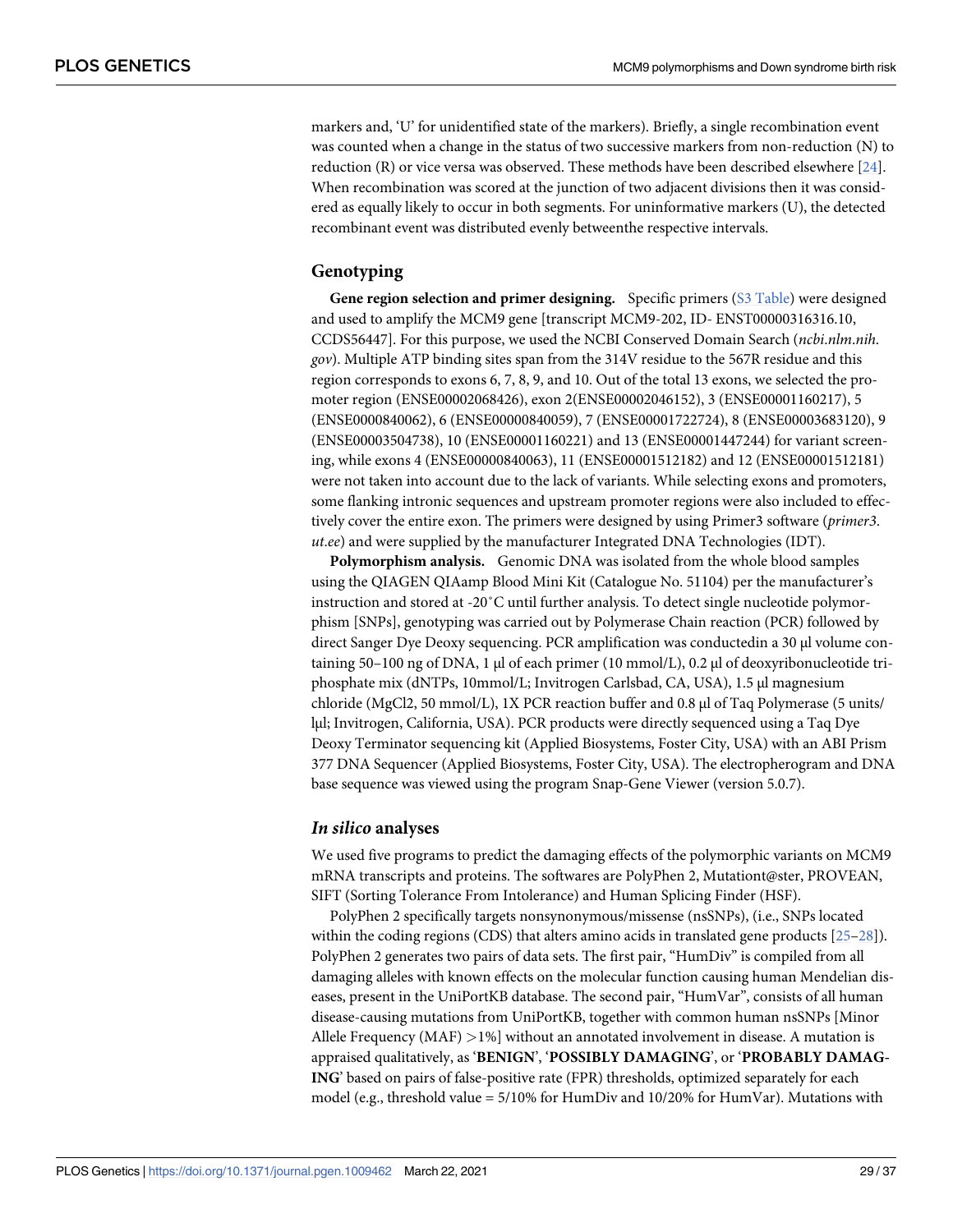markers and, 'U' for unidentified state of the markers). Briefly, a single recombination event was counted when a change in the status of two successive markers from non-reduction (N) to reduction (R) or vice versa was observed. These methods have been described elsewhere [24]. When recombination was scored at the junction of two adjacent divisions then it was considered as equally likely to occur in both segments. For uninformative markers (U), the detected recombinant event was distributed evenly betweenthe respective intervals.

## Genotyping

**Gene region selection and primer designing.** Specific primers (S3 Table) were designed and used to amplify the MCM9 gene [transcript MCM9-202, ID- ENST00000316316.10, CCDS56447]. For this purpose, we used the NCBI Conserved Domain Search (*ncbi.nlm.nih.gov*). Multiple ATP binding sites span from the 314V residue to the 567R residue and this region corresponds to exons 6, 7, 8, 9, and 10. Out of the total 13 exons, we selected the promoter region (ENSE00002068426), exon 2(ENSE00002046152), 3 (ENSE00001160217), 5 (ENSE0000840062), 6 (ENSE00000840059), 7 (ENSE00001722724), 8 (ENSE00003683120), 9 (ENSE00003504738), 10 (ENSE00001160221) and 13 (ENSE00001447244) for variant screening, while exons 4 (ENSE00000840063), 11 (ENSE00001512182) and 12 (ENSE00001512181) were not taken into account due to the lack of variants. While selecting exons and promoters, some flanking intronic sequences and upstream promoter regions were also included to effectively cover the entire exon. The primers were designed by using Primer3 software (*primer3.ut.ee*) and were supplied by the manufacturer Integrated DNA Technologies (IDT).

**Polymorphism analysis.** Genomic DNA was isolated from the whole blood samples using the QIAGEN QIAamp Blood Mini Kit (Catalogue No. 51104) per the manufacturer's instruction and stored at -20˚C until further analysis. To detect single nucleotide polymorphism [SNPs], genotyping was carried out by Polymerase Chain reaction (PCR) followed by direct Sanger Dye Deoxy sequencing. PCR amplification was conductedin a 30 μl volume containing 50–100 ng of DNA, 1 μl of each primer (10 mmol/L), 0.2 μl of deoxyribonucleotide triphosphate mix (dNTPs, 10mmol/L; Invitrogen Carlsbad, CA, USA), 1.5 μl magnesium chloride ($MgCl_2$, 50 mmol/L), 1X PCR reaction buffer and 0.8 μl of Taq Polymerase (5 units/lμl; Invitrogen, California, USA). PCR products were directly sequenced using a Taq Dye Deoxy Terminator sequencing kit (Applied Biosystems, Foster City, USA) with an ABI Prism 377 DNA Sequencer (Applied Biosystems, Foster City, USA). The electropherogram and DNA base sequence was viewed using the program Snap-Gene Viewer (version 5.0.7).

## *In silico* analyses

We used five programs to predict the damaging effects of the polymorphic variants on MCM9 mRNA transcripts and proteins. The softwares are PolyPhen 2, Mutationt@ster, PROVEAN, SIFT (Sorting Tolerance From Intolerance) and Human Splicing Finder (HSF).

PolyPhen 2 specifically targets nonsynonymous/missense (nsSNPs), (i.e., SNPs located within the coding regions (CDS) that alters amino acids in translated gene products [25–28]). PolyPhen 2 generates two pairs of data sets. The first pair, "HumDiv" is compiled from all damaging alleles with known effects on the molecular function causing human Mendelian diseases, present in the UniPortKB database. The second pair, "HumVar", consists of all human disease-causing mutations from UniPortKB, together with common human nsSNPs [Minor Allele Frequency (MAF) >1%] without an annotated involvement in disease. A mutation is appraised qualitatively, as '**BENIGN**', '**POSSIBLY DAMAGING**', or '**PROBABLY DAMAGING**' based on pairs of false-positive rate (FPR) thresholds, optimized separately for each model (e.g., threshold value = 5/10% for HumDiv and 10/20% for HumVar). Mutations with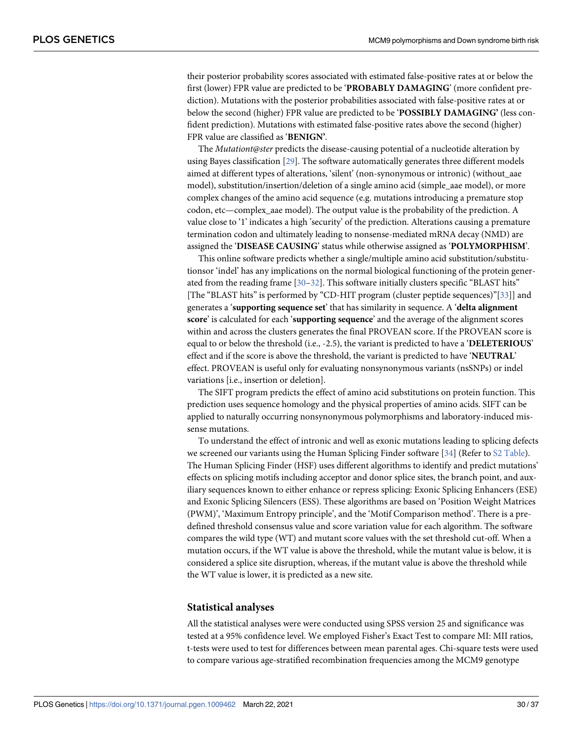their posterior probability scores associated with estimated false-positive rates at or below the first (lower) FPR value are predicted to be '**PROBABLY DAMAGING**' (more confident prediction). Mutations with the posterior probabilities associated with false-positive rates at or below the second (higher) FPR value are predicted to be '**POSSIBLY DAMAGING'** (less confident prediction). Mutations with estimated false-positive rates above the second (higher) FPR value are classified as '**BENIGN'**.

The *Mutationt@ster* predicts the disease-causing potential of a nucleotide alteration by using Bayes classification [29]. The software automatically generates three different models aimed at different types of alterations, 'silent' (non-synonymous or intronic) (without_aae model), substitution/insertion/deletion of a single amino acid (simple_aae model), or more complex changes of the amino acid sequence (e.g. mutations introducing a premature stop codon, etc—complex_aae model). The output value is the probability of the prediction. A value close to '1' indicates a high 'security' of the prediction. Alterations causing a premature termination codon and ultimately leading to nonsense-mediated mRNA decay (NMD) are assigned the '**DISEASE CAUSING**' status while otherwise assigned as '**POLYMORPHISM**'.

This online software predicts whether a single/multiple amino acid substitution/substitutionsor 'indel' has any implications on the normal biological functioning of the protein generated from the reading frame [30–32]. This software initially clusters specific "BLAST hits" [The "BLAST hits" is performed by "CD-HIT program (cluster peptide sequences)"[33]] and generates a '**supporting sequence set**' that has similarity in sequence. A '**delta alignment score**' is calculated for each '**supporting sequence**' and the average of the alignment scores within and across the clusters generates the final PROVEAN score. If the PROVEAN score is equal to or below the threshold (i.e., -2.5), the variant is predicted to have a '**DELETERIOUS**' effect and if the score is above the threshold, the variant is predicted to have '**NEUTRAL**' effect. PROVEAN is useful only for evaluating nonsynonymous variants (nsSNPs) or indel variations [i.e., insertion or deletion].

The SIFT program predicts the effect of amino acid substitutions on protein function. This prediction uses sequence homology and the physical properties of amino acids. SIFT can be applied to naturally occurring nonsynonymous polymorphisms and laboratory-induced missense mutations.

To understand the effect of intronic and well as exonic mutations leading to splicing defects we screened our variants using the Human Splicing Finder software [34] (Refer to S2 Table). The Human Splicing Finder (HSF) uses different algorithms to identify and predict mutations' effects on splicing motifs including acceptor and donor splice sites, the branch point, and auxiliary sequences known to either enhance or repress splicing: Exonic Splicing Enhancers (ESE) and Exonic Splicing Silencers (ESS). These algorithms are based on 'Position Weight Matrices (PWM)', 'Maximum Entropy principle', and the 'Motif Comparison method'. There is a predefined threshold consensus value and score variation value for each algorithm. The software compares the wild type (WT) and mutant score values with the set threshold cut-off. When a mutation occurs, if the WT value is above the threshold, while the mutant value is below, it is considered a splice site disruption, whereas, if the mutant value is above the threshold while the WT value is lower, it is predicted as a new site.

## Statistical analyses

All the statistical analyses were were conducted using SPSS version 25 and significance was tested at a 95% confidence level. We employed Fisher's Exact Test to compare MI: MII ratios, t-tests were used to test for differences between mean parental ages. Chi-square tests were used to compare various age-stratified recombination frequencies among the MCM9 genotype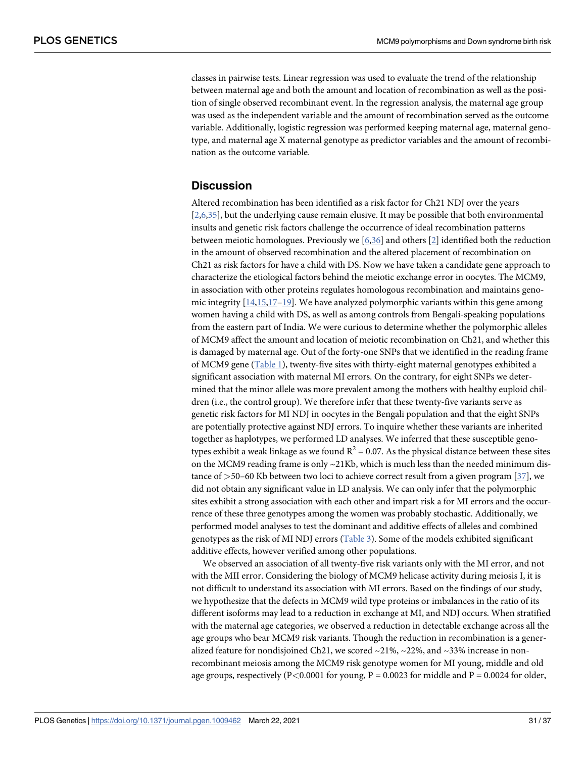classes in pairwise tests. Linear regression was used to evaluate the trend of the relationship between maternal age and both the amount and location of recombination as well as the position of single observed recombinant event. In the regression analysis, the maternal age group was used as the independent variable and the amount of recombination served as the outcome variable. Additionally, logistic regression was performed keeping maternal age, maternal genotype, and maternal age X maternal genotype as predictor variables and the amount of recombination as the outcome variable.

## Discussion

Altered recombination has been identified as a risk factor for Ch21 NDJ over the years [2,6,35], but the underlying cause remain elusive. It may be possible that both environmental insults and genetic risk factors challenge the occurrence of ideal recombination patterns between meiotic homologues. Previously we [6,36] and others [2] identified both the reduction in the amount of observed recombination and the altered placement of recombination on Ch21 as risk factors for have a child with DS. Now we have taken a candidate gene approach to characterize the etiological factors behind the meiotic exchange error in oocytes. The MCM9, in association with other proteins regulates homologous recombination and maintains genomic integrity [14,15,17–19]. We have analyzed polymorphic variants within this gene among women having a child with DS, as well as among controls from Bengali-speaking populations from the eastern part of India. We were curious to determine whether the polymorphic alleles of MCM9 affect the amount and location of meiotic recombination on Ch21, and whether this is damaged by maternal age. Out of the forty-one SNPs that we identified in the reading frame of MCM9 gene (Table 1), twenty-five sites with thirty-eight maternal genotypes exhibited a significant association with maternal MI errors. On the contrary, for eight SNPs we determined that the minor allele was more prevalent among the mothers with healthy euploid children (i.e., the control group). We therefore infer that these twenty-five variants serve as genetic risk factors for MI NDJ in oocytes in the Bengali population and that the eight SNPs are potentially protective against NDJ errors. To inquire whether these variants are inherited together as haplotypes, we performed LD analyses. We inferred that these susceptible genotypes exhibit a weak linkage as we found $R^2 = 0.07$. As the physical distance between these sites on the MCM9 reading frame is only ~21Kb, which is much less than the needed minimum distance of >50–60 Kb between two loci to achieve correct result from a given program [37], we did not obtain any significant value in LD analysis. We can only infer that the polymorphic sites exhibit a strong association with each other and impart risk a for MI errors and the occurrence of these three genotypes among the women was probably stochastic. Additionally, we performed model analyses to test the dominant and additive effects of alleles and combined genotypes as the risk of MI NDJ errors (Table 3). Some of the models exhibited significant additive effects, however verified among other populations.

We observed an association of all twenty-five risk variants only with the MI error, and not with the MII error. Considering the biology of MCM9 helicase activity during meiosis I, it is not difficult to understand its association with MI errors. Based on the findings of our study, we hypothesize that the defects in MCM9 wild type proteins or imbalances in the ratio of its different isoforms may lead to a reduction in exchange at MI, and NDJ occurs. When stratified with the maternal age categories, we observed a reduction in detectable exchange across all the age groups who bear MCM9 risk variants. Though the reduction in recombination is a generalized feature for nondisjoined Ch21, we scored ~21%, ~22%, and ~33% increase in non-recombinant meiosis among the MCM9 risk genotype women for MI young, middle and old age groups, respectively ($P<0.0001$ for young, $P = 0.0023$ for middle and $P = 0.0024$ for older,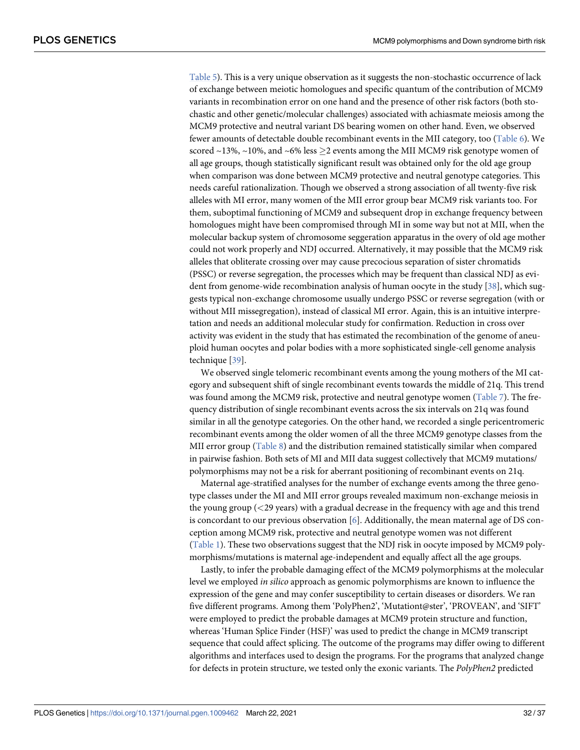Table 5). This is a very unique observation as it suggests the non-stochastic occurrence of lack of exchange between meiotic homologues and specific quantum of the contribution of MCM9 variants in recombination error on one hand and the presence of other risk factors (both stochastic and other genetic/molecular challenges) associated with achiasmate meiosis among the MCM9 protective and neutral variant DS bearing women on other hand. Even, we observed fewer amounts of detectable double recombinant events in the MII category, too (Table 6). We scored ~13%, ~10%, and ~6% less $\geq$2 events among the MII MCM9 risk genotype women of all age groups, though statistically significant result was obtained only for the old age group when comparison was done between MCM9 protective and neutral genotype categories. This needs careful rationalization. Though we observed a strong association of all twenty-five risk alleles with MI error, many women of the MII error group bear MCM9 risk variants too. For them, suboptimal functioning of MCM9 and subsequent drop in exchange frequency between homologues might have been compromised through MI in some way but not at MII, when the molecular backup system of chromosome seggeration apparatus in the overy of old age mother could not work properly and NDJ occurred. Alternatively, it may possible that the MCM9 risk alleles that obliterate crossing over may cause precocious separation of sister chromatids (PSSC) or reverse segregation, the processes which may be frequent than classical NDJ as evident from genome-wide recombination analysis of human oocyte in the study [38], which suggests typical non-exchange chromosome usually undergo PSSC or reverse segregation (with or without MII missegregation), instead of classical MI error. Again, this is an intuitive interpretation and needs an additional molecular study for confirmation. Reduction in cross over activity was evident in the study that has estimated the recombination of the genome of aneuploid human oocytes and polar bodies with a more sophisticated single-cell genome analysis technique [39].

We observed single telomeric recombinant events among the young mothers of the MI category and subsequent shift of single recombinant events towards the middle of 21q. This trend was found among the MCM9 risk, protective and neutral genotype women (Table 7). The frequency distribution of single recombinant events across the six intervals on 21q was found similar in all the genotype categories. On the other hand, we recorded a single pericentromeric recombinant events among the older women of all the three MCM9 genotype classes from the MII error group (Table 8) and the distribution remained statistically similar when compared in pairwise fashion. Both sets of MI and MII data suggest collectively that MCM9 mutations/polymorphisms may not be a risk for aberrant positioning of recombinant events on 21q.

Maternal age-stratified analyses for the number of exchange events among the three genotype classes under the MI and MII error groups revealed maximum non-exchange meiosis in the young group (<29 years) with a gradual decrease in the frequency with age and this trend is concordant to our previous observation [6]. Additionally, the mean maternal age of DS conception among MCM9 risk, protective and neutral genotype women was not different (Table 1). These two observations suggest that the NDJ risk in oocyte imposed by MCM9 polymorphisms/mutations is maternal age-independent and equally affect all the age groups.

Lastly, to infer the probable damaging effect of the MCM9 polymorphisms at the molecular level we employed *in silico* approach as genomic polymorphisms are known to influence the expression of the gene and may confer susceptibility to certain diseases or disorders. We ran five different programs. Among them 'PolyPhen2', 'Mutationt@ster', 'PROVEAN', and 'SIFT' were employed to predict the probable damages at MCM9 protein structure and function, whereas 'Human Splice Finder (HSF)' was used to predict the change in MCM9 transcript sequence that could affect splicing. The outcome of the programs may differ owing to different algorithms and interfaces used to design the programs. For the programs that analyzed change for defects in protein structure, we tested only the exonic variants. The *PolyPhen2* predicted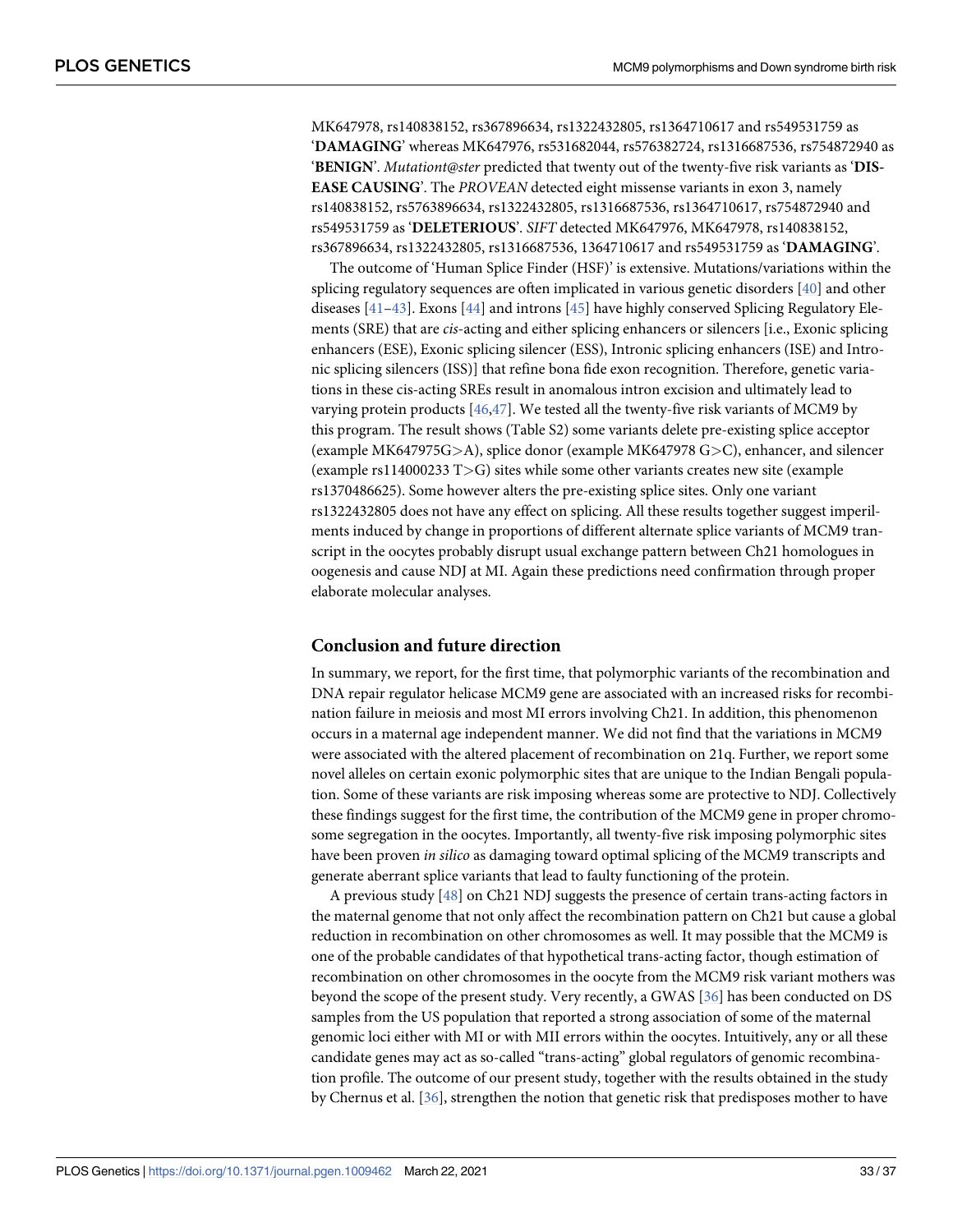MK647978, rs140838152, rs367896634, rs1322432805, rs1364710617 and rs549531759 as '**DAMAGING**' whereas MK647976, rs531682044, rs576382724, rs1316687536, rs754872940 as '**BENIGN**'. *Mutationt@ster* predicted that twenty out of the twenty-five risk variants as '**DISEASE CAUSING**'. The *PROVEAN* detected eight missense variants in exon 3, namely rs140838152, rs5763896634, rs1322432805, rs1316687536, rs1364710617, rs754872940 and rs549531759 as '**DELETERIOUS**'. *SIFT* detected MK647976, MK647978, rs140838152, rs367896634, rs1322432805, rs1316687536, 1364710617 and rs549531759 as '**DAMAGING**'.

The outcome of 'Human Splice Finder (HSF)' is extensive. Mutations/variations within the splicing regulatory sequences are often implicated in various genetic disorders [40] and other diseases [41–43]. Exons [44] and introns [45] have highly conserved Splicing Regulatory Elements (SRE) that are *cis*-acting and either splicing enhancers or silencers [i.e., Exonic splicing enhancers (ESE), Exonic splicing silencer (ESS), Intronic splicing enhancers (ISE) and Intronic splicing silencers (ISS)] that refine bona fide exon recognition. Therefore, genetic variations in these cis-acting SREs result in anomalous intron excision and ultimately lead to varying protein products [46,47]. We tested all the twenty-five risk variants of MCM9 by this program. The result shows (Table S2) some variants delete pre-existing splice acceptor (example MK647975G>A), splice donor (example MK647978 G>C), enhancer, and silencer (example rs114000233 T>G) sites while some other variants creates new site (example rs1370486625). Some however alters the pre-existing splice sites. Only one variant rs1322432805 does not have any effect on splicing. All these results together suggest imperilments induced by change in proportions of different alternate splice variants of MCM9 transcript in the oocytes probably disrupt usual exchange pattern between Ch21 homologues in oogenesis and cause NDJ at MI. Again these predictions need confirmation through proper elaborate molecular analyses.

## Conclusion and future direction

In summary, we report, for the first time, that polymorphic variants of the recombination and DNA repair regulator helicase MCM9 gene are associated with an increased risks for recombination failure in meiosis and most MI errors involving Ch21. In addition, this phenomenon occurs in a maternal age independent manner. We did not find that the variations in MCM9 were associated with the altered placement of recombination on 21q. Further, we report some novel alleles on certain exonic polymorphic sites that are unique to the Indian Bengali population. Some of these variants are risk imposing whereas some are protective to NDJ. Collectively these findings suggest for the first time, the contribution of the MCM9 gene in proper chromosome segregation in the oocytes. Importantly, all twenty-five risk imposing polymorphic sites have been proven *in silico* as damaging toward optimal splicing of the MCM9 transcripts and generate aberrant splice variants that lead to faulty functioning of the protein.

A previous study [48] on Ch21 NDJ suggests the presence of certain trans-acting factors in the maternal genome that not only affect the recombination pattern on Ch21 but cause a global reduction in recombination on other chromosomes as well. It may possible that the MCM9 is one of the probable candidates of that hypothetical trans-acting factor, though estimation of recombination on other chromosomes in the oocyte from the MCM9 risk variant mothers was beyond the scope of the present study. Very recently, a GWAS [36] has been conducted on DS samples from the US population that reported a strong association of some of the maternal genomic loci either with MI or with MII errors within the oocytes. Intuitively, any or all these candidate genes may act as so-called "trans-acting" global regulators of genomic recombination profile. The outcome of our present study, together with the results obtained in the study by Chernus et al. [36], strengthen the notion that genetic risk that predisposes mother to have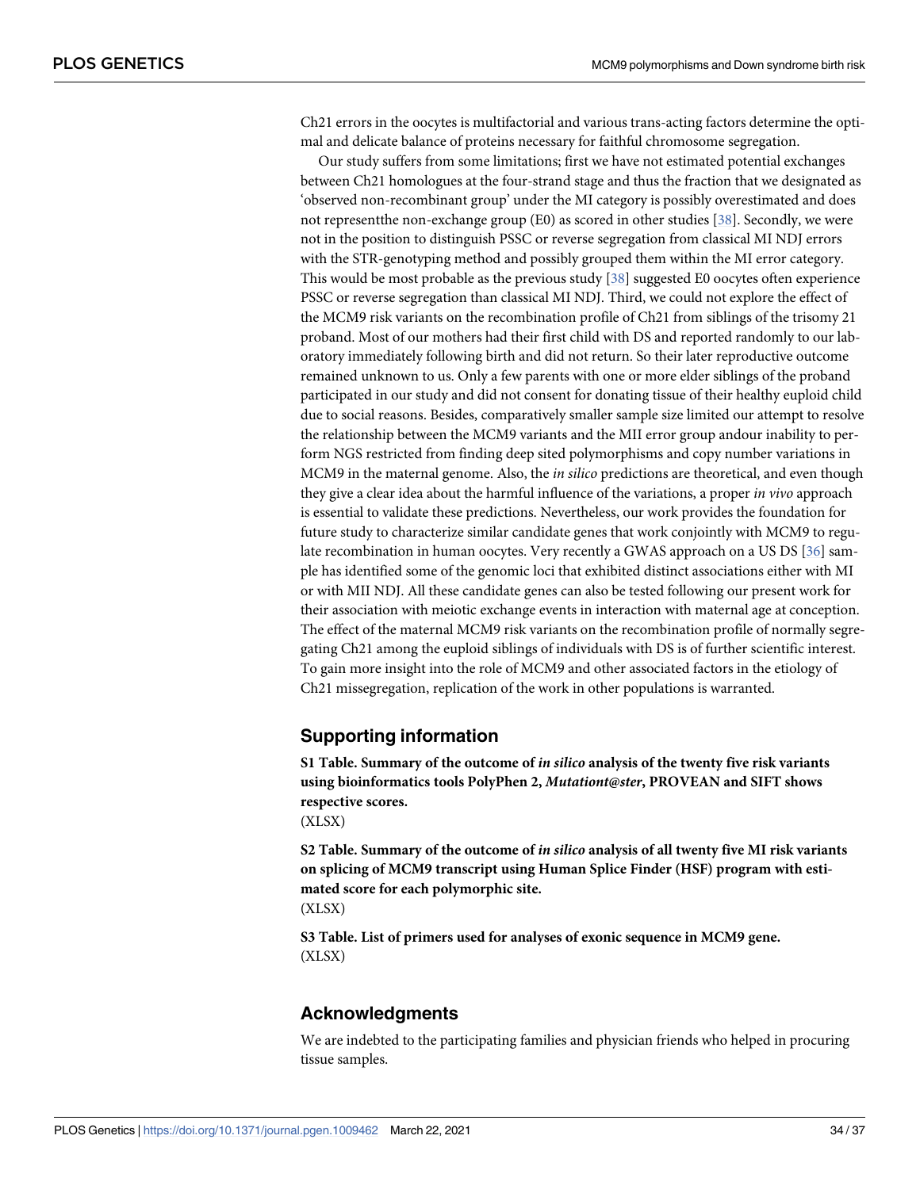Ch21 errors in the oocytes is multifactorial and various trans-acting factors determine the optimal and delicate balance of proteins necessary for faithful chromosome segregation.

Our study suffers from some limitations; first we have not estimated potential exchanges between Ch21 homologues at the four-strand stage and thus the fraction that we designated as 'observed non-recombinant group' under the MI category is possibly overestimated and does not representthe non-exchange group (E0) as scored in other studies [38]. Secondly, we were not in the position to distinguish PSSC or reverse segregation from classical MI NDJ errors with the STR-genotyping method and possibly grouped them within the MI error category. This would be most probable as the previous study [38] suggested E0 oocytes often experience PSSC or reverse segregation than classical MI NDJ. Third, we could not explore the effect of the MCM9 risk variants on the recombination profile of Ch21 from siblings of the trisomy 21 proband. Most of our mothers had their first child with DS and reported randomly to our laboratory immediately following birth and did not return. So their later reproductive outcome remained unknown to us. Only a few parents with one or more elder siblings of the proband participated in our study and did not consent for donating tissue of their healthy euploid child due to social reasons. Besides, comparatively smaller sample size limited our attempt to resolve the relationship between the MCM9 variants and the MII error group andour inability to perform NGS restricted from finding deep sited polymorphisms and copy number variations in MCM9 in the maternal genome. Also, the *in silico* predictions are theoretical, and even though they give a clear idea about the harmful influence of the variations, a proper *in vivo* approach is essential to validate these predictions. Nevertheless, our work provides the foundation for future study to characterize similar candidate genes that work conjointly with MCM9 to regulate recombination in human oocytes. Very recently a GWAS approach on a US DS [36] sample has identified some of the genomic loci that exhibited distinct associations either with MI or with MII NDJ. All these candidate genes can also be tested following our present work for their association with meiotic exchange events in interaction with maternal age at conception. The effect of the maternal MCM9 risk variants on the recombination profile of normally segregating Ch21 among the euploid siblings of individuals with DS is of further scientific interest. To gain more insight into the role of MCM9 and other associated factors in the etiology of Ch21 missegregation, replication of the work in other populations is warranted.

## Supporting information

**S1 Table. Summary of the outcome of *in silico* analysis of the twenty five risk variants using bioinformatics tools PolyPhen 2, *Mutationt@ster*, PROVEAN and SIFT shows respective scores.**
(XLSX)

**S2 Table. Summary of the outcome of *in silico* analysis of all twenty five MI risk variants on splicing of MCM9 transcript using Human Splice Finder (HSF) program with estimated score for each polymorphic site.**
(XLSX)

**S3 Table. List of primers used for analyses of exonic sequence in MCM9 gene.**
(XLSX)

## Acknowledgments

We are indebted to the participating families and physician friends who helped in procuring tissue samples.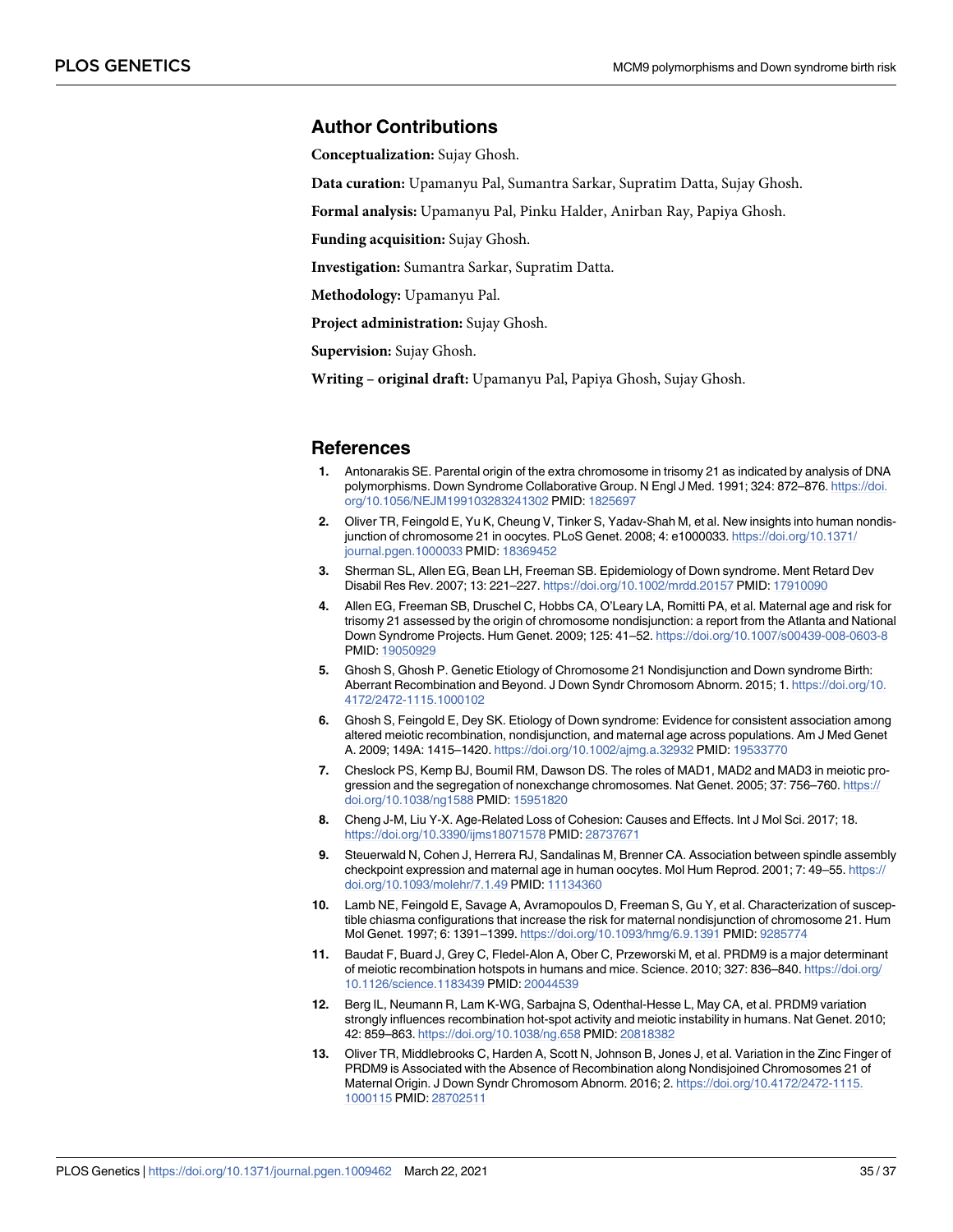## Author Contributions

**Conceptualization:** Sujay Ghosh.

**Data curation:** Upamanyu Pal, Sumantra Sarkar, Supratim Datta, Sujay Ghosh.

**Formal analysis:** Upamanyu Pal, Pinku Halder, Anirban Ray, Papiya Ghosh.

**Funding acquisition:** Sujay Ghosh.

**Investigation:** Sumantra Sarkar, Supratim Datta.

**Methodology:** Upamanyu Pal.

**Project administration:** Sujay Ghosh.

**Supervision:** Sujay Ghosh.

**Writing – original draft:** Upamanyu Pal, Papiya Ghosh, Sujay Ghosh.

## References

1. Antonarakis SE. Parental origin of the extra chromosome in trisomy 21 as indicated by analysis of DNA polymorphisms. Down Syndrome Collaborative Group. N Engl J Med. 1991; 324: 872–876. https://doi.org/10.1056/NEJM199103283241302 PMID: 1825697
2. Oliver TR, Feingold E, Yu K, Cheung V, Tinker S, Yadav-Shah M, et al. New insights into human nondisjunction of chromosome 21 in oocytes. PLoS Genet. 2008; 4: e1000033. https://doi.org/10.1371/journal.pgen.1000033 PMID: 18369452
3. Sherman SL, Allen EG, Bean LH, Freeman SB. Epidemiology of Down syndrome. Ment Retard Dev Disabil Res Rev. 2007; 13: 221–227. https://doi.org/10.1002/mrdd.20157 PMID: 17910090
4. Allen EG, Freeman SB, Druschel C, Hobbs CA, O'Leary LA, Romitti PA, et al. Maternal age and risk for trisomy 21 assessed by the origin of chromosome nondisjunction: a report from the Atlanta and National Down Syndrome Projects. Hum Genet. 2009; 125: 41–52. https://doi.org/10.1007/s00439-008-0603-8 PMID: 19050929
5. Ghosh S, Ghosh P. Genetic Etiology of Chromosome 21 Nondisjunction and Down syndrome Birth: Aberrant Recombination and Beyond. J Down Syndr Chromosom Abnorm. 2015; 1. https://doi.org/10.4172/2472-1115.1000102
6. Ghosh S, Feingold E, Dey SK. Etiology of Down syndrome: Evidence for consistent association among altered meiotic recombination, nondisjunction, and maternal age across populations. Am J Med Genet A. 2009; 149A: 1415–1420. https://doi.org/10.1002/ajmg.a.32932 PMID: 19533770
7. Cheslock PS, Kemp BJ, Boumil RM, Dawson DS. The roles of MAD1, MAD2 and MAD3 in meiotic progression and the segregation of nonexchange chromosomes. Nat Genet. 2005; 37: 756–760. https://doi.org/10.1038/ng1588 PMID: 15951820
8. Cheng J-M, Liu Y-X. Age-Related Loss of Cohesion: Causes and Effects. Int J Mol Sci. 2017; 18. https://doi.org/10.3390/ijms18071578 PMID: 28737671
9. Steuerwald N, Cohen J, Herrera RJ, Sandalinas M, Brenner CA. Association between spindle assembly checkpoint expression and maternal age in human oocytes. Mol Hum Reprod. 2001; 7: 49–55. https://doi.org/10.1093/molehr/7.1.49 PMID: 11134360
10. Lamb NE, Feingold E, Savage A, Avramopoulos D, Freeman S, Gu Y, et al. Characterization of susceptible chiasma configurations that increase the risk for maternal nondisjunction of chromosome 21. Hum Mol Genet. 1997; 6: 1391–1399. https://doi.org/10.1093/hmg/6.9.1391 PMID: 9285774
11. Baudat F, Buard J, Grey C, Fledel-Alon A, Ober C, Przeworski M, et al. PRDM9 is a major determinant of meiotic recombination hotspots in humans and mice. Science. 2010; 327: 836–840. https://doi.org/10.1126/science.1183439 PMID: 20044539
12. Berg IL, Neumann R, Lam K-WG, Sarbajna S, Odenthal-Hesse L, May CA, et al. PRDM9 variation strongly influences recombination hot-spot activity and meiotic instability in humans. Nat Genet. 2010; 42: 859–863. https://doi.org/10.1038/ng.658 PMID: 20818382
13. Oliver TR, Middlebrooks C, Harden A, Scott N, Johnson B, Jones J, et al. Variation in the Zinc Finger of PRDM9 is Associated with the Absence of Recombination along Nondisjoined Chromosomes 21 of Maternal Origin. J Down Syndr Chromosom Abnorm. 2016; 2. https://doi.org/10.4172/2472-1115.1000115 PMID: 28702511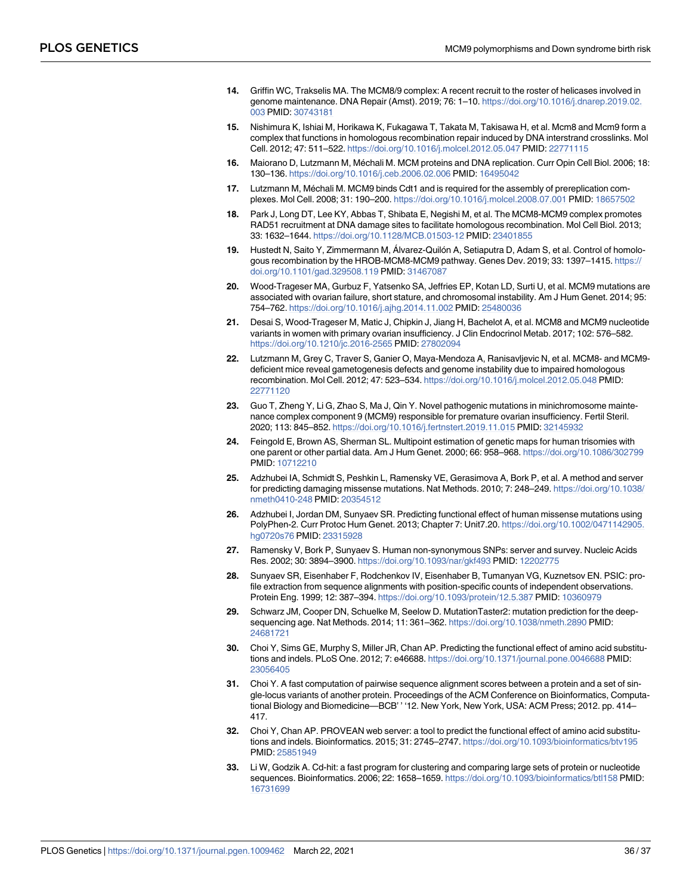14. Griffin WC, Trakselis MA. The MCM8/9 complex: A recent recruit to the roster of helicases involved in genome maintenance. DNA Repair (Amst). 2019; 76: 1–10. https://doi.org/10.1016/j.dnarep.2019.02.003 PMID: 30743181

15. Nishimura K, Ishiai M, Horikawa K, Fukagawa T, Takata M, Takisawa H, et al. Mcm8 and Mcm9 form a complex that functions in homologous recombination repair induced by DNA interstrand crosslinks. Mol Cell. 2012; 47: 511–522. https://doi.org/10.1016/j.molcel.2012.05.047 PMID: 22771115

16. Maiorano D, Lutzmann M, Méchali M. MCM proteins and DNA replication. Curr Opin Cell Biol. 2006; 18: 130–136. https://doi.org/10.1016/j.ceb.2006.02.006 PMID: 16495042

17. Lutzmann M, Méchali M. MCM9 binds Cdt1 and is required for the assembly of prereplication complexes. Mol Cell. 2008; 31: 190–200. https://doi.org/10.1016/j.molcel.2008.07.001 PMID: 18657502

18. Park J, Long DT, Lee KY, Abbas T, Shibata E, Negishi M, et al. The MCM8-MCM9 complex promotes RAD51 recruitment at DNA damage sites to facilitate homologous recombination. Mol Cell Biol. 2013; 33: 1632–1644. https://doi.org/10.1128/MCB.01503-12 PMID: 23401855

19. Hustedt N, Saito Y, Zimmermann M, Álvarez-Quilón A, Setiaputra D, Adam S, et al. Control of homologous recombination by the HROB-MCM8-MCM9 pathway. Genes Dev. 2019; 33: 1397–1415. https://doi.org/10.1101/gad.329508.119 PMID: 31467087

20. Wood-Trageser MA, Gurbuz F, Yatsenko SA, Jeffries EP, Kotan LD, Surti U, et al. MCM9 mutations are associated with ovarian failure, short stature, and chromosomal instability. Am J Hum Genet. 2014; 95: 754–762. https://doi.org/10.1016/j.ajhg.2014.11.002 PMID: 25480036

21. Desai S, Wood-Trageser M, Matic J, Chipkin J, Jiang H, Bachelot A, et al. MCM8 and MCM9 nucleotide variants in women with primary ovarian insufficiency. J Clin Endocrinol Metab. 2017; 102: 576–582. https://doi.org/10.1210/jc.2016-2565 PMID: 27802094

22. Lutzmann M, Grey C, Traver S, Ganier O, Maya-Mendoza A, Ranisavljevic N, et al. MCM8- and MCM9-deficient mice reveal gametogenesis defects and genome instability due to impaired homologous recombination. Mol Cell. 2012; 47: 523–534. https://doi.org/10.1016/j.molcel.2012.05.048 PMID: 22771120

23. Guo T, Zheng Y, Li G, Zhao S, Ma J, Qin Y. Novel pathogenic mutations in minichromosome maintenance complex component 9 (MCM9) responsible for premature ovarian insufficiency. Fertil Steril. 2020; 113: 845–852. https://doi.org/10.1016/j.fertnstert.2019.11.015 PMID: 32145932

24. Feingold E, Brown AS, Sherman SL. Multipoint estimation of genetic maps for human trisomies with one parent or other partial data. Am J Hum Genet. 2000; 66: 958–968. https://doi.org/10.1086/302799 PMID: 10712210

25. Adzhubei IA, Schmidt S, Peshkin L, Ramensky VE, Gerasimova A, Bork P, et al. A method and server for predicting damaging missense mutations. Nat Methods. 2010; 7: 248–249. https://doi.org/10.1038/nmeth0410-248 PMID: 20354512

26. Adzhubei I, Jordan DM, Sunyaev SR. Predicting functional effect of human missense mutations using PolyPhen-2. Curr Protoc Hum Genet. 2013; Chapter 7: Unit7.20. https://doi.org/10.1002/0471142905.hg0720s76 PMID: 23315928

27. Ramensky V, Bork P, Sunyaev S. Human non-synonymous SNPs: server and survey. Nucleic Acids Res. 2002; 30: 3894–3900. https://doi.org/10.1093/nar/gkf493 PMID: 12202775

28. Sunyaev SR, Eisenhaber F, Rodchenkov IV, Eisenhaber B, Tumanyan VG, Kuznetsov EN. PSIC: profile extraction from sequence alignments with position-specific counts of independent observations. Protein Eng. 1999; 12: 387–394. https://doi.org/10.1093/protein/12.5.387 PMID: 10360979

29. Schwarz JM, Cooper DN, Schuelke M, Seelow D. MutationTaster2: mutation prediction for the deep-sequencing age. Nat Methods. 2014; 11: 361–362. https://doi.org/10.1038/nmeth.2890 PMID: 24681721

30. Choi Y, Sims GE, Murphy S, Miller JR, Chan AP. Predicting the functional effect of amino acid substitutions and indels. PLoS One. 2012; 7: e46688. https://doi.org/10.1371/journal.pone.0046688 PMID: 23056405

31. Choi Y. A fast computation of pairwise sequence alignment scores between a protein and a set of single-locus variants of another protein. Proceedings of the ACM Conference on Bioinformatics, Computational Biology and Biomedicine—BCB' ' '12. New York, New York, USA: ACM Press; 2012. pp. 414–417.

32. Choi Y, Chan AP. PROVEAN web server: a tool to predict the functional effect of amino acid substitutions and indels. Bioinformatics. 2015; 31: 2745–2747. https://doi.org/10.1093/bioinformatics/btv195 PMID: 25851949

33. Li W, Godzik A. Cd-hit: a fast program for clustering and comparing large sets of protein or nucleotide sequences. Bioinformatics. 2006; 22: 1658–1659. https://doi.org/10.1093/bioinformatics/btl158 PMID: 16731699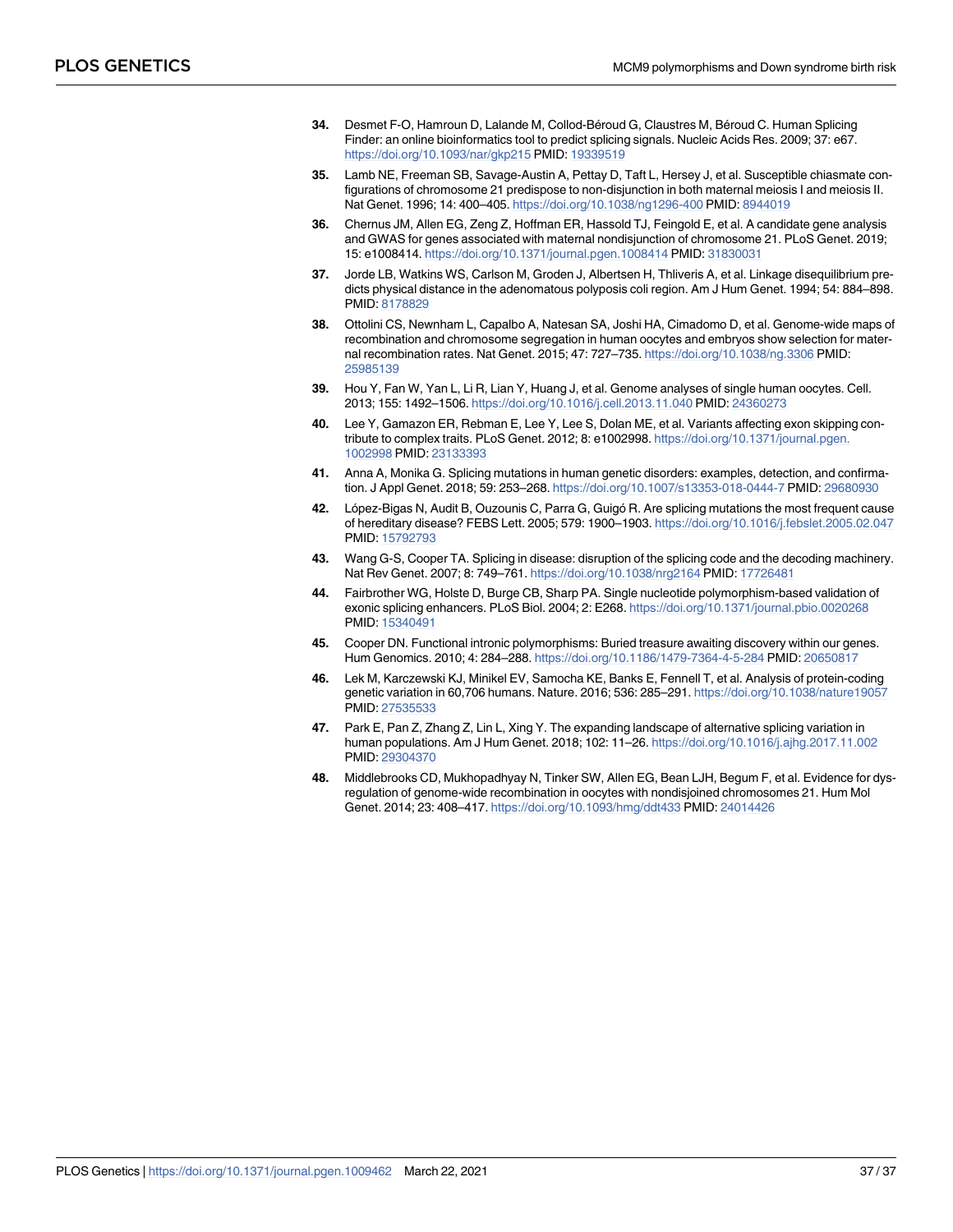34. Desmet F-O, Hamroun D, Lalande M, Collod-Béroud G, Claustres M, Béroud C. Human Splicing Finder: an online bioinformatics tool to predict splicing signals. Nucleic Acids Res. 2009; 37: e67. https://doi.org/10.1093/nar/gkp215 PMID: 19339519

35. Lamb NE, Freeman SB, Savage-Austin A, Pettay D, Taft L, Hersey J, et al. Susceptible chiasmate configurations of chromosome 21 predispose to non-disjunction in both maternal meiosis I and meiosis II. Nat Genet. 1996; 14: 400–405. https://doi.org/10.1038/ng1296-400 PMID: 8944019

36. Chernus JM, Allen EG, Zeng Z, Hoffman ER, Hassold TJ, Feingold E, et al. A candidate gene analysis and GWAS for genes associated with maternal nondisjunction of chromosome 21. PLoS Genet. 2019; 15: e1008414. https://doi.org/10.1371/journal.pgen.1008414 PMID: 31830031

37. Jorde LB, Watkins WS, Carlson M, Groden J, Albertsen H, Thliveris A, et al. Linkage disequilibrium predicts physical distance in the adenomatous polyposis coli region. Am J Hum Genet. 1994; 54: 884–898. PMID: 8178829

38. Ottolini CS, Newnham L, Capalbo A, Natesan SA, Joshi HA, Cimadomo D, et al. Genome-wide maps of recombination and chromosome segregation in human oocytes and embryos show selection for maternal recombination rates. Nat Genet. 2015; 47: 727–735. https://doi.org/10.1038/ng.3306 PMID: 25985139

39. Hou Y, Fan W, Yan L, Li R, Lian Y, Huang J, et al. Genome analyses of single human oocytes. Cell. 2013; 155: 1492–1506. https://doi.org/10.1016/j.cell.2013.11.040 PMID: 24360273

40. Lee Y, Gamazon ER, Rebman E, Lee Y, Lee S, Dolan ME, et al. Variants affecting exon skipping contribute to complex traits. PLoS Genet. 2012; 8: e1002998. https://doi.org/10.1371/journal.pgen.1002998 PMID: 23133393

41. Anna A, Monika G. Splicing mutations in human genetic disorders: examples, detection, and confirmation. J Appl Genet. 2018; 59: 253–268. https://doi.org/10.1007/s13353-018-0444-7 PMID: 29680930

42. López-Bigas N, Audit B, Ouzounis C, Parra G, Guigó R. Are splicing mutations the most frequent cause of hereditary disease? FEBS Lett. 2005; 579: 1900–1903. https://doi.org/10.1016/j.febslet.2005.02.047 PMID: 15792793

43. Wang G-S, Cooper TA. Splicing in disease: disruption of the splicing code and the decoding machinery. Nat Rev Genet. 2007; 8: 749–761. https://doi.org/10.1038/nrg2164 PMID: 17726481

44. Fairbrother WG, Holste D, Burge CB, Sharp PA. Single nucleotide polymorphism-based validation of exonic splicing enhancers. PLoS Biol. 2004; 2: E268. https://doi.org/10.1371/journal.pbio.0020268 PMID: 15340491

45. Cooper DN. Functional intronic polymorphisms: Buried treasure awaiting discovery within our genes. Hum Genomics. 2010; 4: 284–288. https://doi.org/10.1186/1479-7364-4-5-284 PMID: 20650817

46. Lek M, Karczewski KJ, Minikel EV, Samocha KE, Banks E, Fennell T, et al. Analysis of protein-coding genetic variation in 60,706 humans. Nature. 2016; 536: 285–291. https://doi.org/10.1038/nature19057 PMID: 27535533

47. Park E, Pan Z, Zhang Z, Lin L, Xing Y. The expanding landscape of alternative splicing variation in human populations. Am J Hum Genet. 2018; 102: 11–26. https://doi.org/10.1016/j.ajhg.2017.11.002 PMID: 29304370

48. Middlebrooks CD, Mukhopadhyay N, Tinker SW, Allen EG, Bean LJH, Begum F, et al. Evidence for dysregulation of genome-wide recombination in oocytes with nondisjoined chromosomes 21. Hum Mol Genet. 2014; 23: 408–417. https://doi.org/10.1093/hmg/ddt433 PMID: 24014426